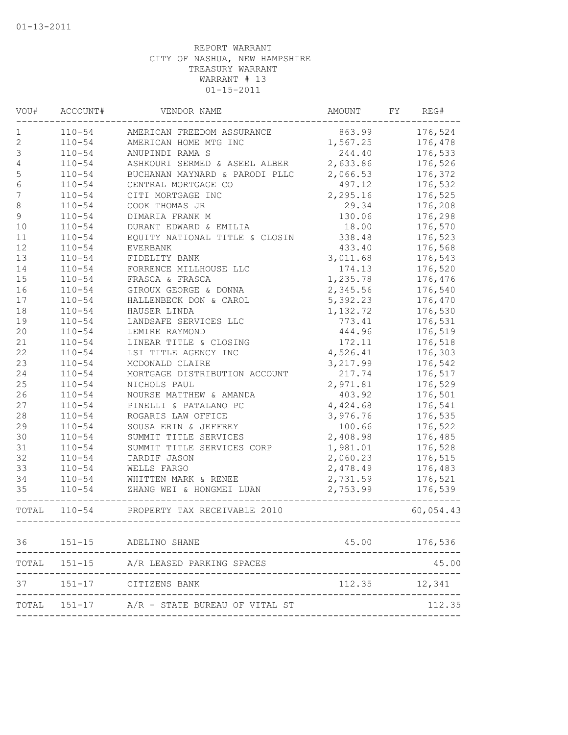01-13-2011

REPORT WARRANT
CITY OF NASHUA, NEW HAMPSHIRE
TREASURY WARRANT
WARRANT # 13
01-15-2011

| VOU# | ACCOUNT# | VENDOR NAME | AMOUNT | FY | REG# |
|---|---|---|---|---|---|
| 1 | 110-54 | AMERICAN FREEDOM ASSURANCE | 863.99 | | 176,524 |
| 2 | 110-54 | AMERICAN HOME MTG INC | 1,567.25 | | 176,478 |
| 3 | 110-54 | ANUPINDI RAMA S | 244.40 | | 176,533 |
| 4 | 110-54 | ASHKOURI SERMED & ASEEL ALBER | 2,633.86 | | 176,526 |
| 5 | 110-54 | BUCHANAN MAYNARD & PARODI PLLC | 2,066.53 | | 176,372 |
| 6 | 110-54 | CENTRAL MORTGAGE CO | 497.12 | | 176,532 |
| 7 | 110-54 | CITI MORTGAGE INC | 2,295.16 | | 176,525 |
| 8 | 110-54 | COOK THOMAS JR | 29.34 | | 176,208 |
| 9 | 110-54 | DIMARIA FRANK M | 130.06 | | 176,298 |
| 10 | 110-54 | DURANT EDWARD & EMILIA | 18.00 | | 176,570 |
| 11 | 110-54 | EQUITY NATIONAL TITLE & CLOSIN | 338.48 | | 176,523 |
| 12 | 110-54 | EVERBANK | 433.40 | | 176,568 |
| 13 | 110-54 | FIDELITY BANK | 3,011.68 | | 176,543 |
| 14 | 110-54 | FORRENCE MILLHOUSE LLC | 174.13 | | 176,520 |
| 15 | 110-54 | FRASCA & FRASCA | 1,235.78 | | 176,476 |
| 16 | 110-54 | GIROUX GEORGE & DONNA | 2,345.56 | | 176,540 |
| 17 | 110-54 | HALLENBECK DON & CAROL | 5,392.23 | | 176,470 |
| 18 | 110-54 | HAUSER LINDA | 1,132.72 | | 176,530 |
| 19 | 110-54 | LANDSAFE SERVICES LLC | 773.41 | | 176,531 |
| 20 | 110-54 | LEMIRE RAYMOND | 444.96 | | 176,519 |
| 21 | 110-54 | LINEAR TITLE & CLOSING | 172.11 | | 176,518 |
| 22 | 110-54 | LSI TITLE AGENCY INC | 4,526.41 | | 176,303 |
| 23 | 110-54 | MCDONALD CLAIRE | 3,217.99 | | 176,542 |
| 24 | 110-54 | MORTGAGE DISTRIBUTION ACCOUNT | 217.74 | | 176,517 |
| 25 | 110-54 | NICHOLS PAUL | 2,971.81 | | 176,529 |
| 26 | 110-54 | NOURSE MATTHEW & AMANDA | 403.92 | | 176,501 |
| 27 | 110-54 | PINELLI & PATALANO PC | 4,424.68 | | 176,541 |
| 28 | 110-54 | ROGARIS LAW OFFICE | 3,976.76 | | 176,535 |
| 29 | 110-54 | SOUSA ERIN & JEFFREY | 100.66 | | 176,522 |
| 30 | 110-54 | SUMMIT TITLE SERVICES | 2,408.98 | | 176,485 |
| 31 | 110-54 | SUMMIT TITLE SERVICES CORP | 1,981.01 | | 176,528 |
| 32 | 110-54 | TARDIF JASON | 2,060.23 | | 176,515 |
| 33 | 110-54 | WELLS FARGO | 2,478.49 | | 176,483 |
| 34 | 110-54 | WHITTEN MARK & RENEE | 2,731.59 | | 176,521 |
| 35 | 110-54 | ZHANG WEI & HONGMEI LUAN | 2,753.99 | | 176,539 |
| TOTAL | 110-54 | PROPERTY TAX RECEIVABLE 2010 | | | 60,054.43 |
| 36 | 151-15 | ADELINO SHANE | 45.00 | | 176,536 |
| TOTAL | 151-15 | A/R LEASED PARKING SPACES | | | 45.00 |
| 37 | 151-17 | CITIZENS BANK | 112.35 | | 12,341 |
| TOTAL | 151-17 | A/R - STATE BUREAU OF VITAL ST | | | 112.35 |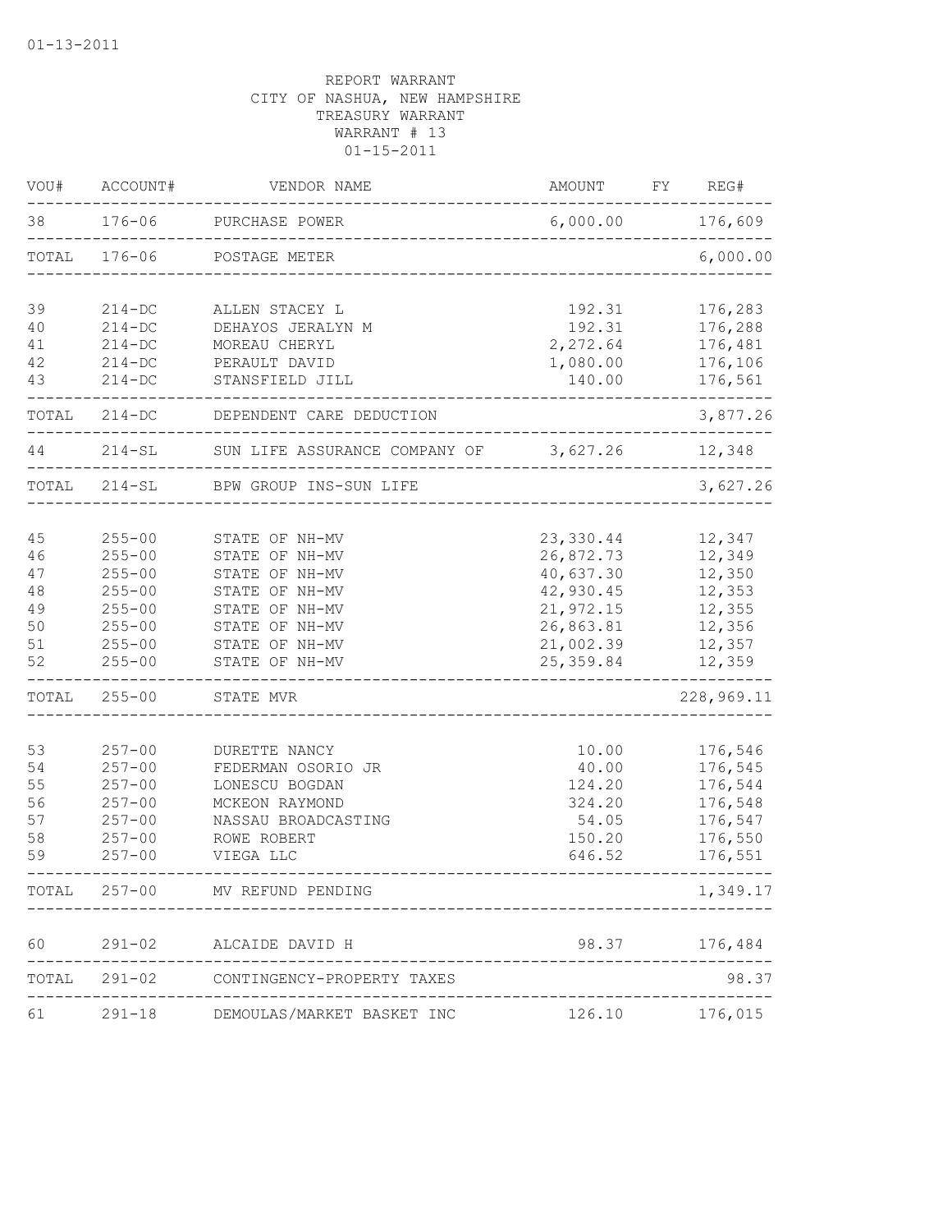REPORT WARRANT
CITY OF NASHUA, NEW HAMPSHIRE
TREASURY WARRANT
WARRANT # 13
01-15-2011

| VOU# | ACCOUNT# | VENDOR NAME | AMOUNT | FY | REG# |
|---|---|---|---|---|---|
| 38 | 176-06 | PURCHASE POWER | 6,000.00 | | 176,609 |
| TOTAL | 176-06 | POSTAGE METER | | | 6,000.00 |
| 39 | 214-DC | ALLEN STACEY L | 192.31 | | 176,283 |
| 40 | 214-DC | DEHAYOS JERALYN M | 192.31 | | 176,288 |
| 41 | 214-DC | MOREAU CHERYL | 2,272.64 | | 176,481 |
| 42 | 214-DC | PERAULT DAVID | 1,080.00 | | 176,106 |
| 43 | 214-DC | STANSFIELD JILL | 140.00 | | 176,561 |
| TOTAL | 214-DC | DEPENDENT CARE DEDUCTION | | | 3,877.26 |
| 44 | 214-SL | SUN LIFE ASSURANCE COMPANY OF | 3,627.26 | | 12,348 |
| TOTAL | 214-SL | BPW GROUP INS-SUN LIFE | | | 3,627.26 |
| 45 | 255-00 | STATE OF NH-MV | 23,330.44 | | 12,347 |
| 46 | 255-00 | STATE OF NH-MV | 26,872.73 | | 12,349 |
| 47 | 255-00 | STATE OF NH-MV | 40,637.30 | | 12,350 |
| 48 | 255-00 | STATE OF NH-MV | 42,930.45 | | 12,353 |
| 49 | 255-00 | STATE OF NH-MV | 21,972.15 | | 12,355 |
| 50 | 255-00 | STATE OF NH-MV | 26,863.81 | | 12,356 |
| 51 | 255-00 | STATE OF NH-MV | 21,002.39 | | 12,357 |
| 52 | 255-00 | STATE OF NH-MV | 25,359.84 | | 12,359 |
| TOTAL | 255-00 | STATE MVR | | | 228,969.11 |
| 53 | 257-00 | DURETTE NANCY | 10.00 | | 176,546 |
| 54 | 257-00 | FEDERMAN OSORIO JR | 40.00 | | 176,545 |
| 55 | 257-00 | LONESCU BOGDAN | 124.20 | | 176,544 |
| 56 | 257-00 | MCKEON RAYMOND | 324.20 | | 176,548 |
| 57 | 257-00 | NASSAU BROADCASTING | 54.05 | | 176,547 |
| 58 | 257-00 | ROWE ROBERT | 150.20 | | 176,550 |
| 59 | 257-00 | VIEGA LLC | 646.52 | | 176,551 |
| TOTAL | 257-00 | MV REFUND PENDING | | | 1,349.17 |
| 60 | 291-02 | ALCAIDE DAVID H | 98.37 | | 176,484 |
| TOTAL | 291-02 | CONTINGENCY-PROPERTY TAXES | | | 98.37 |
| 61 | 291-18 | DEMOULAS/MARKET BASKET INC | 126.10 | | 176,015 |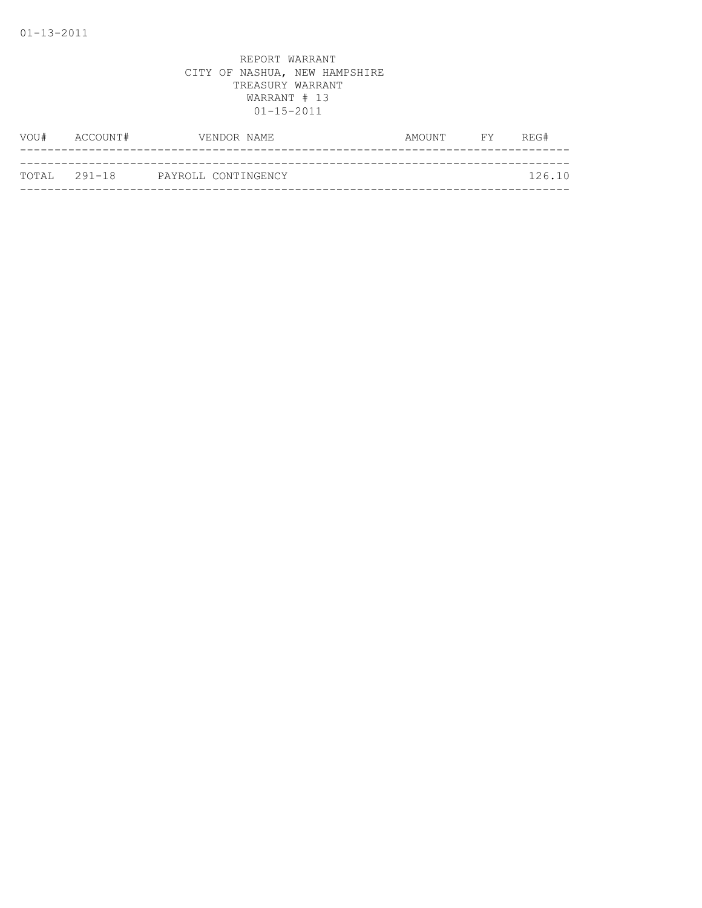01-13-2011

REPORT WARRANT
CITY OF NASHUA, NEW HAMPSHIRE
TREASURY WARRANT
WARRANT # 13
01-15-2011

| VOU# | ACCOUNT# | VENDOR NAME | AMOUNT | FY | REG# |
|---|---|---|---|---|---|
| TOTAL | 291-18 | PAYROLL CONTINGENCY | | | 126.10 |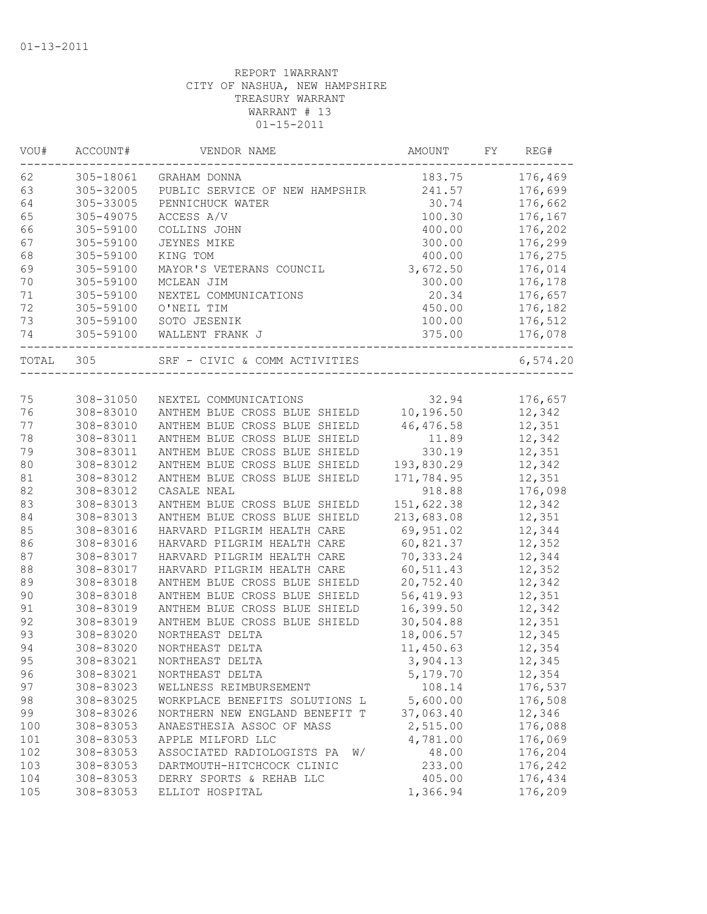REPORT 1WARRANT
CITY OF NASHUA, NEW HAMPSHIRE
TREASURY WARRANT
WARRANT # 13
01-15-2011

| VOU# | ACCOUNT# | VENDOR NAME | AMOUNT | FY | REG# |
|---|---|---|---|---|---|
| 62 | 305-18061 | GRAHAM DONNA | 183.75 | | 176,469 |
| 63 | 305-32005 | PUBLIC SERVICE OF NEW HAMPSHIR | 241.57 | | 176,699 |
| 64 | 305-33005 | PENNICHUCK WATER | 30.74 | | 176,662 |
| 65 | 305-49075 | ACCESS A/V | 100.30 | | 176,167 |
| 66 | 305-59100 | COLLINS JOHN | 400.00 | | 176,202 |
| 67 | 305-59100 | JEYNES MIKE | 300.00 | | 176,299 |
| 68 | 305-59100 | KING TOM | 400.00 | | 176,275 |
| 69 | 305-59100 | MAYOR'S VETERANS COUNCIL | 3,672.50 | | 176,014 |
| 70 | 305-59100 | MCLEAN JIM | 300.00 | | 176,178 |
| 71 | 305-59100 | NEXTEL COMMUNICATIONS | 20.34 | | 176,657 |
| 72 | 305-59100 | O'NEIL TIM | 450.00 | | 176,182 |
| 73 | 305-59100 | SOTO JESENIK | 100.00 | | 176,512 |
| 74 | 305-59100 | WALLENT FRANK J | 375.00 | | 176,078 |
| TOTAL | 305 | SRF - CIVIC & COMM ACTIVITIES | | | 6,574.20 |
| 75 | 308-31050 | NEXTEL COMMUNICATIONS | 32.94 | | 176,657 |
| 76 | 308-83010 | ANTHEM BLUE CROSS BLUE SHIELD | 10,196.50 | | 12,342 |
| 77 | 308-83010 | ANTHEM BLUE CROSS BLUE SHIELD | 46,476.58 | | 12,351 |
| 78 | 308-83011 | ANTHEM BLUE CROSS BLUE SHIELD | 11.89 | | 12,342 |
| 79 | 308-83011 | ANTHEM BLUE CROSS BLUE SHIELD | 330.19 | | 12,351 |
| 80 | 308-83012 | ANTHEM BLUE CROSS BLUE SHIELD | 193,830.29 | | 12,342 |
| 81 | 308-83012 | ANTHEM BLUE CROSS BLUE SHIELD | 171,784.95 | | 12,351 |
| 82 | 308-83012 | CASALE NEAL | 918.88 | | 176,098 |
| 83 | 308-83013 | ANTHEM BLUE CROSS BLUE SHIELD | 151,622.38 | | 12,342 |
| 84 | 308-83013 | ANTHEM BLUE CROSS BLUE SHIELD | 213,683.08 | | 12,351 |
| 85 | 308-83016 | HARVARD PILGRIM HEALTH CARE | 69,951.02 | | 12,344 |
| 86 | 308-83016 | HARVARD PILGRIM HEALTH CARE | 60,821.37 | | 12,352 |
| 87 | 308-83017 | HARVARD PILGRIM HEALTH CARE | 70,333.24 | | 12,344 |
| 88 | 308-83017 | HARVARD PILGRIM HEALTH CARE | 60,511.43 | | 12,352 |
| 89 | 308-83018 | ANTHEM BLUE CROSS BLUE SHIELD | 20,752.40 | | 12,342 |
| 90 | 308-83018 | ANTHEM BLUE CROSS BLUE SHIELD | 56,419.93 | | 12,351 |
| 91 | 308-83019 | ANTHEM BLUE CROSS BLUE SHIELD | 16,399.50 | | 12,342 |
| 92 | 308-83019 | ANTHEM BLUE CROSS BLUE SHIELD | 30,504.88 | | 12,351 |
| 93 | 308-83020 | NORTHEAST DELTA | 18,006.57 | | 12,345 |
| 94 | 308-83020 | NORTHEAST DELTA | 11,450.63 | | 12,354 |
| 95 | 308-83021 | NORTHEAST DELTA | 3,904.13 | | 12,345 |
| 96 | 308-83021 | NORTHEAST DELTA | 5,179.70 | | 12,354 |
| 97 | 308-83023 | WELLNESS REIMBURSEMENT | 108.14 | | 176,537 |
| 98 | 308-83025 | WORKPLACE BENEFITS SOLUTIONS L | 5,600.00 | | 176,508 |
| 99 | 308-83026 | NORTHERN NEW ENGLAND BENEFIT T | 37,063.40 | | 12,346 |
| 100 | 308-83053 | ANAESTHESIA ASSOC OF MASS | 2,515.00 | | 176,088 |
| 101 | 308-83053 | APPLE MILFORD LLC | 4,781.00 | | 176,069 |
| 102 | 308-83053 | ASSOCIATED RADIOLOGISTS PA W/ | 48.00 | | 176,204 |
| 103 | 308-83053 | DARTMOUTH-HITCHCOCK CLINIC | 233.00 | | 176,242 |
| 104 | 308-83053 | DERRY SPORTS & REHAB LLC | 405.00 | | 176,434 |
| 105 | 308-83053 | ELLIOT HOSPITAL | 1,366.94 | | 176,209 |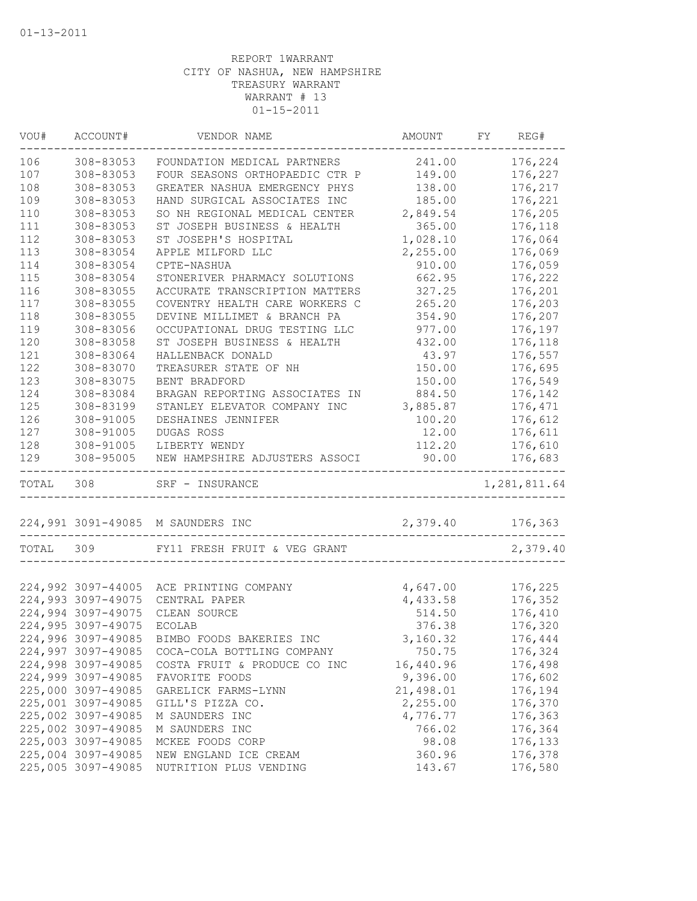01-13-2011

REPORT 1WARRANT
CITY OF NASHUA, NEW HAMPSHIRE
TREASURY WARRANT
WARRANT # 13
01-15-2011

| VOU# | ACCOUNT# | VENDOR NAME | AMOUNT | FY | REG# |
|---|---|---|---|---|---|
| 106 | 308-83053 | FOUNDATION MEDICAL PARTNERS | 241.00 | | 176,224 |
| 107 | 308-83053 | FOUR SEASONS ORTHOPAEDIC CTR P | 149.00 | | 176,227 |
| 108 | 308-83053 | GREATER NASHUA EMERGENCY PHYS | 138.00 | | 176,217 |
| 109 | 308-83053 | HAND SURGICAL ASSOCIATES INC | 185.00 | | 176,221 |
| 110 | 308-83053 | SO NH REGIONAL MEDICAL CENTER | 2,849.54 | | 176,205 |
| 111 | 308-83053 | ST JOSEPH BUSINESS & HEALTH | 365.00 | | 176,118 |
| 112 | 308-83053 | ST JOSEPH'S HOSPITAL | 1,028.10 | | 176,064 |
| 113 | 308-83054 | APPLE MILFORD LLC | 2,255.00 | | 176,069 |
| 114 | 308-83054 | CPTE-NASHUA | 910.00 | | 176,059 |
| 115 | 308-83054 | STONERIVER PHARMACY SOLUTIONS | 662.95 | | 176,222 |
| 116 | 308-83055 | ACCURATE TRANSCRIPTION MATTERS | 327.25 | | 176,201 |
| 117 | 308-83055 | COVENTRY HEALTH CARE WORKERS C | 265.20 | | 176,203 |
| 118 | 308-83055 | DEVINE MILLIMET & BRANCH PA | 354.90 | | 176,207 |
| 119 | 308-83056 | OCCUPATIONAL DRUG TESTING LLC | 977.00 | | 176,197 |
| 120 | 308-83058 | ST JOSEPH BUSINESS & HEALTH | 432.00 | | 176,118 |
| 121 | 308-83064 | HALLENBACK DONALD | 43.97 | | 176,557 |
| 122 | 308-83070 | TREASURER STATE OF NH | 150.00 | | 176,695 |
| 123 | 308-83075 | BENT BRADFORD | 150.00 | | 176,549 |
| 124 | 308-83084 | BRAGAN REPORTING ASSOCIATES IN | 884.50 | | 176,142 |
| 125 | 308-83199 | STANLEY ELEVATOR COMPANY INC | 3,885.87 | | 176,471 |
| 126 | 308-91005 | DESHAINES JENNIFER | 100.20 | | 176,612 |
| 127 | 308-91005 | DUGAS ROSS | 12.00 | | 176,611 |
| 128 | 308-91005 | LIBERTY WENDY | 112.20 | | 176,610 |
| 129 | 308-95005 | NEW HAMPSHIRE ADJUSTERS ASSOCI | 90.00 | | 176,683 |
| TOTAL | 308 | SRF - INSURANCE | | | 1,281,811.64 |
| 224,991 | 3091-49085 | M SAUNDERS INC | 2,379.40 | | 176,363 |
| TOTAL | 309 | FY11 FRESH FRUIT & VEG GRANT | | | 2,379.40 |
| 224,992 | 3097-44005 | ACE PRINTING COMPANY | 4,647.00 | | 176,225 |
| 224,993 | 3097-49075 | CENTRAL PAPER | 4,433.58 | | 176,352 |
| 224,994 | 3097-49075 | CLEAN SOURCE | 514.50 | | 176,410 |
| 224,995 | 3097-49075 | ECOLAB | 376.38 | | 176,320 |
| 224,996 | 3097-49085 | BIMBO FOODS BAKERIES INC | 3,160.32 | | 176,444 |
| 224,997 | 3097-49085 | COCA-COLA BOTTLING COMPANY | 750.75 | | 176,324 |
| 224,998 | 3097-49085 | COSTA FRUIT & PRODUCE CO INC | 16,440.96 | | 176,498 |
| 224,999 | 3097-49085 | FAVORITE FOODS | 9,396.00 | | 176,602 |
| 225,000 | 3097-49085 | GARELICK FARMS-LYNN | 21,498.01 | | 176,194 |
| 225,001 | 3097-49085 | GILL'S PIZZA CO. | 2,255.00 | | 176,370 |
| 225,002 | 3097-49085 | M SAUNDERS INC | 4,776.77 | | 176,363 |
| 225,002 | 3097-49085 | M SAUNDERS INC | 766.02 | | 176,364 |
| 225,003 | 3097-49085 | MCKEE FOODS CORP | 98.08 | | 176,133 |
| 225,004 | 3097-49085 | NEW ENGLAND ICE CREAM | 360.96 | | 176,378 |
| 225,005 | 3097-49085 | NUTRITION PLUS VENDING | 143.67 | | 176,580 |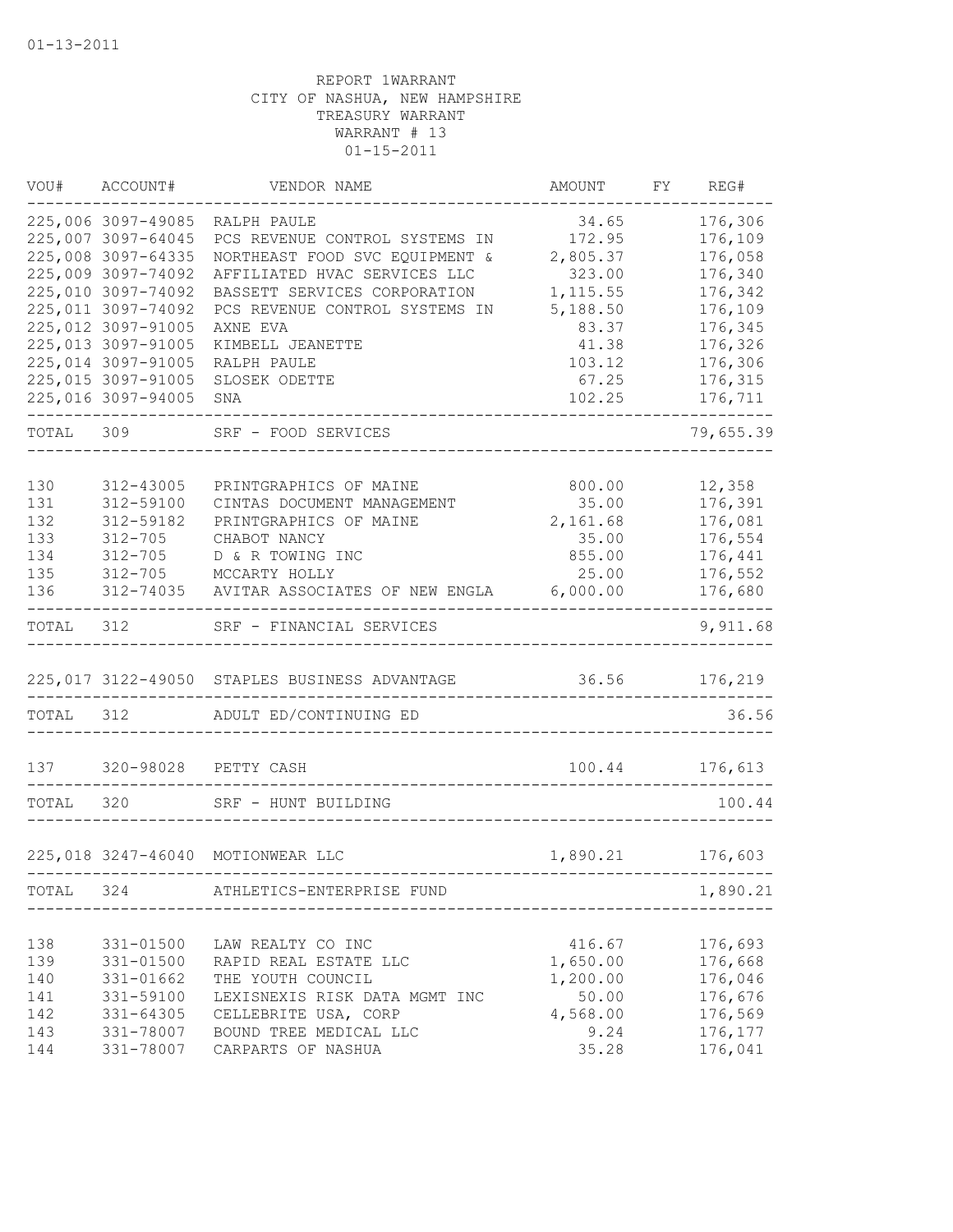01-13-2011

REPORT 1WARRANT
CITY OF NASHUA, NEW HAMPSHIRE
TREASURY WARRANT
WARRANT # 13
01-15-2011

| VOU# | ACCOUNT# | VENDOR NAME | AMOUNT | FY | REG# |
|---|---|---|---|---|---|
| 225,006 | 3097-49085 | RALPH PAULE | 34.65 | | 176,306 |
| 225,007 | 3097-64045 | PCS REVENUE CONTROL SYSTEMS IN | 172.95 | | 176,109 |
| 225,008 | 3097-64335 | NORTHEAST FOOD SVC EQUIPMENT & | 2,805.37 | | 176,058 |
| 225,009 | 3097-74092 | AFFILIATED HVAC SERVICES LLC | 323.00 | | 176,340 |
| 225,010 | 3097-74092 | BASSETT SERVICES CORPORATION | 1,115.55 | | 176,342 |
| 225,011 | 3097-74092 | PCS REVENUE CONTROL SYSTEMS IN | 5,188.50 | | 176,109 |
| 225,012 | 3097-91005 | AXNE EVA | 83.37 | | 176,345 |
| 225,013 | 3097-91005 | KIMBELL JEANETTE | 41.38 | | 176,326 |
| 225,014 | 3097-91005 | RALPH PAULE | 103.12 | | 176,306 |
| 225,015 | 3097-91005 | SLOSEK ODETTE | 67.25 | | 176,315 |
| 225,016 | 3097-94005 | SNA | 102.25 | | 176,711 |
| TOTAL | 309 | SRF - FOOD SERVICES | | | 79,655.39 |
| 130 | 312-43005 | PRINTGRAPHICS OF MAINE | 800.00 | | 12,358 |
| 131 | 312-59100 | CINTAS DOCUMENT MANAGEMENT | 35.00 | | 176,391 |
| 132 | 312-59182 | PRINTGRAPHICS OF MAINE | 2,161.68 | | 176,081 |
| 133 | 312-705 | CHABOT NANCY | 35.00 | | 176,554 |
| 134 | 312-705 | D & R TOWING INC | 855.00 | | 176,441 |
| 135 | 312-705 | MCCARTY HOLLY | 25.00 | | 176,552 |
| 136 | 312-74035 | AVITAR ASSOCIATES OF NEW ENGLA | 6,000.00 | | 176,680 |
| TOTAL | 312 | SRF - FINANCIAL SERVICES | | | 9,911.68 |
| 225,017 | 3122-49050 | STAPLES BUSINESS ADVANTAGE | 36.56 | | 176,219 |
| TOTAL | 312 | ADULT ED/CONTINUING ED | | | 36.56 |
| 137 | 320-98028 | PETTY CASH | 100.44 | | 176,613 |
| TOTAL | 320 | SRF - HUNT BUILDING | | | 100.44 |
| 225,018 | 3247-46040 | MOTIONWEAR LLC | 1,890.21 | | 176,603 |
| TOTAL | 324 | ATHLETICS-ENTERPRISE FUND | | | 1,890.21 |
| 138 | 331-01500 | LAW REALTY CO INC | 416.67 | | 176,693 |
| 139 | 331-01500 | RAPID REAL ESTATE LLC | 1,650.00 | | 176,668 |
| 140 | 331-01662 | THE YOUTH COUNCIL | 1,200.00 | | 176,046 |
| 141 | 331-59100 | LEXISNEXIS RISK DATA MGMT INC | 50.00 | | 176,676 |
| 142 | 331-64305 | CELLEBRITE USA, CORP | 4,568.00 | | 176,569 |
| 143 | 331-78007 | BOUND TREE MEDICAL LLC | 9.24 | | 176,177 |
| 144 | 331-78007 | CARPARTS OF NASHUA | 35.28 | | 176,041 |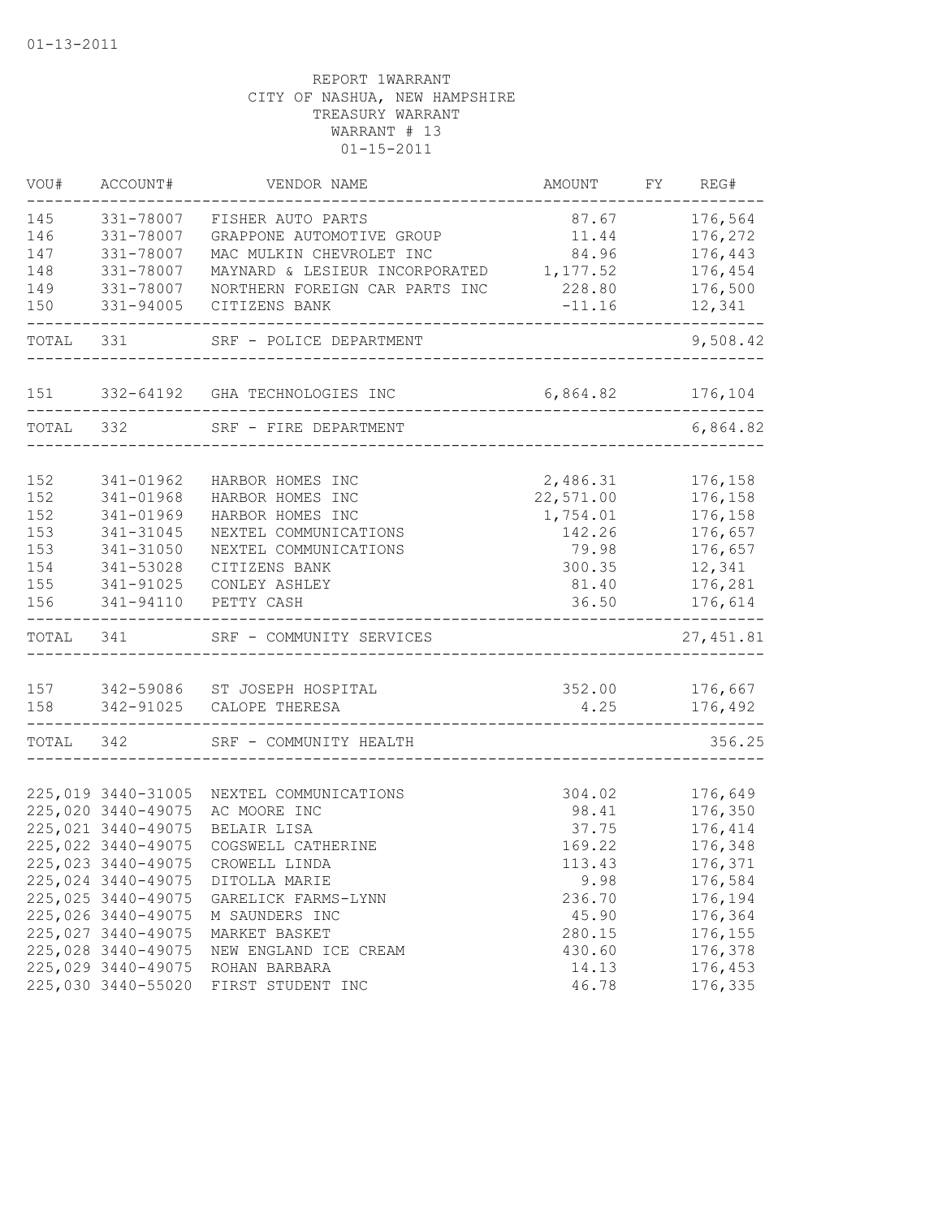01-13-2011

REPORT 1WARRANT
CITY OF NASHUA, NEW HAMPSHIRE
TREASURY WARRANT
WARRANT # 13
01-15-2011

| VOU# | ACCOUNT# | VENDOR NAME | AMOUNT | FY | REG# |
|---|---|---|---|---|---|
| 145 | 331-78007 | FISHER AUTO PARTS | 87.67 | | 176,564 |
| 146 | 331-78007 | GRAPPONE AUTOMOTIVE GROUP | 11.44 | | 176,272 |
| 147 | 331-78007 | MAC MULKIN CHEVROLET INC | 84.96 | | 176,443 |
| 148 | 331-78007 | MAYNARD & LESIEUR INCORPORATED | 1,177.52 | | 176,454 |
| 149 | 331-78007 | NORTHERN FOREIGN CAR PARTS INC | 228.80 | | 176,500 |
| 150 | 331-94005 | CITIZENS BANK | -11.16 | | 12,341 |
| TOTAL | 331 | SRF - POLICE DEPARTMENT | | | 9,508.42 |
| 151 | 332-64192 | GHA TECHNOLOGIES INC | 6,864.82 | | 176,104 |
| TOTAL | 332 | SRF - FIRE DEPARTMENT | | | 6,864.82 |
| 152 | 341-01962 | HARBOR HOMES INC | 2,486.31 | | 176,158 |
| 152 | 341-01968 | HARBOR HOMES INC | 22,571.00 | | 176,158 |
| 152 | 341-01969 | HARBOR HOMES INC | 1,754.01 | | 176,158 |
| 153 | 341-31045 | NEXTEL COMMUNICATIONS | 142.26 | | 176,657 |
| 153 | 341-31050 | NEXTEL COMMUNICATIONS | 79.98 | | 176,657 |
| 154 | 341-53028 | CITIZENS BANK | 300.35 | | 12,341 |
| 155 | 341-91025 | CONLEY ASHLEY | 81.40 | | 176,281 |
| 156 | 341-94110 | PETTY CASH | 36.50 | | 176,614 |
| TOTAL | 341 | SRF - COMMUNITY SERVICES | | | 27,451.81 |
| 157 | 342-59086 | ST JOSEPH HOSPITAL | 352.00 | | 176,667 |
| 158 | 342-91025 | CALOPE THERESA | 4.25 | | 176,492 |
| TOTAL | 342 | SRF - COMMUNITY HEALTH | | | 356.25 |
| 225,019 | 3440-31005 | NEXTEL COMMUNICATIONS | 304.02 | | 176,649 |
| 225,020 | 3440-49075 | AC MOORE INC | 98.41 | | 176,350 |
| 225,021 | 3440-49075 | BELAIR LISA | 37.75 | | 176,414 |
| 225,022 | 3440-49075 | COGSWELL CATHERINE | 169.22 | | 176,348 |
| 225,023 | 3440-49075 | CROWELL LINDA | 113.43 | | 176,371 |
| 225,024 | 3440-49075 | DITOLLA MARIE | 9.98 | | 176,584 |
| 225,025 | 3440-49075 | GARELICK FARMS-LYNN | 236.70 | | 176,194 |
| 225,026 | 3440-49075 | M SAUNDERS INC | 45.90 | | 176,364 |
| 225,027 | 3440-49075 | MARKET BASKET | 280.15 | | 176,155 |
| 225,028 | 3440-49075 | NEW ENGLAND ICE CREAM | 430.60 | | 176,378 |
| 225,029 | 3440-49075 | ROHAN BARBARA | 14.13 | | 176,453 |
| 225,030 | 3440-55020 | FIRST STUDENT INC | 46.78 | | 176,335 |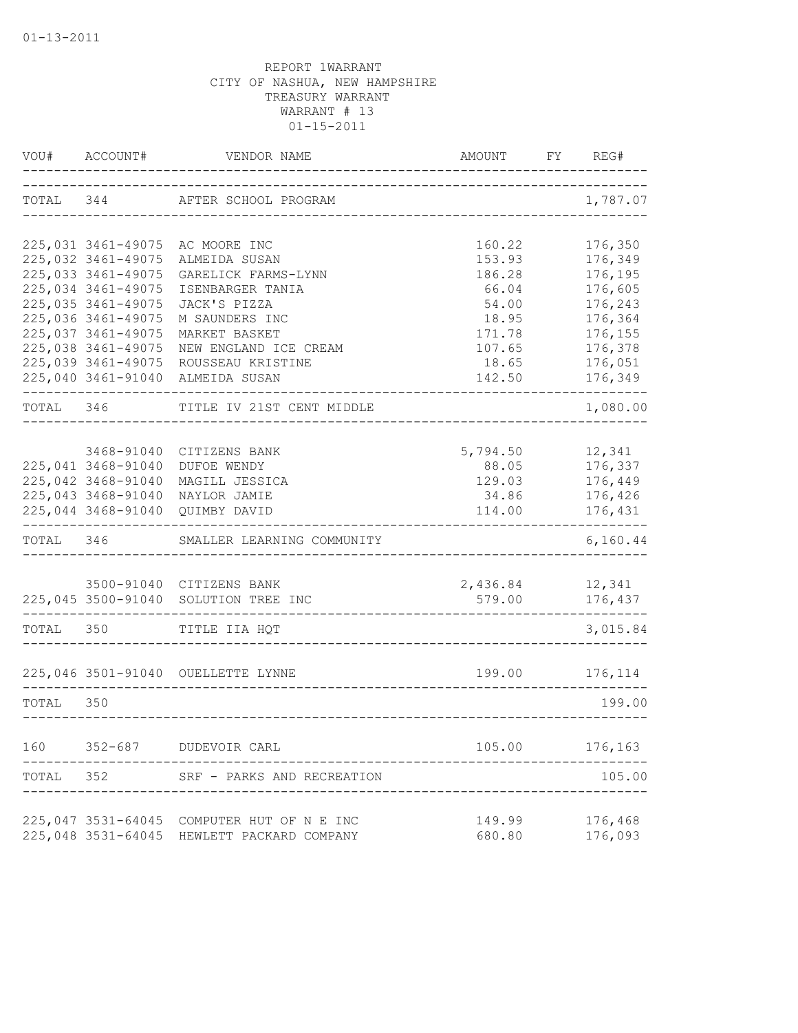01-13-2011

REPORT 1WARRANT
CITY OF NASHUA, NEW HAMPSHIRE
TREASURY WARRANT
WARRANT # 13
01-15-2011

| VOU# | ACCOUNT# | VENDOR NAME | AMOUNT | FY | REG# |
|---|---|---|---|---|---|
| TOTAL | 344 | AFTER SCHOOL PROGRAM | | | 1,787.07 |
| 225,031 | 3461-49075 | AC MOORE INC | 160.22 | | 176,350 |
| 225,032 | 3461-49075 | ALMEIDA SUSAN | 153.93 | | 176,349 |
| 225,033 | 3461-49075 | GARELICK FARMS-LYNN | 186.28 | | 176,195 |
| 225,034 | 3461-49075 | ISENBARGER TANIA | 66.04 | | 176,605 |
| 225,035 | 3461-49075 | JACK'S PIZZA | 54.00 | | 176,243 |
| 225,036 | 3461-49075 | M SAUNDERS INC | 18.95 | | 176,364 |
| 225,037 | 3461-49075 | MARKET BASKET | 171.78 | | 176,155 |
| 225,038 | 3461-49075 | NEW ENGLAND ICE CREAM | 107.65 | | 176,378 |
| 225,039 | 3461-49075 | ROUSSEAU KRISTINE | 18.65 | | 176,051 |
| 225,040 | 3461-91040 | ALMEIDA SUSAN | 142.50 | | 176,349 |
| TOTAL | 346 | TITLE IV 21ST CENT MIDDLE | | | 1,080.00 |
| | 3468-91040 | CITIZENS BANK | 5,794.50 | | 12,341 |
| 225,041 | 3468-91040 | DUFOE WENDY | 88.05 | | 176,337 |
| 225,042 | 3468-91040 | MAGILL JESSICA | 129.03 | | 176,449 |
| 225,043 | 3468-91040 | NAYLOR JAMIE | 34.86 | | 176,426 |
| 225,044 | 3468-91040 | QUIMBY DAVID | 114.00 | | 176,431 |
| TOTAL | 346 | SMALLER LEARNING COMMUNITY | | | 6,160.44 |
| | 3500-91040 | CITIZENS BANK | 2,436.84 | | 12,341 |
| 225,045 | 3500-91040 | SOLUTION TREE INC | 579.00 | | 176,437 |
| TOTAL | 350 | TITLE IIA HQT | | | 3,015.84 |
| 225,046 | 3501-91040 | OUELLETTE LYNNE | 199.00 | | 176,114 |
| TOTAL | 350 | | | | 199.00 |
| 160 | 352-687 | DUDEVOIR CARL | 105.00 | | 176,163 |
| TOTAL | 352 | SRF - PARKS AND RECREATION | | | 105.00 |
| 225,047 | 3531-64045 | COMPUTER HUT OF N E INC | 149.99 | | 176,468 |
| 225,048 | 3531-64045 | HEWLETT PACKARD COMPANY | 680.80 | | 176,093 |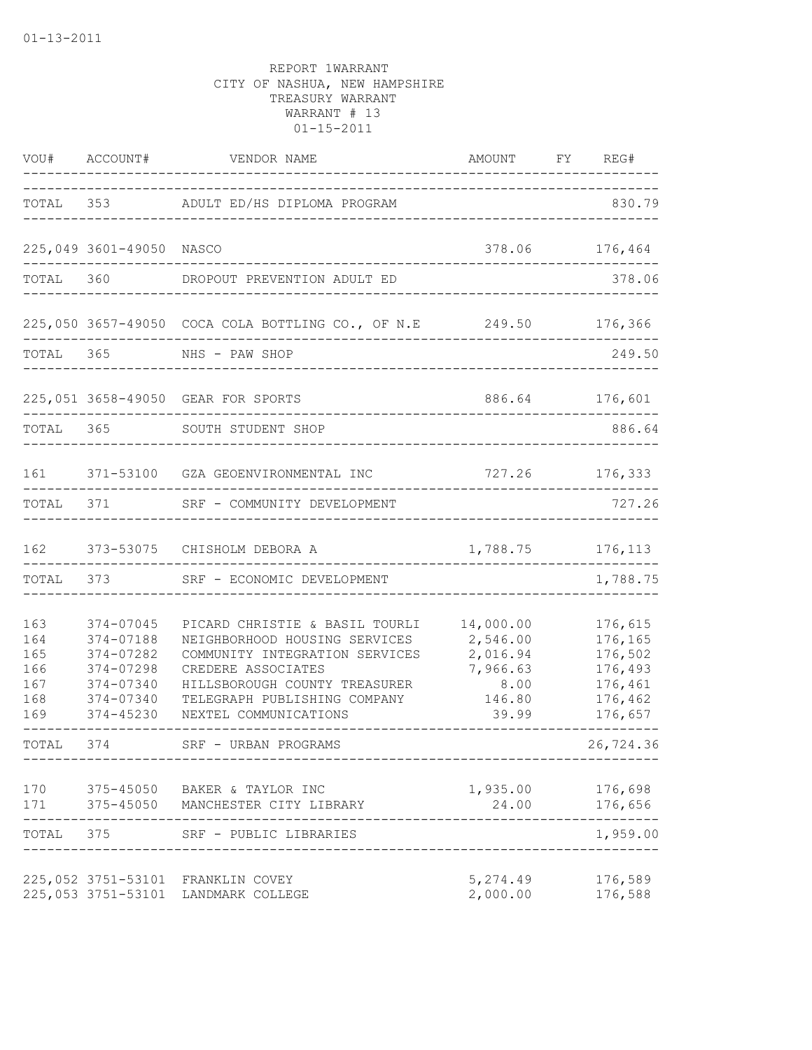01-13-2011

REPORT 1WARRANT
CITY OF NASHUA, NEW HAMPSHIRE
TREASURY WARRANT
WARRANT # 13
01-15-2011

| VOU# | ACCOUNT# | VENDOR NAME | AMOUNT | FY | REG# |
|---|---|---|---|---|---|
| TOTAL | 353 | ADULT ED/HS DIPLOMA PROGRAM | | | 830.79 |
| 225,049 | 3601-49050 | NASCO | 378.06 | | 176,464 |
| TOTAL | 360 | DROPOUT PREVENTION ADULT ED | | | 378.06 |
| 225,050 | 3657-49050 | COCA COLA BOTTLING CO., OF N.E | 249.50 | | 176,366 |
| TOTAL | 365 | NHS - PAW SHOP | | | 249.50 |
| 225,051 | 3658-49050 | GEAR FOR SPORTS | 886.64 | | 176,601 |
| TOTAL | 365 | SOUTH STUDENT SHOP | | | 886.64 |
| 161 | 371-53100 | GZA GEOENVIRONMENTAL INC | 727.26 | | 176,333 |
| TOTAL | 371 | SRF - COMMUNITY DEVELOPMENT | | | 727.26 |
| 162 | 373-53075 | CHISHOLM DEBORA A | 1,788.75 | | 176,113 |
| TOTAL | 373 | SRF - ECONOMIC DEVELOPMENT | | | 1,788.75 |
| 163 | 374-07045 | PICARD CHRISTIE & BASIL TOURLI | 14,000.00 | | 176,615 |
| 164 | 374-07188 | NEIGHBORHOOD HOUSING SERVICES | 2,546.00 | | 176,165 |
| 165 | 374-07282 | COMMUNITY INTEGRATION SERVICES | 2,016.94 | | 176,502 |
| 166 | 374-07298 | CREDERE ASSOCIATES | 7,966.63 | | 176,493 |
| 167 | 374-07340 | HILLSBOROUGH COUNTY TREASURER | 8.00 | | 176,461 |
| 168 | 374-07340 | TELEGRAPH PUBLISHING COMPANY | 146.80 | | 176,462 |
| 169 | 374-45230 | NEXTEL COMMUNICATIONS | 39.99 | | 176,657 |
| TOTAL | 374 | SRF - URBAN PROGRAMS | | | 26,724.36 |
| 170 | 375-45050 | BAKER & TAYLOR INC | 1,935.00 | | 176,698 |
| 171 | 375-45050 | MANCHESTER CITY LIBRARY | 24.00 | | 176,656 |
| TOTAL | 375 | SRF - PUBLIC LIBRARIES | | | 1,959.00 |
| 225,052 | 3751-53101 | FRANKLIN COVEY | 5,274.49 | | 176,589 |
| 225,053 | 3751-53101 | LANDMARK COLLEGE | 2,000.00 | | 176,588 |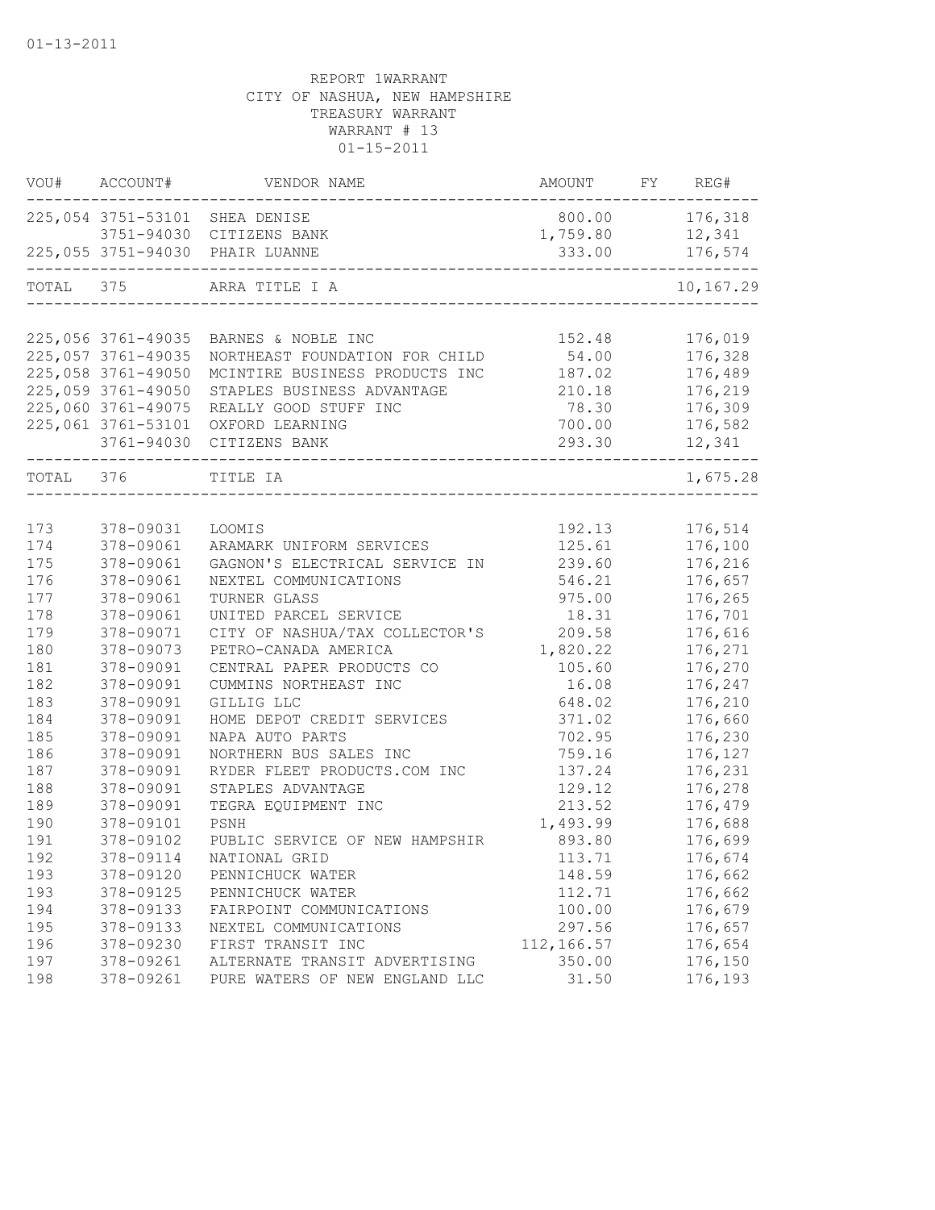01-13-2011

REPORT 1WARRANT
CITY OF NASHUA, NEW HAMPSHIRE
TREASURY WARRANT
WARRANT # 13
01-15-2011

| VOU# | ACCOUNT# | VENDOR NAME | AMOUNT | FY | REG# |
|---|---|---|---|---|---|
| 225,054 | 3751-53101 | SHEA DENISE | 800.00 | | 176,318 |
| | 3751-94030 | CITIZENS BANK | 1,759.80 | | 12,341 |
| 225,055 | 3751-94030 | PHAIR LUANNE | 333.00 | | 176,574 |
| TOTAL | 375 | ARRA TITLE I A | | | 10,167.29 |
| 225,056 | 3761-49035 | BARNES & NOBLE INC | 152.48 | | 176,019 |
| 225,057 | 3761-49035 | NORTHEAST FOUNDATION FOR CHILD | 54.00 | | 176,328 |
| 225,058 | 3761-49050 | MCINTIRE BUSINESS PRODUCTS INC | 187.02 | | 176,489 |
| 225,059 | 3761-49050 | STAPLES BUSINESS ADVANTAGE | 210.18 | | 176,219 |
| 225,060 | 3761-49075 | REALLY GOOD STUFF INC | 78.30 | | 176,309 |
| 225,061 | 3761-53101 | OXFORD LEARNING | 700.00 | | 176,582 |
| | 3761-94030 | CITIZENS BANK | 293.30 | | 12,341 |
| TOTAL | 376 | TITLE IA | | | 1,675.28 |
| 173 | 378-09031 | LOOMIS | 192.13 | | 176,514 |
| 174 | 378-09061 | ARAMARK UNIFORM SERVICES | 125.61 | | 176,100 |
| 175 | 378-09061 | GAGNON'S ELECTRICAL SERVICE IN | 239.60 | | 176,216 |
| 176 | 378-09061 | NEXTEL COMMUNICATIONS | 546.21 | | 176,657 |
| 177 | 378-09061 | TURNER GLASS | 975.00 | | 176,265 |
| 178 | 378-09061 | UNITED PARCEL SERVICE | 18.31 | | 176,701 |
| 179 | 378-09071 | CITY OF NASHUA/TAX COLLECTOR'S | 209.58 | | 176,616 |
| 180 | 378-09073 | PETRO-CANADA AMERICA | 1,820.22 | | 176,271 |
| 181 | 378-09091 | CENTRAL PAPER PRODUCTS CO | 105.60 | | 176,270 |
| 182 | 378-09091 | CUMMINS NORTHEAST INC | 16.08 | | 176,247 |
| 183 | 378-09091 | GILLIG LLC | 648.02 | | 176,210 |
| 184 | 378-09091 | HOME DEPOT CREDIT SERVICES | 371.02 | | 176,660 |
| 185 | 378-09091 | NAPA AUTO PARTS | 702.95 | | 176,230 |
| 186 | 378-09091 | NORTHERN BUS SALES INC | 759.16 | | 176,127 |
| 187 | 378-09091 | RYDER FLEET PRODUCTS.COM INC | 137.24 | | 176,231 |
| 188 | 378-09091 | STAPLES ADVANTAGE | 129.12 | | 176,278 |
| 189 | 378-09091 | TEGRA EQUIPMENT INC | 213.52 | | 176,479 |
| 190 | 378-09101 | PSNH | 1,493.99 | | 176,688 |
| 191 | 378-09102 | PUBLIC SERVICE OF NEW HAMPSHIR | 893.80 | | 176,699 |
| 192 | 378-09114 | NATIONAL GRID | 113.71 | | 176,674 |
| 193 | 378-09120 | PENNICHUCK WATER | 148.59 | | 176,662 |
| 193 | 378-09125 | PENNICHUCK WATER | 112.71 | | 176,662 |
| 194 | 378-09133 | FAIRPOINT COMMUNICATIONS | 100.00 | | 176,679 |
| 195 | 378-09133 | NEXTEL COMMUNICATIONS | 297.56 | | 176,657 |
| 196 | 378-09230 | FIRST TRANSIT INC | 112,166.57 | | 176,654 |
| 197 | 378-09261 | ALTERNATE TRANSIT ADVERTISING | 350.00 | | 176,150 |
| 198 | 378-09261 | PURE WATERS OF NEW ENGLAND LLC | 31.50 | | 176,193 |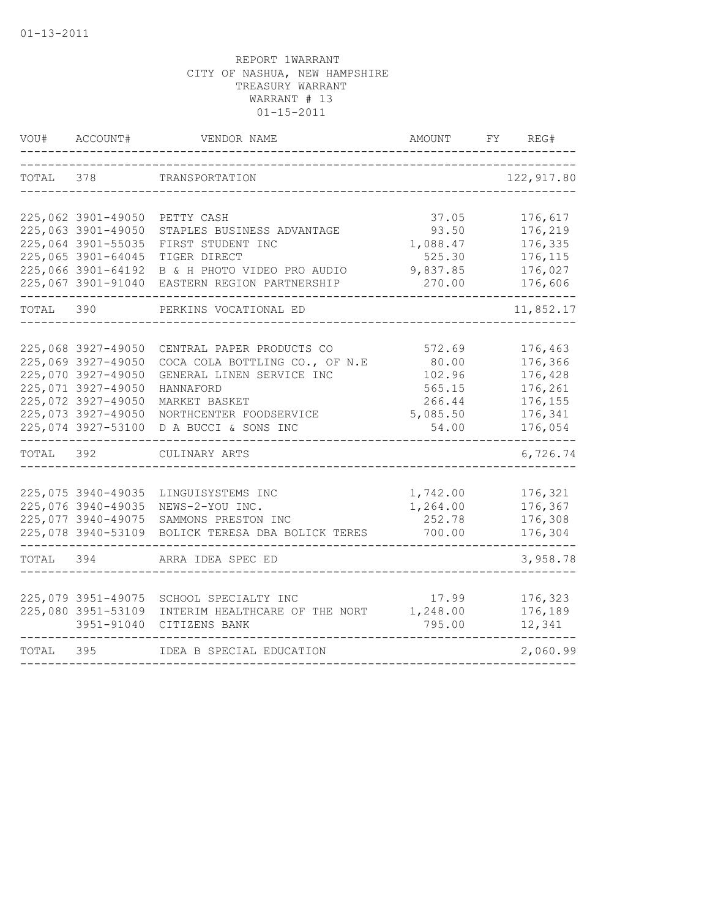REPORT 1WARRANT
CITY OF NASHUA, NEW HAMPSHIRE
TREASURY WARRANT
WARRANT # 13
01-15-2011

| VOU# | ACCOUNT# | VENDOR NAME | AMOUNT | FY | REG# |
|---|---|---|---|---|---|
| TOTAL | 378 | TRANSPORTATION | | | 122,917.80 |
| 225,062 | 3901-49050 | PETTY CASH | 37.05 | | 176,617 |
| 225,063 | 3901-49050 | STAPLES BUSINESS ADVANTAGE | 93.50 | | 176,219 |
| 225,064 | 3901-55035 | FIRST STUDENT INC | 1,088.47 | | 176,335 |
| 225,065 | 3901-64045 | TIGER DIRECT | 525.30 | | 176,115 |
| 225,066 | 3901-64192 | B & H PHOTO VIDEO PRO AUDIO | 9,837.85 | | 176,027 |
| 225,067 | 3901-91040 | EASTERN REGION PARTNERSHIP | 270.00 | | 176,606 |
| TOTAL | 390 | PERKINS VOCATIONAL ED | | | 11,852.17 |
| 225,068 | 3927-49050 | CENTRAL PAPER PRODUCTS CO | 572.69 | | 176,463 |
| 225,069 | 3927-49050 | COCA COLA BOTTLING CO., OF N.E | 80.00 | | 176,366 |
| 225,070 | 3927-49050 | GENERAL LINEN SERVICE INC | 102.96 | | 176,428 |
| 225,071 | 3927-49050 | HANNAFORD | 565.15 | | 176,261 |
| 225,072 | 3927-49050 | MARKET BASKET | 266.44 | | 176,155 |
| 225,073 | 3927-49050 | NORTHCENTER FOODSERVICE | 5,085.50 | | 176,341 |
| 225,074 | 3927-53100 | D A BUCCI & SONS INC | 54.00 | | 176,054 |
| TOTAL | 392 | CULINARY ARTS | | | 6,726.74 |
| 225,075 | 3940-49035 | LINGUISYSTEMS INC | 1,742.00 | | 176,321 |
| 225,076 | 3940-49035 | NEWS-2-YOU INC. | 1,264.00 | | 176,367 |
| 225,077 | 3940-49075 | SAMMONS PRESTON INC | 252.78 | | 176,308 |
| 225,078 | 3940-53109 | BOLICK TERESA DBA BOLICK TERES | 700.00 | | 176,304 |
| TOTAL | 394 | ARRA IDEA SPEC ED | | | 3,958.78 |
| 225,079 | 3951-49075 | SCHOOL SPECIALTY INC | 17.99 | | 176,323 |
| 225,080 | 3951-53109 | INTERIM HEALTHCARE OF THE NORT | 1,248.00 | | 176,189 |
| | 3951-91040 | CITIZENS BANK | 795.00 | | 12,341 |
| TOTAL | 395 | IDEA B SPECIAL EDUCATION | | | 2,060.99 |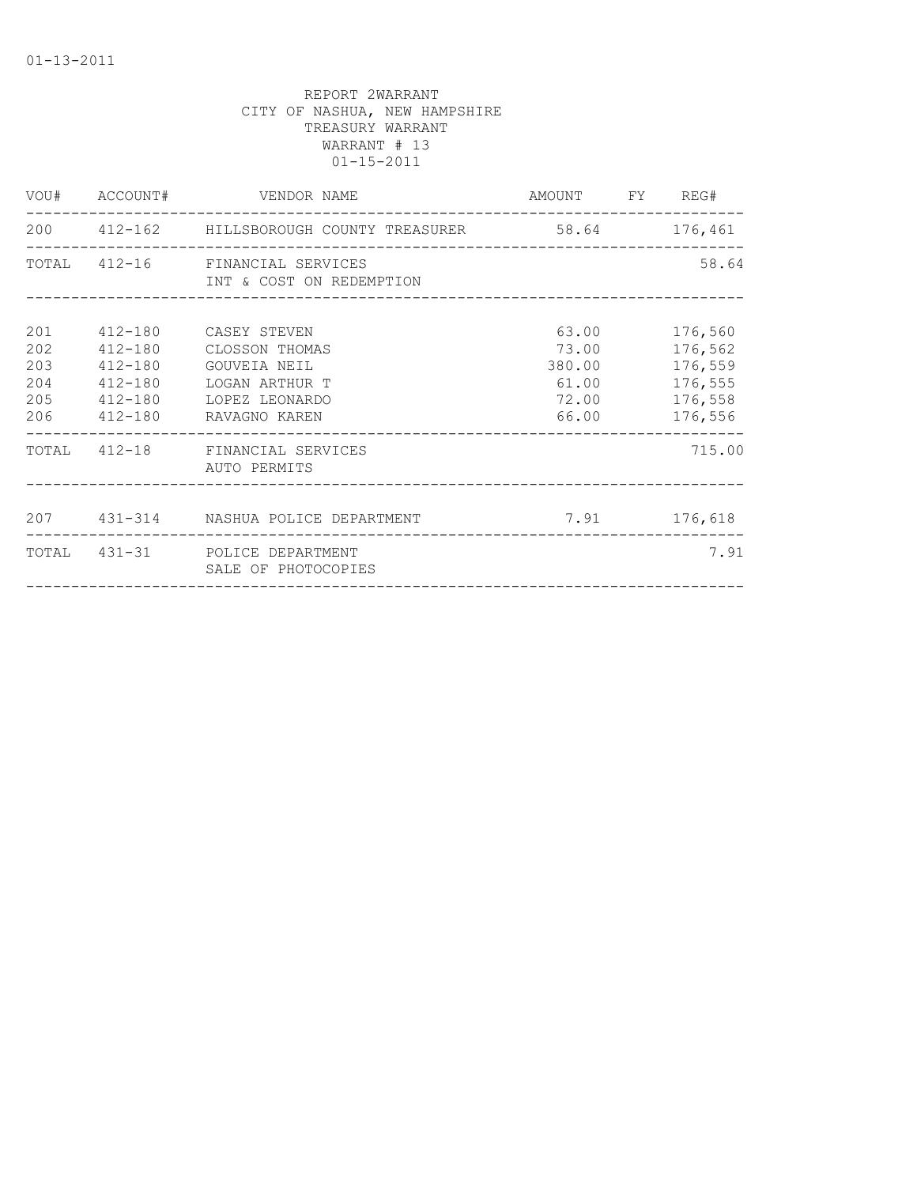01-13-2011

REPORT 2WARRANT
CITY OF NASHUA, NEW HAMPSHIRE
TREASURY WARRANT
WARRANT # 13
01-15-2011

| VOU# | ACCOUNT# | VENDOR NAME | AMOUNT | FY | REG# |
|---|---|---|---|---|---|
| 200 | 412-162 | HILLSBOROUGH COUNTY TREASURER | 58.64 | | 176,461 |
| TOTAL | 412-16 | FINANCIAL SERVICES INT & COST ON REDEMPTION | | | 58.64 |
| 201 | 412-180 | CASEY STEVEN | 63.00 | | 176,560 |
| 202 | 412-180 | CLOSSON THOMAS | 73.00 | | 176,562 |
| 203 | 412-180 | GOUVEIA NEIL | 380.00 | | 176,559 |
| 204 | 412-180 | LOGAN ARTHUR T | 61.00 | | 176,555 |
| 205 | 412-180 | LOPEZ LEONARDO | 72.00 | | 176,558 |
| 206 | 412-180 | RAVAGNO KAREN | 66.00 | | 176,556 |
| TOTAL | 412-18 | FINANCIAL SERVICES AUTO PERMITS | | | 715.00 |
| 207 | 431-314 | NASHUA POLICE DEPARTMENT | 7.91 | | 176,618 |
| TOTAL | 431-31 | POLICE DEPARTMENT SALE OF PHOTOCOPIES | | | 7.91 |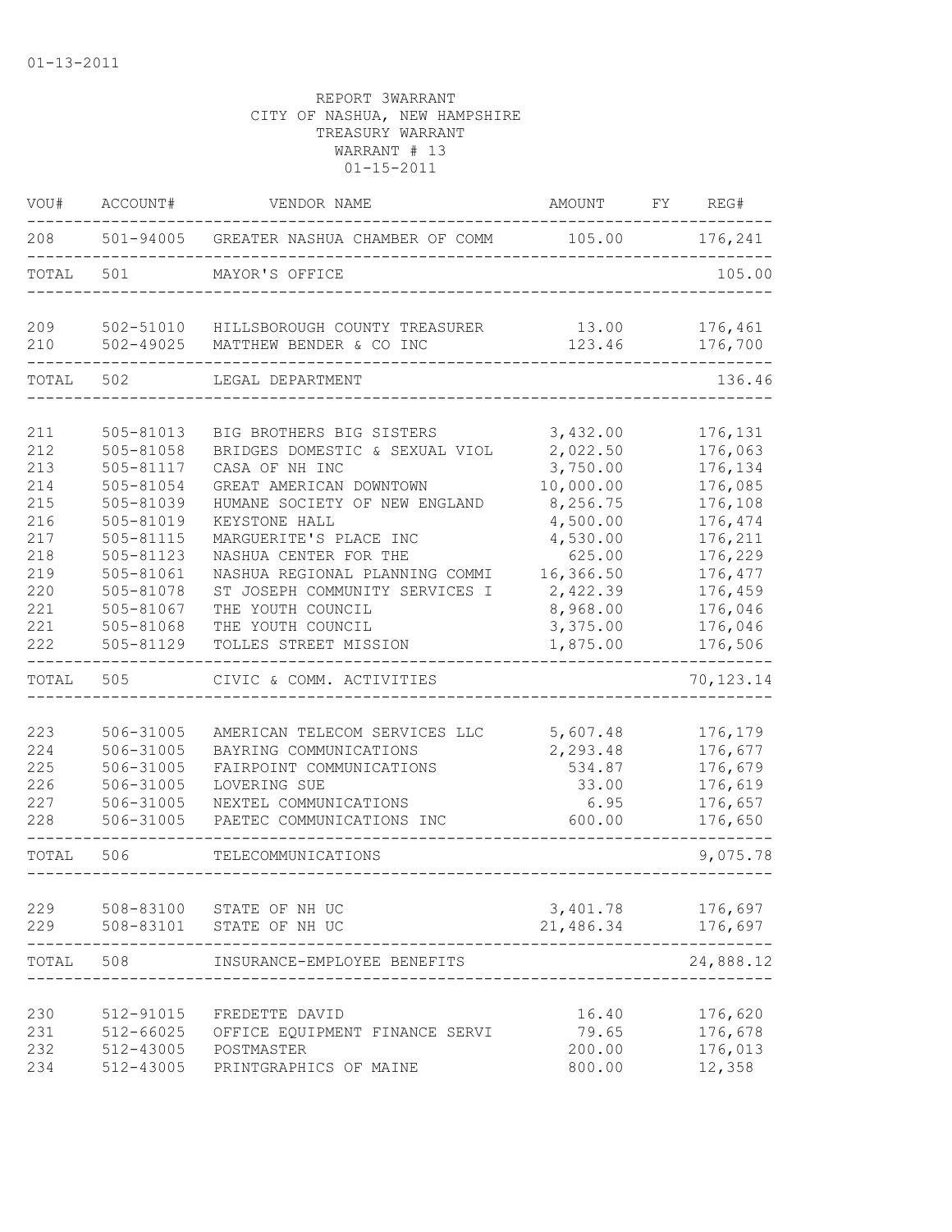01-13-2011

REPORT 3WARRANT
CITY OF NASHUA, NEW HAMPSHIRE
TREASURY WARRANT
WARRANT # 13
01-15-2011

| VOU# | ACCOUNT# | VENDOR NAME | AMOUNT | FY | REG# |
|---|---|---|---|---|---|
| 208 | 501-94005 | GREATER NASHUA CHAMBER OF COMM | 105.00 | | 176,241 |
| TOTAL | 501 | MAYOR'S OFFICE | | | 105.00 |
| 209 | 502-51010 | HILLSBOROUGH COUNTY TREASURER | 13.00 | | 176,461 |
| 210 | 502-49025 | MATTHEW BENDER & CO INC | 123.46 | | 176,700 |
| TOTAL | 502 | LEGAL DEPARTMENT | | | 136.46 |
| 211 | 505-81013 | BIG BROTHERS BIG SISTERS | 3,432.00 | | 176,131 |
| 212 | 505-81058 | BRIDGES DOMESTIC & SEXUAL VIOL | 2,022.50 | | 176,063 |
| 213 | 505-81117 | CASA OF NH INC | 3,750.00 | | 176,134 |
| 214 | 505-81054 | GREAT AMERICAN DOWNTOWN | 10,000.00 | | 176,085 |
| 215 | 505-81039 | HUMANE SOCIETY OF NEW ENGLAND | 8,256.75 | | 176,108 |
| 216 | 505-81019 | KEYSTONE HALL | 4,500.00 | | 176,474 |
| 217 | 505-81115 | MARGUERITE'S PLACE INC | 4,530.00 | | 176,211 |
| 218 | 505-81123 | NASHUA CENTER FOR THE | 625.00 | | 176,229 |
| 219 | 505-81061 | NASHUA REGIONAL PLANNING COMMI | 16,366.50 | | 176,477 |
| 220 | 505-81078 | ST JOSEPH COMMUNITY SERVICES I | 2,422.39 | | 176,459 |
| 221 | 505-81067 | THE YOUTH COUNCIL | 8,968.00 | | 176,046 |
| 221 | 505-81068 | THE YOUTH COUNCIL | 3,375.00 | | 176,046 |
| 222 | 505-81129 | TOLLES STREET MISSION | 1,875.00 | | 176,506 |
| TOTAL | 505 | CIVIC & COMM. ACTIVITIES | | | 70,123.14 |
| 223 | 506-31005 | AMERICAN TELECOM SERVICES LLC | 5,607.48 | | 176,179 |
| 224 | 506-31005 | BAYRING COMMUNICATIONS | 2,293.48 | | 176,677 |
| 225 | 506-31005 | FAIRPOINT COMMUNICATIONS | 534.87 | | 176,679 |
| 226 | 506-31005 | LOVERING SUE | 33.00 | | 176,619 |
| 227 | 506-31005 | NEXTEL COMMUNICATIONS | 6.95 | | 176,657 |
| 228 | 506-31005 | PAETEC COMMUNICATIONS INC | 600.00 | | 176,650 |
| TOTAL | 506 | TELECOMMUNICATIONS | | | 9,075.78 |
| 229 | 508-83100 | STATE OF NH UC | 3,401.78 | | 176,697 |
| 229 | 508-83101 | STATE OF NH UC | 21,486.34 | | 176,697 |
| TOTAL | 508 | INSURANCE-EMPLOYEE BENEFITS | | | 24,888.12 |
| 230 | 512-91015 | FREDETTE DAVID | 16.40 | | 176,620 |
| 231 | 512-66025 | OFFICE EQUIPMENT FINANCE SERVI | 79.65 | | 176,678 |
| 232 | 512-43005 | POSTMASTER | 200.00 | | 176,013 |
| 234 | 512-43005 | PRINTGRAPHICS OF MAINE | 800.00 | | 12,358 |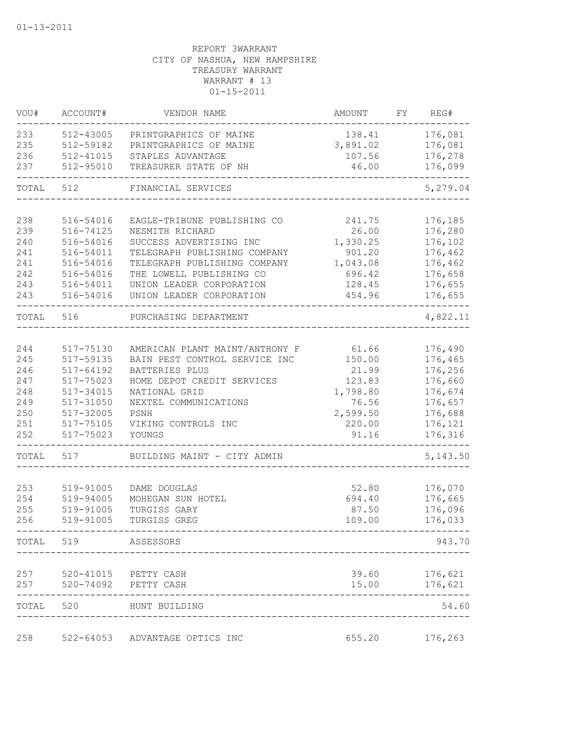01-13-2011

REPORT 3WARRANT
CITY OF NASHUA, NEW HAMPSHIRE
TREASURY WARRANT
WARRANT # 13
01-15-2011

| VOU# | ACCOUNT# | VENDOR NAME | AMOUNT | FY | REG# |
|---|---|---|---|---|---|
| 233 | 512-43005 | PRINTGRAPHICS OF MAINE | 138.41 | | 176,081 |
| 235 | 512-59182 | PRINTGRAPHICS OF MAINE | 3,891.02 | | 176,081 |
| 236 | 512-41015 | STAPLES ADVANTAGE | 107.56 | | 176,278 |
| 237 | 512-95010 | TREASURER STATE OF NH | 46.00 | | 176,099 |
| TOTAL | 512 | FINANCIAL SERVICES | | | 5,279.04 |
| 238 | 516-54016 | EAGLE-TRIBUNE PUBLISHING CO | 241.75 | | 176,185 |
| 239 | 516-74125 | NESMITH RICHARD | 26.00 | | 176,280 |
| 240 | 516-54016 | SUCCESS ADVERTISING INC | 1,330.25 | | 176,102 |
| 241 | 516-54011 | TELEGRAPH PUBLISHING COMPANY | 901.20 | | 176,462 |
| 241 | 516-54016 | TELEGRAPH PUBLISHING COMPANY | 1,043.08 | | 176,462 |
| 242 | 516-54016 | THE LOWELL PUBLISHING CO | 696.42 | | 176,658 |
| 243 | 516-54011 | UNION LEADER CORPORATION | 128.45 | | 176,655 |
| 243 | 516-54016 | UNION LEADER CORPORATION | 454.96 | | 176,655 |
| TOTAL | 516 | PURCHASING DEPARTMENT | | | 4,822.11 |
| 244 | 517-75130 | AMERICAN PLANT MAINT/ANTHONY F | 61.66 | | 176,490 |
| 245 | 517-59135 | BAIN PEST CONTROL SERVICE INC | 150.00 | | 176,465 |
| 246 | 517-64192 | BATTERIES PLUS | 21.99 | | 176,256 |
| 247 | 517-75023 | HOME DEPOT CREDIT SERVICES | 123.83 | | 176,660 |
| 248 | 517-34015 | NATIONAL GRID | 1,798.80 | | 176,674 |
| 249 | 517-31050 | NEXTEL COMMUNICATIONS | 76.56 | | 176,657 |
| 250 | 517-32005 | PSNH | 2,599.50 | | 176,688 |
| 251 | 517-75105 | VIKING CONTROLS INC | 220.00 | | 176,121 |
| 252 | 517-75023 | YOUNGS | 91.16 | | 176,316 |
| TOTAL | 517 | BUILDING MAINT - CITY ADMIN | | | 5,143.50 |
| 253 | 519-91005 | DAME DOUGLAS | 52.80 | | 176,070 |
| 254 | 519-94005 | MOHEGAN SUN HOTEL | 694.40 | | 176,665 |
| 255 | 519-91005 | TURGISS GARY | 87.50 | | 176,096 |
| 256 | 519-91005 | TURGISS GREG | 109.00 | | 176,033 |
| TOTAL | 519 | ASSESSORS | | | 943.70 |
| 257 | 520-41015 | PETTY CASH | 39.60 | | 176,621 |
| 257 | 520-74092 | PETTY CASH | 15.00 | | 176,621 |
| TOTAL | 520 | HUNT BUILDING | | | 54.60 |
| 258 | 522-64053 | ADVANTAGE OPTICS INC | 655.20 | | 176,263 |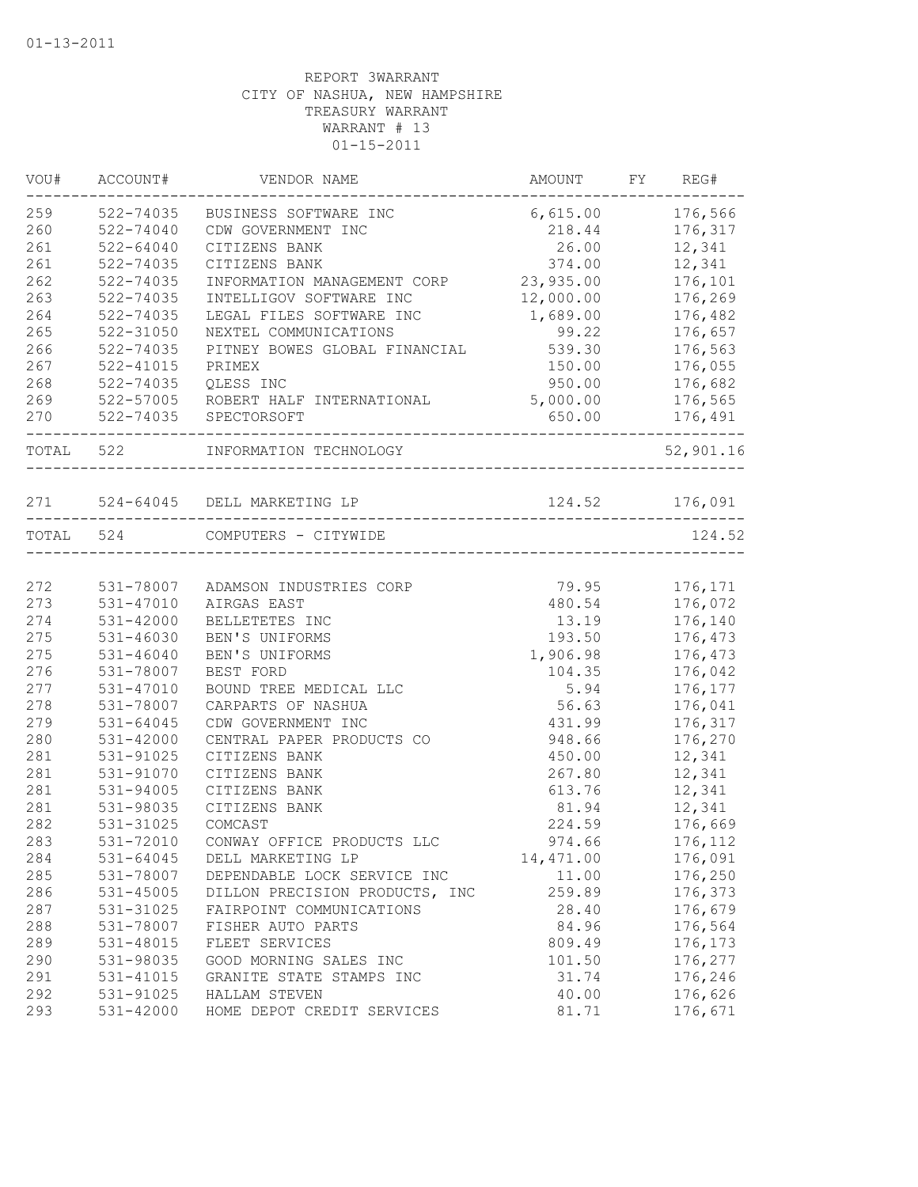01-13-2011

REPORT 3WARRANT
CITY OF NASHUA, NEW HAMPSHIRE
TREASURY WARRANT
WARRANT # 13
01-15-2011

| VOU# | ACCOUNT# | VENDOR NAME | AMOUNT | FY | REG# |
|---|---|---|---|---|---|
| 259 | 522-74035 | BUSINESS SOFTWARE INC | 6,615.00 | | 176,566 |
| 260 | 522-74040 | CDW GOVERNMENT INC | 218.44 | | 176,317 |
| 261 | 522-64040 | CITIZENS BANK | 26.00 | | 12,341 |
| 261 | 522-74035 | CITIZENS BANK | 374.00 | | 12,341 |
| 262 | 522-74035 | INFORMATION MANAGEMENT CORP | 23,935.00 | | 176,101 |
| 263 | 522-74035 | INTELLIGOV SOFTWARE INC | 12,000.00 | | 176,269 |
| 264 | 522-74035 | LEGAL FILES SOFTWARE INC | 1,689.00 | | 176,482 |
| 265 | 522-31050 | NEXTEL COMMUNICATIONS | 99.22 | | 176,657 |
| 266 | 522-74035 | PITNEY BOWES GLOBAL FINANCIAL | 539.30 | | 176,563 |
| 267 | 522-41015 | PRIMEX | 150.00 | | 176,055 |
| 268 | 522-74035 | QLESS INC | 950.00 | | 176,682 |
| 269 | 522-57005 | ROBERT HALF INTERNATIONAL | 5,000.00 | | 176,565 |
| 270 | 522-74035 | SPECTORSOFT | 650.00 | | 176,491 |
| TOTAL | 522 | INFORMATION TECHNOLOGY | | | 52,901.16 |
| 271 | 524-64045 | DELL MARKETING LP | 124.52 | | 176,091 |
| TOTAL | 524 | COMPUTERS - CITYWIDE | | | 124.52 |
| 272 | 531-78007 | ADAMSON INDUSTRIES CORP | 79.95 | | 176,171 |
| 273 | 531-47010 | AIRGAS EAST | 480.54 | | 176,072 |
| 274 | 531-42000 | BELLETETES INC | 13.19 | | 176,140 |
| 275 | 531-46030 | BEN'S UNIFORMS | 193.50 | | 176,473 |
| 275 | 531-46040 | BEN'S UNIFORMS | 1,906.98 | | 176,473 |
| 276 | 531-78007 | BEST FORD | 104.35 | | 176,042 |
| 277 | 531-47010 | BOUND TREE MEDICAL LLC | 5.94 | | 176,177 |
| 278 | 531-78007 | CARPARTS OF NASHUA | 56.63 | | 176,041 |
| 279 | 531-64045 | CDW GOVERNMENT INC | 431.99 | | 176,317 |
| 280 | 531-42000 | CENTRAL PAPER PRODUCTS CO | 948.66 | | 176,270 |
| 281 | 531-91025 | CITIZENS BANK | 450.00 | | 12,341 |
| 281 | 531-91070 | CITIZENS BANK | 267.80 | | 12,341 |
| 281 | 531-94005 | CITIZENS BANK | 613.76 | | 12,341 |
| 281 | 531-98035 | CITIZENS BANK | 81.94 | | 12,341 |
| 282 | 531-31025 | COMCAST | 224.59 | | 176,669 |
| 283 | 531-72010 | CONWAY OFFICE PRODUCTS LLC | 974.66 | | 176,112 |
| 284 | 531-64045 | DELL MARKETING LP | 14,471.00 | | 176,091 |
| 285 | 531-78007 | DEPENDABLE LOCK SERVICE INC | 11.00 | | 176,250 |
| 286 | 531-45005 | DILLON PRECISION PRODUCTS, INC | 259.89 | | 176,373 |
| 287 | 531-31025 | FAIRPOINT COMMUNICATIONS | 28.40 | | 176,679 |
| 288 | 531-78007 | FISHER AUTO PARTS | 84.96 | | 176,564 |
| 289 | 531-48015 | FLEET SERVICES | 809.49 | | 176,173 |
| 290 | 531-98035 | GOOD MORNING SALES INC | 101.50 | | 176,277 |
| 291 | 531-41015 | GRANITE STATE STAMPS INC | 31.74 | | 176,246 |
| 292 | 531-91025 | HALLAM STEVEN | 40.00 | | 176,626 |
| 293 | 531-42000 | HOME DEPOT CREDIT SERVICES | 81.71 | | 176,671 |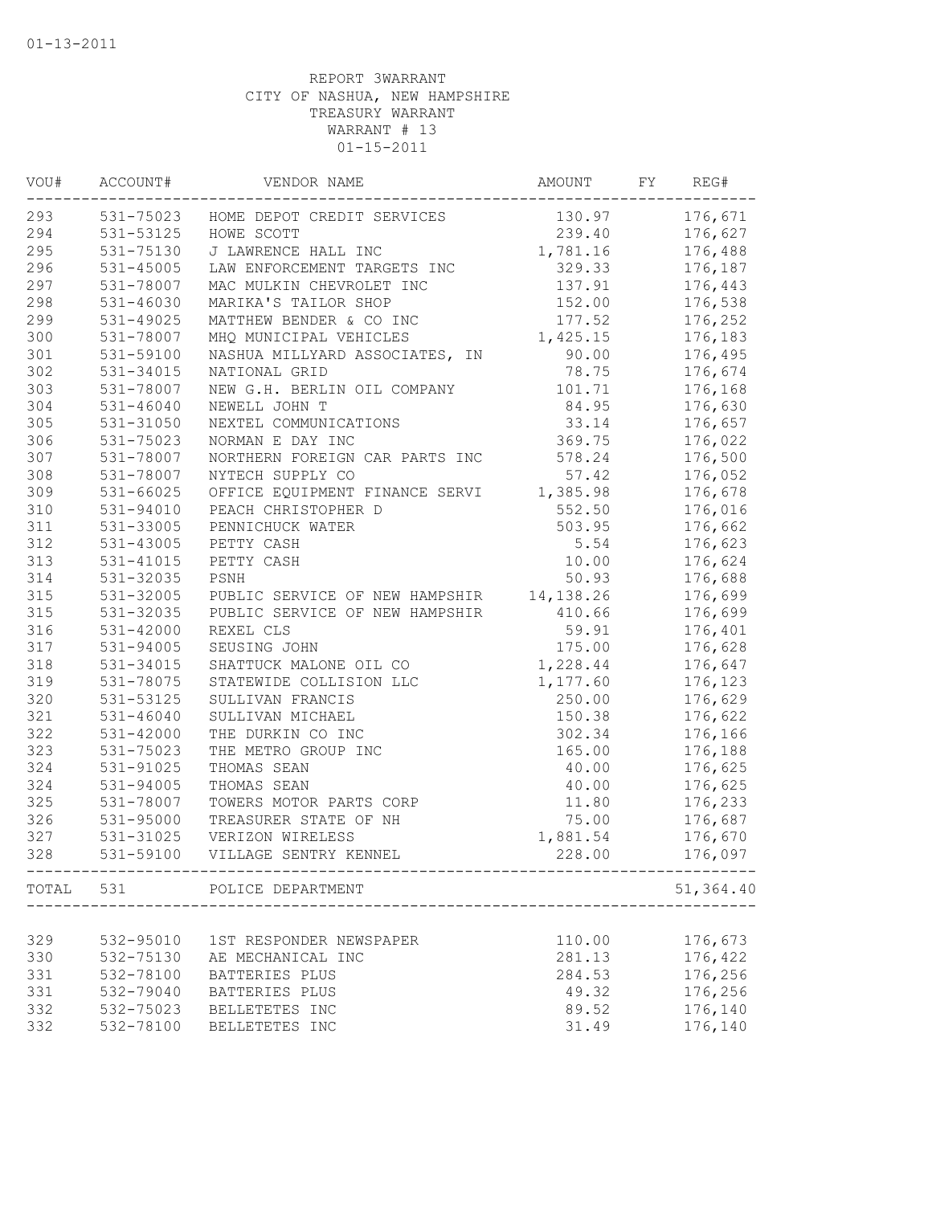01-13-2011

REPORT 3WARRANT
CITY OF NASHUA, NEW HAMPSHIRE
TREASURY WARRANT
WARRANT # 13
01-15-2011

| VOU# | ACCOUNT# | VENDOR NAME | AMOUNT | FY | REG# |
|---|---|---|---|---|---|
| 293 | 531-75023 | HOME DEPOT CREDIT SERVICES | 130.97 | | 176,671 |
| 294 | 531-53125 | HOWE SCOTT | 239.40 | | 176,627 |
| 295 | 531-75130 | J LAWRENCE HALL INC | 1,781.16 | | 176,488 |
| 296 | 531-45005 | LAW ENFORCEMENT TARGETS INC | 329.33 | | 176,187 |
| 297 | 531-78007 | MAC MULKIN CHEVROLET INC | 137.91 | | 176,443 |
| 298 | 531-46030 | MARIKA'S TAILOR SHOP | 152.00 | | 176,538 |
| 299 | 531-49025 | MATTHEW BENDER & CO INC | 177.52 | | 176,252 |
| 300 | 531-78007 | MHQ MUNICIPAL VEHICLES | 1,425.15 | | 176,183 |
| 301 | 531-59100 | NASHUA MILLYARD ASSOCIATES, IN | 90.00 | | 176,495 |
| 302 | 531-34015 | NATIONAL GRID | 78.75 | | 176,674 |
| 303 | 531-78007 | NEW G.H. BERLIN OIL COMPANY | 101.71 | | 176,168 |
| 304 | 531-46040 | NEWELL JOHN T | 84.95 | | 176,630 |
| 305 | 531-31050 | NEXTEL COMMUNICATIONS | 33.14 | | 176,657 |
| 306 | 531-75023 | NORMAN E DAY INC | 369.75 | | 176,022 |
| 307 | 531-78007 | NORTHERN FOREIGN CAR PARTS INC | 578.24 | | 176,500 |
| 308 | 531-78007 | NYTECH SUPPLY CO | 57.42 | | 176,052 |
| 309 | 531-66025 | OFFICE EQUIPMENT FINANCE SERVI | 1,385.98 | | 176,678 |
| 310 | 531-94010 | PEACH CHRISTOPHER D | 552.50 | | 176,016 |
| 311 | 531-33005 | PENNICHUCK WATER | 503.95 | | 176,662 |
| 312 | 531-43005 | PETTY CASH | 5.54 | | 176,623 |
| 313 | 531-41015 | PETTY CASH | 10.00 | | 176,624 |
| 314 | 531-32035 | PSNH | 50.93 | | 176,688 |
| 315 | 531-32005 | PUBLIC SERVICE OF NEW HAMPSHIR | 14,138.26 | | 176,699 |
| 315 | 531-32035 | PUBLIC SERVICE OF NEW HAMPSHIR | 410.66 | | 176,699 |
| 316 | 531-42000 | REXEL CLS | 59.91 | | 176,401 |
| 317 | 531-94005 | SEUSING JOHN | 175.00 | | 176,628 |
| 318 | 531-34015 | SHATTUCK MALONE OIL CO | 1,228.44 | | 176,647 |
| 319 | 531-78075 | STATEWIDE COLLISION LLC | 1,177.60 | | 176,123 |
| 320 | 531-53125 | SULLIVAN FRANCIS | 250.00 | | 176,629 |
| 321 | 531-46040 | SULLIVAN MICHAEL | 150.38 | | 176,622 |
| 322 | 531-42000 | THE DURKIN CO INC | 302.34 | | 176,166 |
| 323 | 531-75023 | THE METRO GROUP INC | 165.00 | | 176,188 |
| 324 | 531-91025 | THOMAS SEAN | 40.00 | | 176,625 |
| 324 | 531-94005 | THOMAS SEAN | 40.00 | | 176,625 |
| 325 | 531-78007 | TOWERS MOTOR PARTS CORP | 11.80 | | 176,233 |
| 326 | 531-95000 | TREASURER STATE OF NH | 75.00 | | 176,687 |
| 327 | 531-31025 | VERIZON WIRELESS | 1,881.54 | | 176,670 |
| 328 | 531-59100 | VILLAGE SENTRY KENNEL | 228.00 | | 176,097 |
| TOTAL | 531 | POLICE DEPARTMENT | | | 51,364.40 |
| 329 | 532-95010 | 1ST RESPONDER NEWSPAPER | 110.00 | | 176,673 |
| 330 | 532-75130 | AE MECHANICAL INC | 281.13 | | 176,422 |
| 331 | 532-78100 | BATTERIES PLUS | 284.53 | | 176,256 |
| 331 | 532-79040 | BATTERIES PLUS | 49.32 | | 176,256 |
| 332 | 532-75023 | BELLETETES INC | 89.52 | | 176,140 |
| 332 | 532-78100 | BELLETETES INC | 31.49 | | 176,140 |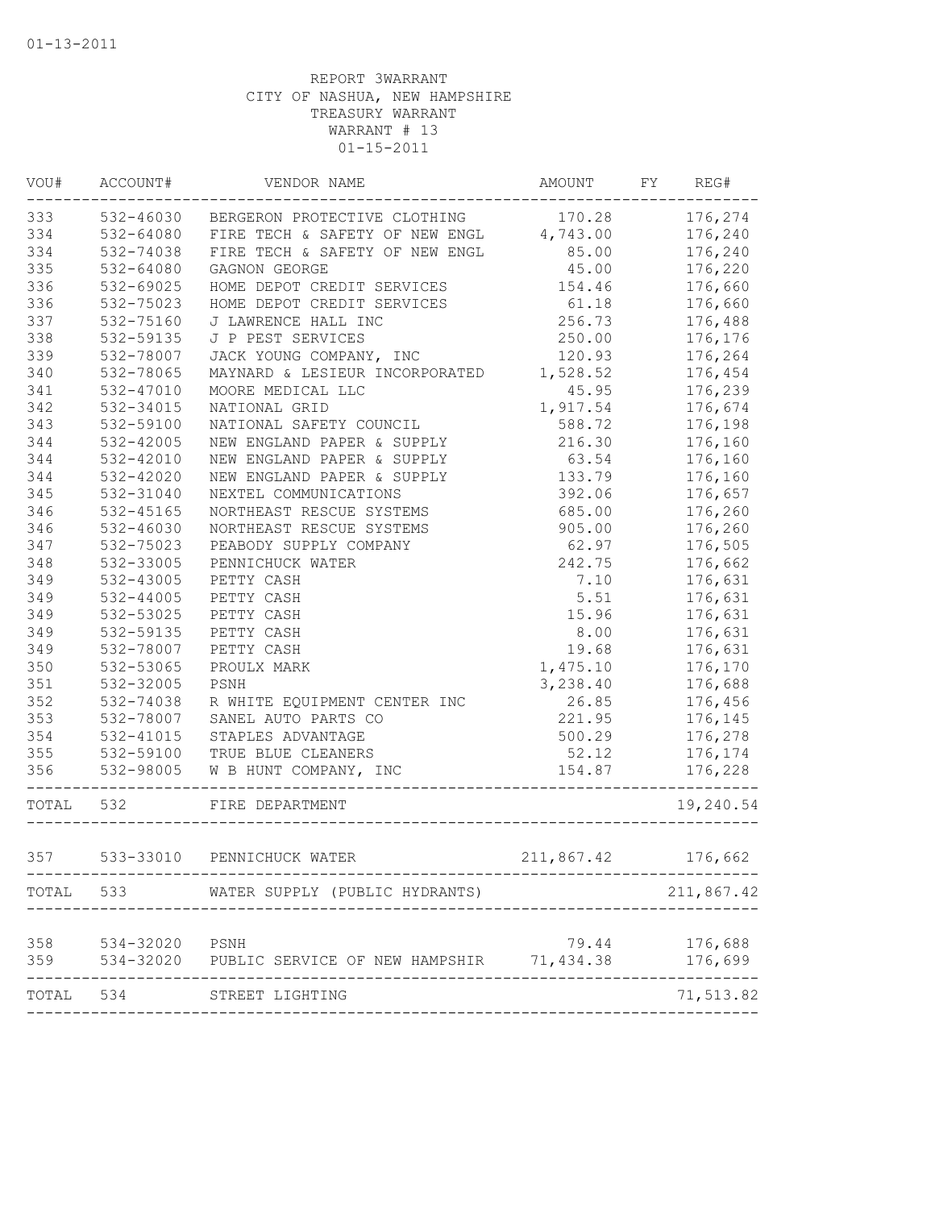01-13-2011

REPORT 3WARRANT
CITY OF NASHUA, NEW HAMPSHIRE
TREASURY WARRANT
WARRANT # 13
01-15-2011

| VOU# | ACCOUNT# | VENDOR NAME | AMOUNT | FY | REG# |
|---|---|---|---|---|---|
| 333 | 532-46030 | BERGERON PROTECTIVE CLOTHING | 170.28 | | 176,274 |
| 334 | 532-64080 | FIRE TECH & SAFETY OF NEW ENGL | 4,743.00 | | 176,240 |
| 334 | 532-74038 | FIRE TECH & SAFETY OF NEW ENGL | 85.00 | | 176,240 |
| 335 | 532-64080 | GAGNON GEORGE | 45.00 | | 176,220 |
| 336 | 532-69025 | HOME DEPOT CREDIT SERVICES | 154.46 | | 176,660 |
| 336 | 532-75023 | HOME DEPOT CREDIT SERVICES | 61.18 | | 176,660 |
| 337 | 532-75160 | J LAWRENCE HALL INC | 256.73 | | 176,488 |
| 338 | 532-59135 | J P PEST SERVICES | 250.00 | | 176,176 |
| 339 | 532-78007 | JACK YOUNG COMPANY, INC | 120.93 | | 176,264 |
| 340 | 532-78065 | MAYNARD & LESIEUR INCORPORATED | 1,528.52 | | 176,454 |
| 341 | 532-47010 | MOORE MEDICAL LLC | 45.95 | | 176,239 |
| 342 | 532-34015 | NATIONAL GRID | 1,917.54 | | 176,674 |
| 343 | 532-59100 | NATIONAL SAFETY COUNCIL | 588.72 | | 176,198 |
| 344 | 532-42005 | NEW ENGLAND PAPER & SUPPLY | 216.30 | | 176,160 |
| 344 | 532-42010 | NEW ENGLAND PAPER & SUPPLY | 63.54 | | 176,160 |
| 344 | 532-42020 | NEW ENGLAND PAPER & SUPPLY | 133.79 | | 176,160 |
| 345 | 532-31040 | NEXTEL COMMUNICATIONS | 392.06 | | 176,657 |
| 346 | 532-45165 | NORTHEAST RESCUE SYSTEMS | 685.00 | | 176,260 |
| 346 | 532-46030 | NORTHEAST RESCUE SYSTEMS | 905.00 | | 176,260 |
| 347 | 532-75023 | PEABODY SUPPLY COMPANY | 62.97 | | 176,505 |
| 348 | 532-33005 | PENNICHUCK WATER | 242.75 | | 176,662 |
| 349 | 532-43005 | PETTY CASH | 7.10 | | 176,631 |
| 349 | 532-44005 | PETTY CASH | 5.51 | | 176,631 |
| 349 | 532-53025 | PETTY CASH | 15.96 | | 176,631 |
| 349 | 532-59135 | PETTY CASH | 8.00 | | 176,631 |
| 349 | 532-78007 | PETTY CASH | 19.68 | | 176,631 |
| 350 | 532-53065 | PROULX MARK | 1,475.10 | | 176,170 |
| 351 | 532-32005 | PSNH | 3,238.40 | | 176,688 |
| 352 | 532-74038 | R WHITE EQUIPMENT CENTER INC | 26.85 | | 176,456 |
| 353 | 532-78007 | SANEL AUTO PARTS CO | 221.95 | | 176,145 |
| 354 | 532-41015 | STAPLES ADVANTAGE | 500.29 | | 176,278 |
| 355 | 532-59100 | TRUE BLUE CLEANERS | 52.12 | | 176,174 |
| 356 | 532-98005 | W B HUNT COMPANY, INC | 154.87 | | 176,228 |
| TOTAL | 532 | FIRE DEPARTMENT | | | 19,240.54 |
| 357 | 533-33010 | PENNICHUCK WATER | 211,867.42 | | 176,662 |
| TOTAL | 533 | WATER SUPPLY (PUBLIC HYDRANTS) | | | 211,867.42 |
| 358 | 534-32020 | PSNH | 79.44 | | 176,688 |
| 359 | 534-32020 | PUBLIC SERVICE OF NEW HAMPSHIR | 71,434.38 | | 176,699 |
| TOTAL | 534 | STREET LIGHTING | | | 71,513.82 |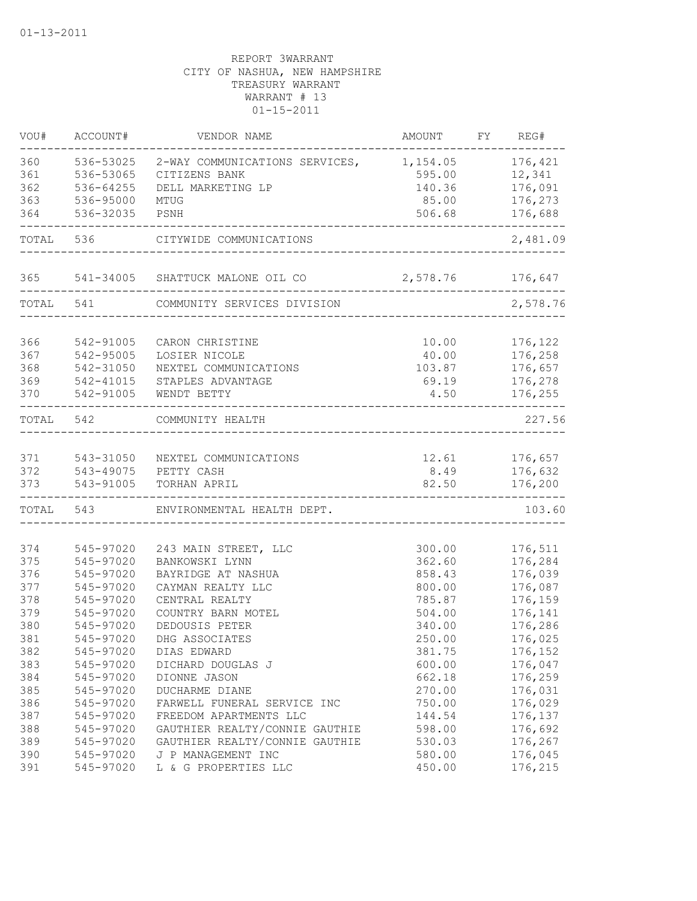01-13-2011

REPORT 3WARRANT
CITY OF NASHUA, NEW HAMPSHIRE
TREASURY WARRANT
WARRANT # 13
01-15-2011

| VOU# | ACCOUNT# | VENDOR NAME | AMOUNT | FY | REG# |
|---|---|---|---|---|---|
| 360 | 536-53025 | 2-WAY COMMUNICATIONS SERVICES, | 1,154.05 | | 176,421 |
| 361 | 536-53065 | CITIZENS BANK | 595.00 | | 12,341 |
| 362 | 536-64255 | DELL MARKETING LP | 140.36 | | 176,091 |
| 363 | 536-95000 | MTUG | 85.00 | | 176,273 |
| 364 | 536-32035 | PSNH | 506.68 | | 176,688 |
| TOTAL | 536 | CITYWIDE COMMUNICATIONS | | | 2,481.09 |
| 365 | 541-34005 | SHATTUCK MALONE OIL CO | 2,578.76 | | 176,647 |
| TOTAL | 541 | COMMUNITY SERVICES DIVISION | | | 2,578.76 |
| 366 | 542-91005 | CARON CHRISTINE | 10.00 | | 176,122 |
| 367 | 542-95005 | LOSIER NICOLE | 40.00 | | 176,258 |
| 368 | 542-31050 | NEXTEL COMMUNICATIONS | 103.87 | | 176,657 |
| 369 | 542-41015 | STAPLES ADVANTAGE | 69.19 | | 176,278 |
| 370 | 542-91005 | WENDT BETTY | 4.50 | | 176,255 |
| TOTAL | 542 | COMMUNITY HEALTH | | | 227.56 |
| 371 | 543-31050 | NEXTEL COMMUNICATIONS | 12.61 | | 176,657 |
| 372 | 543-49075 | PETTY CASH | 8.49 | | 176,632 |
| 373 | 543-91005 | TORHAN APRIL | 82.50 | | 176,200 |
| TOTAL | 543 | ENVIRONMENTAL HEALTH DEPT. | | | 103.60 |
| 374 | 545-97020 | 243 MAIN STREET, LLC | 300.00 | | 176,511 |
| 375 | 545-97020 | BANKOWSKI LYNN | 362.60 | | 176,284 |
| 376 | 545-97020 | BAYRIDGE AT NASHUA | 858.43 | | 176,039 |
| 377 | 545-97020 | CAYMAN REALTY LLC | 800.00 | | 176,087 |
| 378 | 545-97020 | CENTRAL REALTY | 785.87 | | 176,159 |
| 379 | 545-97020 | COUNTRY BARN MOTEL | 504.00 | | 176,141 |
| 380 | 545-97020 | DEDOUSIS PETER | 340.00 | | 176,286 |
| 381 | 545-97020 | DHG ASSOCIATES | 250.00 | | 176,025 |
| 382 | 545-97020 | DIAS EDWARD | 381.75 | | 176,152 |
| 383 | 545-97020 | DICHARD DOUGLAS J | 600.00 | | 176,047 |
| 384 | 545-97020 | DIONNE JASON | 662.18 | | 176,259 |
| 385 | 545-97020 | DUCHARME DIANE | 270.00 | | 176,031 |
| 386 | 545-97020 | FARWELL FUNERAL SERVICE INC | 750.00 | | 176,029 |
| 387 | 545-97020 | FREEDOM APARTMENTS LLC | 144.54 | | 176,137 |
| 388 | 545-97020 | GAUTHIER REALTY/CONNIE GAUTHIE | 598.00 | | 176,692 |
| 389 | 545-97020 | GAUTHIER REALTY/CONNIE GAUTHIE | 530.03 | | 176,267 |
| 390 | 545-97020 | J P MANAGEMENT INC | 580.00 | | 176,045 |
| 391 | 545-97020 | L & G PROPERTIES LLC | 450.00 | | 176,215 |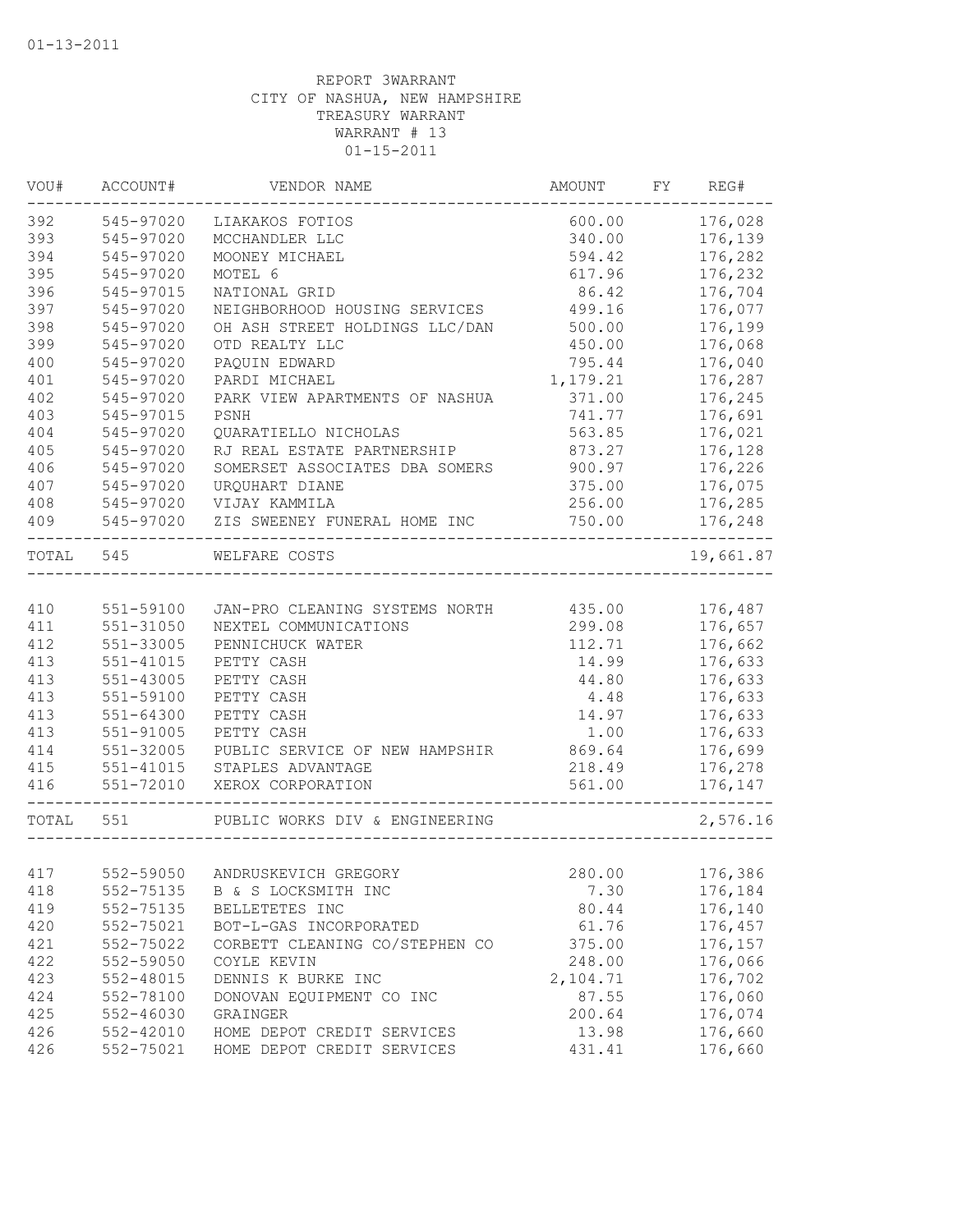01-13-2011

REPORT 3WARRANT
CITY OF NASHUA, NEW HAMPSHIRE
TREASURY WARRANT
WARRANT # 13
01-15-2011

| VOU# | ACCOUNT# | VENDOR NAME | AMOUNT | FY | REG# |
|---|---|---|---|---|---|
| 392 | 545-97020 | LIAKAKOS FOTIOS | 600.00 | | 176,028 |
| 393 | 545-97020 | MCCHANDLER LLC | 340.00 | | 176,139 |
| 394 | 545-97020 | MOONEY MICHAEL | 594.42 | | 176,282 |
| 395 | 545-97020 | MOTEL 6 | 617.96 | | 176,232 |
| 396 | 545-97015 | NATIONAL GRID | 86.42 | | 176,704 |
| 397 | 545-97020 | NEIGHBORHOOD HOUSING SERVICES | 499.16 | | 176,077 |
| 398 | 545-97020 | OH ASH STREET HOLDINGS LLC/DAN | 500.00 | | 176,199 |
| 399 | 545-97020 | OTD REALTY LLC | 450.00 | | 176,068 |
| 400 | 545-97020 | PAQUIN EDWARD | 795.44 | | 176,040 |
| 401 | 545-97020 | PARDI MICHAEL | 1,179.21 | | 176,287 |
| 402 | 545-97020 | PARK VIEW APARTMENTS OF NASHUA | 371.00 | | 176,245 |
| 403 | 545-97015 | PSNH | 741.77 | | 176,691 |
| 404 | 545-97020 | QUARATIELLO NICHOLAS | 563.85 | | 176,021 |
| 405 | 545-97020 | RJ REAL ESTATE PARTNERSHIP | 873.27 | | 176,128 |
| 406 | 545-97020 | SOMERSET ASSOCIATES DBA SOMERS | 900.97 | | 176,226 |
| 407 | 545-97020 | URQUHART DIANE | 375.00 | | 176,075 |
| 408 | 545-97020 | VIJAY KAMMILA | 256.00 | | 176,285 |
| 409 | 545-97020 | ZIS SWEENEY FUNERAL HOME INC | 750.00 | | 176,248 |
| TOTAL | 545 | WELFARE COSTS | | | 19,661.87 |
| 410 | 551-59100 | JAN-PRO CLEANING SYSTEMS NORTH | 435.00 | | 176,487 |
| 411 | 551-31050 | NEXTEL COMMUNICATIONS | 299.08 | | 176,657 |
| 412 | 551-33005 | PENNICHUCK WATER | 112.71 | | 176,662 |
| 413 | 551-41015 | PETTY CASH | 14.99 | | 176,633 |
| 413 | 551-43005 | PETTY CASH | 44.80 | | 176,633 |
| 413 | 551-59100 | PETTY CASH | 4.48 | | 176,633 |
| 413 | 551-64300 | PETTY CASH | 14.97 | | 176,633 |
| 413 | 551-91005 | PETTY CASH | 1.00 | | 176,633 |
| 414 | 551-32005 | PUBLIC SERVICE OF NEW HAMPSHIR | 869.64 | | 176,699 |
| 415 | 551-41015 | STAPLES ADVANTAGE | 218.49 | | 176,278 |
| 416 | 551-72010 | XEROX CORPORATION | 561.00 | | 176,147 |
| TOTAL | 551 | PUBLIC WORKS DIV & ENGINEERING | | | 2,576.16 |
| 417 | 552-59050 | ANDRUSKEVICH GREGORY | 280.00 | | 176,386 |
| 418 | 552-75135 | B & S LOCKSMITH INC | 7.30 | | 176,184 |
| 419 | 552-75135 | BELLETETES INC | 80.44 | | 176,140 |
| 420 | 552-75021 | BOT-L-GAS INCORPORATED | 61.76 | | 176,457 |
| 421 | 552-75022 | CORBETT CLEANING CO/STEPHEN CO | 375.00 | | 176,157 |
| 422 | 552-59050 | COYLE KEVIN | 248.00 | | 176,066 |
| 423 | 552-48015 | DENNIS K BURKE INC | 2,104.71 | | 176,702 |
| 424 | 552-78100 | DONOVAN EQUIPMENT CO INC | 87.55 | | 176,060 |
| 425 | 552-46030 | GRAINGER | 200.64 | | 176,074 |
| 426 | 552-42010 | HOME DEPOT CREDIT SERVICES | 13.98 | | 176,660 |
| 426 | 552-75021 | HOME DEPOT CREDIT SERVICES | 431.41 | | 176,660 |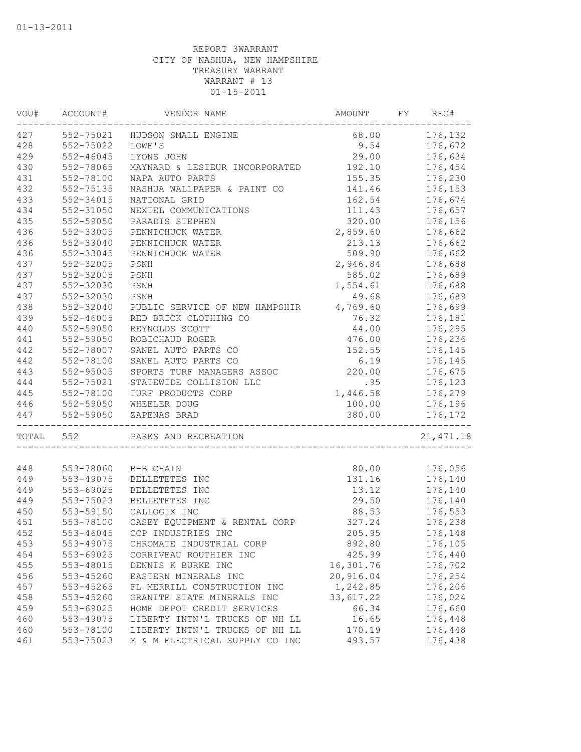01-13-2011

REPORT 3WARRANT
CITY OF NASHUA, NEW HAMPSHIRE
TREASURY WARRANT
WARRANT # 13
01-15-2011

| VOU# | ACCOUNT# | VENDOR NAME | AMOUNT | FY | REG# |
|---|---|---|---|---|---|
| 427 | 552-75021 | HUDSON SMALL ENGINE | 68.00 | | 176,132 |
| 428 | 552-75022 | LOWE'S | 9.54 | | 176,672 |
| 429 | 552-46045 | LYONS JOHN | 29.00 | | 176,634 |
| 430 | 552-78065 | MAYNARD & LESIEUR INCORPORATED | 192.10 | | 176,454 |
| 431 | 552-78100 | NAPA AUTO PARTS | 155.35 | | 176,230 |
| 432 | 552-75135 | NASHUA WALLPAPER & PAINT CO | 141.46 | | 176,153 |
| 433 | 552-34015 | NATIONAL GRID | 162.54 | | 176,674 |
| 434 | 552-31050 | NEXTEL COMMUNICATIONS | 111.43 | | 176,657 |
| 435 | 552-59050 | PARADIS STEPHEN | 320.00 | | 176,156 |
| 436 | 552-33005 | PENNICHUCK WATER | 2,859.60 | | 176,662 |
| 436 | 552-33040 | PENNICHUCK WATER | 213.13 | | 176,662 |
| 436 | 552-33045 | PENNICHUCK WATER | 509.90 | | 176,662 |
| 437 | 552-32005 | PSNH | 2,946.84 | | 176,688 |
| 437 | 552-32005 | PSNH | 585.02 | | 176,689 |
| 437 | 552-32030 | PSNH | 1,554.61 | | 176,688 |
| 437 | 552-32030 | PSNH | 49.68 | | 176,689 |
| 438 | 552-32040 | PUBLIC SERVICE OF NEW HAMPSHIR | 4,769.60 | | 176,699 |
| 439 | 552-46005 | RED BRICK CLOTHING CO | 76.32 | | 176,181 |
| 440 | 552-59050 | REYNOLDS SCOTT | 44.00 | | 176,295 |
| 441 | 552-59050 | ROBICHAUD ROGER | 476.00 | | 176,236 |
| 442 | 552-78007 | SANEL AUTO PARTS CO | 152.55 | | 176,145 |
| 442 | 552-78100 | SANEL AUTO PARTS CO | 6.19 | | 176,145 |
| 443 | 552-95005 | SPORTS TURF MANAGERS ASSOC | 220.00 | | 176,675 |
| 444 | 552-75021 | STATEWIDE COLLISION LLC | .95 | | 176,123 |
| 445 | 552-78100 | TURF PRODUCTS CORP | 1,446.58 | | 176,279 |
| 446 | 552-59050 | WHEELER DOUG | 100.00 | | 176,196 |
| 447 | 552-59050 | ZAPENAS BRAD | 380.00 | | 176,172 |
| TOTAL | 552 | PARKS AND RECREATION | | | 21,471.18 |
| 448 | 553-78060 | B-B CHAIN | 80.00 | | 176,056 |
| 449 | 553-49075 | BELLETETES INC | 131.16 | | 176,140 |
| 449 | 553-69025 | BELLETETES INC | 13.12 | | 176,140 |
| 449 | 553-75023 | BELLETETES INC | 29.50 | | 176,140 |
| 450 | 553-59150 | CALLOGIX INC | 88.53 | | 176,553 |
| 451 | 553-78100 | CASEY EQUIPMENT & RENTAL CORP | 327.24 | | 176,238 |
| 452 | 553-46045 | CCP INDUSTRIES INC | 205.95 | | 176,148 |
| 453 | 553-49075 | CHROMATE INDUSTRIAL CORP | 892.80 | | 176,105 |
| 454 | 553-69025 | CORRIVEAU ROUTHIER INC | 425.99 | | 176,440 |
| 455 | 553-48015 | DENNIS K BURKE INC | 16,301.76 | | 176,702 |
| 456 | 553-45260 | EASTERN MINERALS INC | 20,916.04 | | 176,254 |
| 457 | 553-45265 | FL MERRILL CONSTRUCTION INC | 1,242.85 | | 176,206 |
| 458 | 553-45260 | GRANITE STATE MINERALS INC | 33,617.22 | | 176,024 |
| 459 | 553-69025 | HOME DEPOT CREDIT SERVICES | 66.34 | | 176,660 |
| 460 | 553-49075 | LIBERTY INTN'L TRUCKS OF NH LL | 16.65 | | 176,448 |
| 460 | 553-78100 | LIBERTY INTN'L TRUCKS OF NH LL | 170.19 | | 176,448 |
| 461 | 553-75023 | M & M ELECTRICAL SUPPLY CO INC | 493.57 | | 176,438 |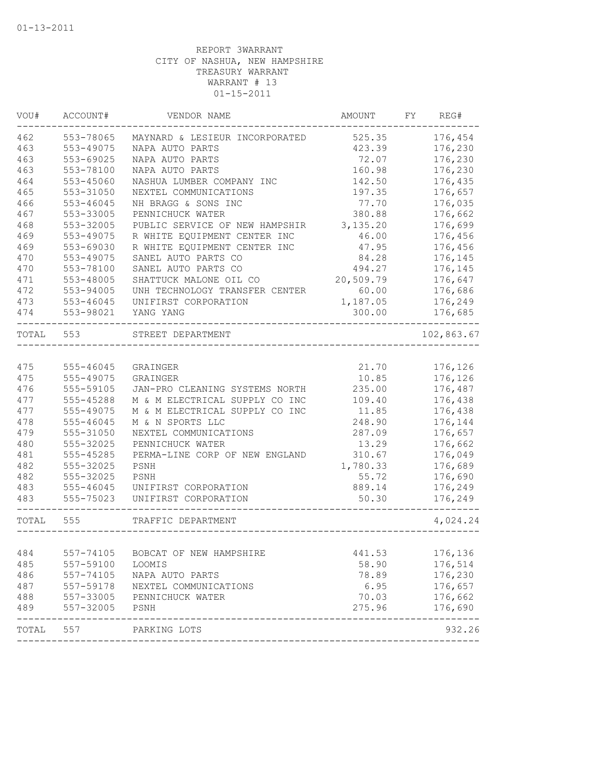01-13-2011

REPORT 3WARRANT
CITY OF NASHUA, NEW HAMPSHIRE
TREASURY WARRANT
WARRANT # 13
01-15-2011

| VOU# | ACCOUNT# | VENDOR NAME | AMOUNT | FY | REG# |
|---|---|---|---|---|---|
| 462 | 553-78065 | MAYNARD & LESIEUR INCORPORATED | 525.35 | | 176,454 |
| 463 | 553-49075 | NAPA AUTO PARTS | 423.39 | | 176,230 |
| 463 | 553-69025 | NAPA AUTO PARTS | 72.07 | | 176,230 |
| 463 | 553-78100 | NAPA AUTO PARTS | 160.98 | | 176,230 |
| 464 | 553-45060 | NASHUA LUMBER COMPANY INC | 142.50 | | 176,435 |
| 465 | 553-31050 | NEXTEL COMMUNICATIONS | 197.35 | | 176,657 |
| 466 | 553-46045 | NH BRAGG & SONS INC | 77.70 | | 176,035 |
| 467 | 553-33005 | PENNICHUCK WATER | 380.88 | | 176,662 |
| 468 | 553-32005 | PUBLIC SERVICE OF NEW HAMPSHIR | 3,135.20 | | 176,699 |
| 469 | 553-49075 | R WHITE EQUIPMENT CENTER INC | 46.00 | | 176,456 |
| 469 | 553-69030 | R WHITE EQUIPMENT CENTER INC | 47.95 | | 176,456 |
| 470 | 553-49075 | SANEL AUTO PARTS CO | 84.28 | | 176,145 |
| 470 | 553-78100 | SANEL AUTO PARTS CO | 494.27 | | 176,145 |
| 471 | 553-48005 | SHATTUCK MALONE OIL CO | 20,509.79 | | 176,647 |
| 472 | 553-94005 | UNH TECHNOLOGY TRANSFER CENTER | 60.00 | | 176,686 |
| 473 | 553-46045 | UNIFIRST CORPORATION | 1,187.05 | | 176,249 |
| 474 | 553-98021 | YANG YANG | 300.00 | | 176,685 |
| TOTAL | 553 | STREET DEPARTMENT | | | 102,863.67 |
| 475 | 555-46045 | GRAINGER | 21.70 | | 176,126 |
| 475 | 555-49075 | GRAINGER | 10.85 | | 176,126 |
| 476 | 555-59105 | JAN-PRO CLEANING SYSTEMS NORTH | 235.00 | | 176,487 |
| 477 | 555-45288 | M & M ELECTRICAL SUPPLY CO INC | 109.40 | | 176,438 |
| 477 | 555-49075 | M & M ELECTRICAL SUPPLY CO INC | 11.85 | | 176,438 |
| 478 | 555-46045 | M & N SPORTS LLC | 248.90 | | 176,144 |
| 479 | 555-31050 | NEXTEL COMMUNICATIONS | 287.09 | | 176,657 |
| 480 | 555-32025 | PENNICHUCK WATER | 13.29 | | 176,662 |
| 481 | 555-45285 | PERMA-LINE CORP OF NEW ENGLAND | 310.67 | | 176,049 |
| 482 | 555-32025 | PSNH | 1,780.33 | | 176,689 |
| 482 | 555-32025 | PSNH | 55.72 | | 176,690 |
| 483 | 555-46045 | UNIFIRST CORPORATION | 889.14 | | 176,249 |
| 483 | 555-75023 | UNIFIRST CORPORATION | 50.30 | | 176,249 |
| TOTAL | 555 | TRAFFIC DEPARTMENT | | | 4,024.24 |
| 484 | 557-74105 | BOBCAT OF NEW HAMPSHIRE | 441.53 | | 176,136 |
| 485 | 557-59100 | LOOMIS | 58.90 | | 176,514 |
| 486 | 557-74105 | NAPA AUTO PARTS | 78.89 | | 176,230 |
| 487 | 557-59178 | NEXTEL COMMUNICATIONS | 6.95 | | 176,657 |
| 488 | 557-33005 | PENNICHUCK WATER | 70.03 | | 176,662 |
| 489 | 557-32005 | PSNH | 275.96 | | 176,690 |
| TOTAL | 557 | PARKING LOTS | | | 932.26 |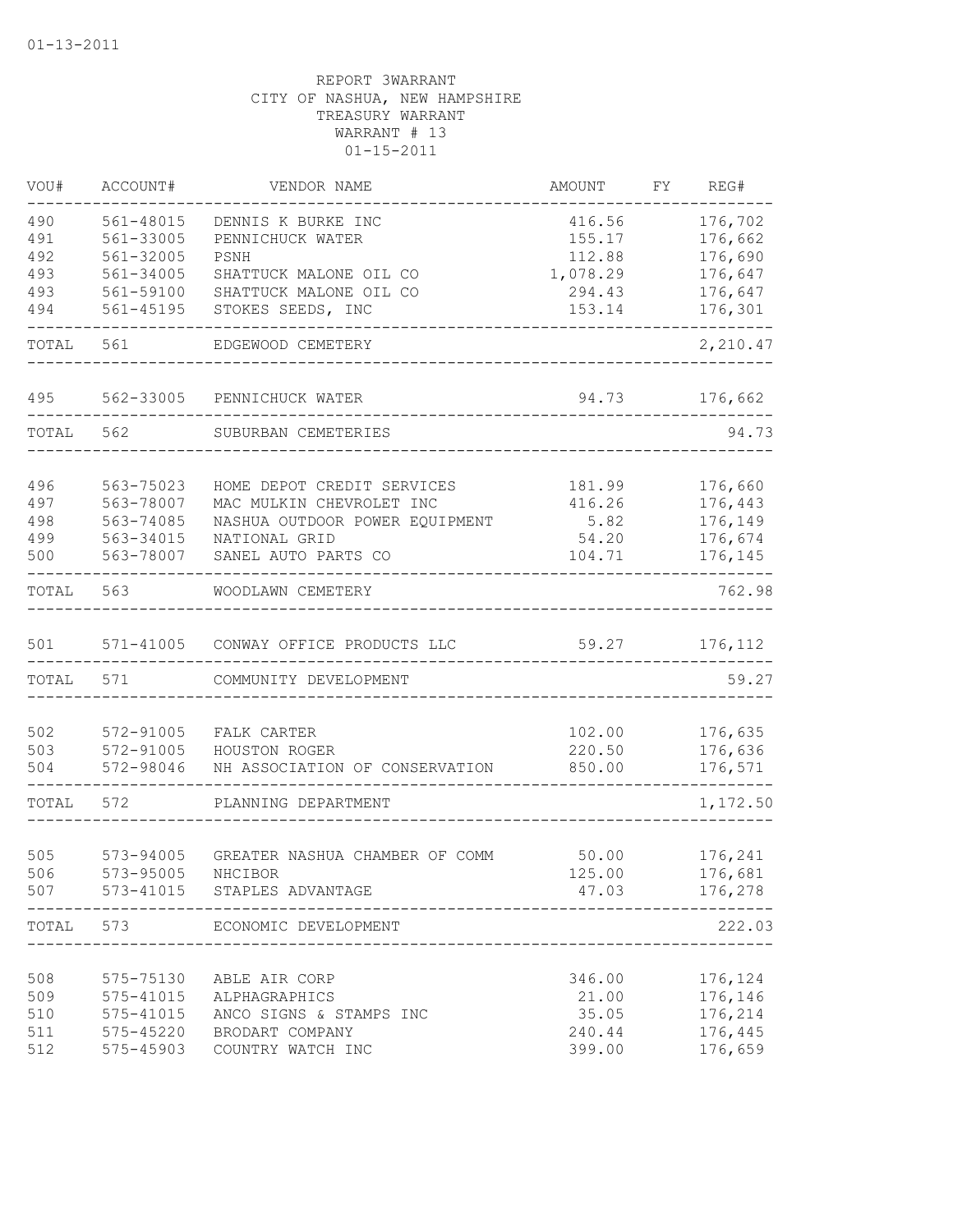01-13-2011

REPORT 3WARRANT
CITY OF NASHUA, NEW HAMPSHIRE
TREASURY WARRANT
WARRANT # 13
01-15-2011

| VOU# | ACCOUNT# | VENDOR NAME | AMOUNT | FY | REG# |
|---|---|---|---|---|---|
| 490 | 561-48015 | DENNIS K BURKE INC | 416.56 | | 176,702 |
| 491 | 561-33005 | PENNICHUCK WATER | 155.17 | | 176,662 |
| 492 | 561-32005 | PSNH | 112.88 | | 176,690 |
| 493 | 561-34005 | SHATTUCK MALONE OIL CO | 1,078.29 | | 176,647 |
| 493 | 561-59100 | SHATTUCK MALONE OIL CO | 294.43 | | 176,647 |
| 494 | 561-45195 | STOKES SEEDS, INC | 153.14 | | 176,301 |
| TOTAL | 561 | EDGEWOOD CEMETERY | | | 2,210.47 |
| 495 | 562-33005 | PENNICHUCK WATER | 94.73 | | 176,662 |
| TOTAL | 562 | SUBURBAN CEMETERIES | | | 94.73 |
| 496 | 563-75023 | HOME DEPOT CREDIT SERVICES | 181.99 | | 176,660 |
| 497 | 563-78007 | MAC MULKIN CHEVROLET INC | 416.26 | | 176,443 |
| 498 | 563-74085 | NASHUA OUTDOOR POWER EQUIPMENT | 5.82 | | 176,149 |
| 499 | 563-34015 | NATIONAL GRID | 54.20 | | 176,674 |
| 500 | 563-78007 | SANEL AUTO PARTS CO | 104.71 | | 176,145 |
| TOTAL | 563 | WOODLAWN CEMETERY | | | 762.98 |
| 501 | 571-41005 | CONWAY OFFICE PRODUCTS LLC | 59.27 | | 176,112 |
| TOTAL | 571 | COMMUNITY DEVELOPMENT | | | 59.27 |
| 502 | 572-91005 | FALK CARTER | 102.00 | | 176,635 |
| 503 | 572-91005 | HOUSTON ROGER | 220.50 | | 176,636 |
| 504 | 572-98046 | NH ASSOCIATION OF CONSERVATION | 850.00 | | 176,571 |
| TOTAL | 572 | PLANNING DEPARTMENT | | | 1,172.50 |
| 505 | 573-94005 | GREATER NASHUA CHAMBER OF COMM | 50.00 | | 176,241 |
| 506 | 573-95005 | NHCIBOR | 125.00 | | 176,681 |
| 507 | 573-41015 | STAPLES ADVANTAGE | 47.03 | | 176,278 |
| TOTAL | 573 | ECONOMIC DEVELOPMENT | | | 222.03 |
| 508 | 575-75130 | ABLE AIR CORP | 346.00 | | 176,124 |
| 509 | 575-41015 | ALPHAGRAPHICS | 21.00 | | 176,146 |
| 510 | 575-41015 | ANCO SIGNS & STAMPS INC | 35.05 | | 176,214 |
| 511 | 575-45220 | BRODART COMPANY | 240.44 | | 176,445 |
| 512 | 575-45903 | COUNTRY WATCH INC | 399.00 | | 176,659 |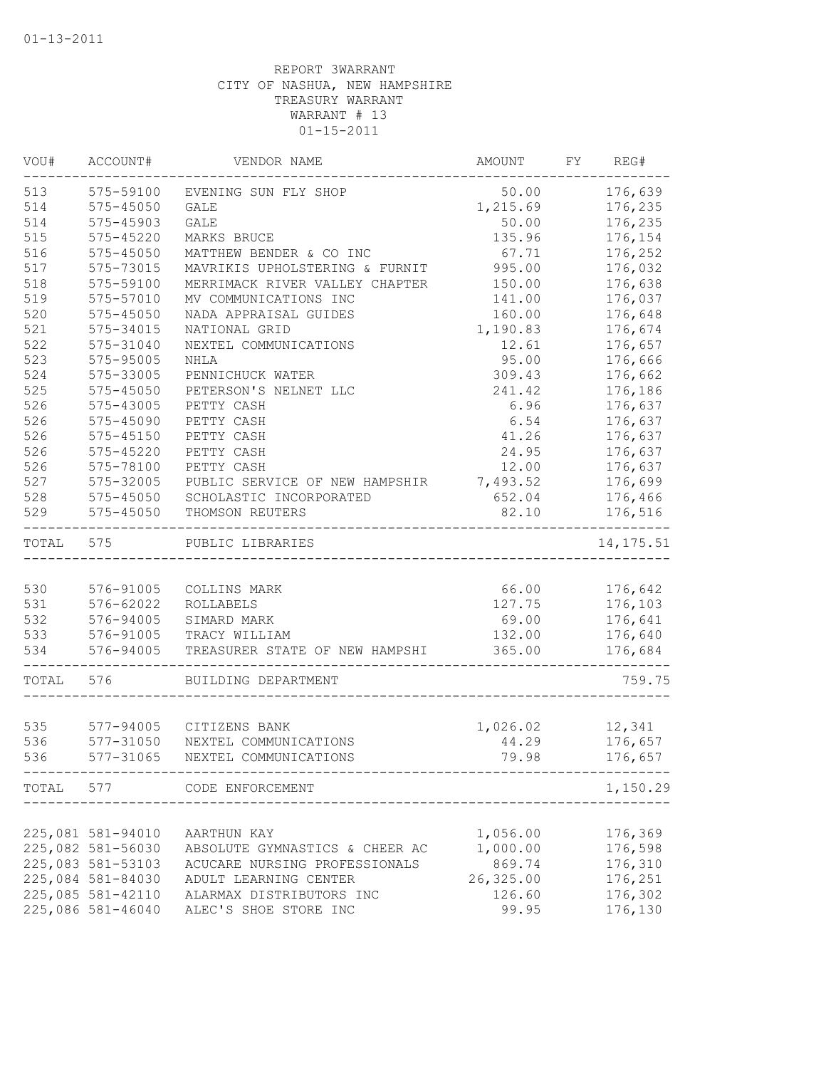01-13-2011

REPORT 3WARRANT
CITY OF NASHUA, NEW HAMPSHIRE
TREASURY WARRANT
WARRANT # 13
01-15-2011

| VOU# | ACCOUNT# | VENDOR NAME | AMOUNT | FY | REG# |
|---|---|---|---|---|---|
| 513 | 575-59100 | EVENING SUN FLY SHOP | 50.00 | | 176,639 |
| 514 | 575-45050 | GALE | 1,215.69 | | 176,235 |
| 514 | 575-45903 | GALE | 50.00 | | 176,235 |
| 515 | 575-45220 | MARKS BRUCE | 135.96 | | 176,154 |
| 516 | 575-45050 | MATTHEW BENDER & CO INC | 67.71 | | 176,252 |
| 517 | 575-73015 | MAVRIKIS UPHOLSTERING & FURNIT | 995.00 | | 176,032 |
| 518 | 575-59100 | MERRIMACK RIVER VALLEY CHAPTER | 150.00 | | 176,638 |
| 519 | 575-57010 | MV COMMUNICATIONS INC | 141.00 | | 176,037 |
| 520 | 575-45050 | NADA APPRAISAL GUIDES | 160.00 | | 176,648 |
| 521 | 575-34015 | NATIONAL GRID | 1,190.83 | | 176,674 |
| 522 | 575-31040 | NEXTEL COMMUNICATIONS | 12.61 | | 176,657 |
| 523 | 575-95005 | NHLA | 95.00 | | 176,666 |
| 524 | 575-33005 | PENNICHUCK WATER | 309.43 | | 176,662 |
| 525 | 575-45050 | PETERSON'S NELNET LLC | 241.42 | | 176,186 |
| 526 | 575-43005 | PETTY CASH | 6.96 | | 176,637 |
| 526 | 575-45090 | PETTY CASH | 6.54 | | 176,637 |
| 526 | 575-45150 | PETTY CASH | 41.26 | | 176,637 |
| 526 | 575-45220 | PETTY CASH | 24.95 | | 176,637 |
| 526 | 575-78100 | PETTY CASH | 12.00 | | 176,637 |
| 527 | 575-32005 | PUBLIC SERVICE OF NEW HAMPSHIR | 7,493.52 | | 176,699 |
| 528 | 575-45050 | SCHOLASTIC INCORPORATED | 652.04 | | 176,466 |
| 529 | 575-45050 | THOMSON REUTERS | 82.10 | | 176,516 |
| TOTAL | 575 | PUBLIC LIBRARIES | | | 14,175.51 |
| 530 | 576-91005 | COLLINS MARK | 66.00 | | 176,642 |
| 531 | 576-62022 | ROLLABELS | 127.75 | | 176,103 |
| 532 | 576-94005 | SIMARD MARK | 69.00 | | 176,641 |
| 533 | 576-91005 | TRACY WILLIAM | 132.00 | | 176,640 |
| 534 | 576-94005 | TREASURER STATE OF NEW HAMPSHI | 365.00 | | 176,684 |
| TOTAL | 576 | BUILDING DEPARTMENT | | | 759.75 |
| 535 | 577-94005 | CITIZENS BANK | 1,026.02 | | 12,341 |
| 536 | 577-31050 | NEXTEL COMMUNICATIONS | 44.29 | | 176,657 |
| 536 | 577-31065 | NEXTEL COMMUNICATIONS | 79.98 | | 176,657 |
| TOTAL | 577 | CODE ENFORCEMENT | | | 1,150.29 |
| 225,081 | 581-94010 | AARTHUN KAY | 1,056.00 | | 176,369 |
| 225,082 | 581-56030 | ABSOLUTE GYMNASTICS & CHEER AC | 1,000.00 | | 176,598 |
| 225,083 | 581-53103 | ACUCARE NURSING PROFESSIONALS | 869.74 | | 176,310 |
| 225,084 | 581-84030 | ADULT LEARNING CENTER | 26,325.00 | | 176,251 |
| 225,085 | 581-42110 | ALARMAX DISTRIBUTORS INC | 126.60 | | 176,302 |
| 225,086 | 581-46040 | ALEC'S SHOE STORE INC | 99.95 | | 176,130 |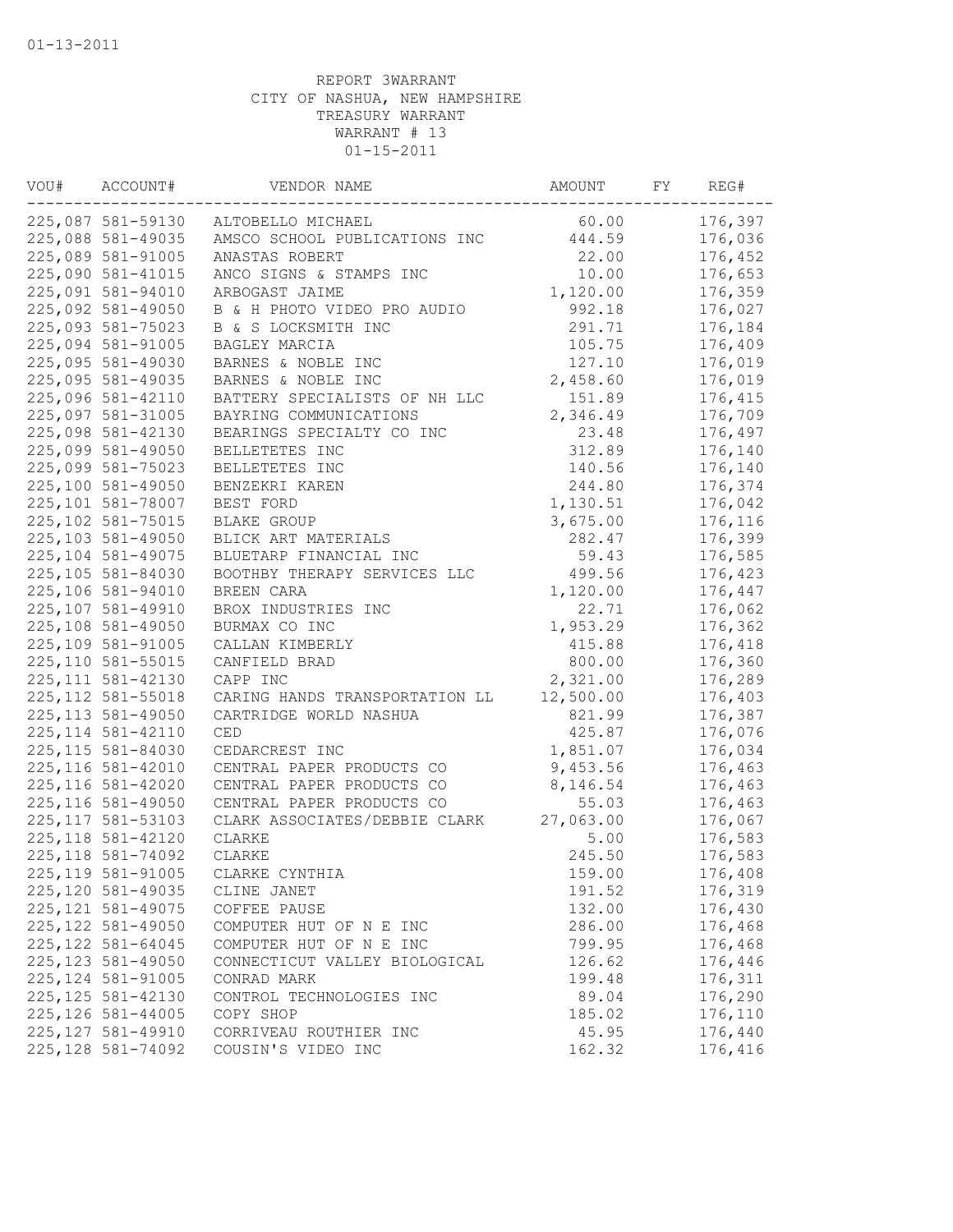01-13-2011

REPORT 3WARRANT
CITY OF NASHUA, NEW HAMPSHIRE
TREASURY WARRANT
WARRANT # 13
01-15-2011

| VOU# | ACCOUNT# | VENDOR NAME | AMOUNT | FY | REG# |
|---|---|---|---|---|---|
| 225,087 | 581-59130 | ALTOBELLO MICHAEL | 60.00 | | 176,397 |
| 225,088 | 581-49035 | AMSCO SCHOOL PUBLICATIONS INC | 444.59 | | 176,036 |
| 225,089 | 581-91005 | ANASTAS ROBERT | 22.00 | | 176,452 |
| 225,090 | 581-41015 | ANCO SIGNS & STAMPS INC | 10.00 | | 176,653 |
| 225,091 | 581-94010 | ARBOGAST JAIME | 1,120.00 | | 176,359 |
| 225,092 | 581-49050 | B & H PHOTO VIDEO PRO AUDIO | 992.18 | | 176,027 |
| 225,093 | 581-75023 | B & S LOCKSMITH INC | 291.71 | | 176,184 |
| 225,094 | 581-91005 | BAGLEY MARCIA | 105.75 | | 176,409 |
| 225,095 | 581-49030 | BARNES & NOBLE INC | 127.10 | | 176,019 |
| 225,095 | 581-49035 | BARNES & NOBLE INC | 2,458.60 | | 176,019 |
| 225,096 | 581-42110 | BATTERY SPECIALISTS OF NH LLC | 151.89 | | 176,415 |
| 225,097 | 581-31005 | BAYRING COMMUNICATIONS | 2,346.49 | | 176,709 |
| 225,098 | 581-42130 | BEARINGS SPECIALTY CO INC | 23.48 | | 176,497 |
| 225,099 | 581-49050 | BELLETETES INC | 312.89 | | 176,140 |
| 225,099 | 581-75023 | BELLETETES INC | 140.56 | | 176,140 |
| 225,100 | 581-49050 | BENZEKRI KAREN | 244.80 | | 176,374 |
| 225,101 | 581-78007 | BEST FORD | 1,130.51 | | 176,042 |
| 225,102 | 581-75015 | BLAKE GROUP | 3,675.00 | | 176,116 |
| 225,103 | 581-49050 | BLICK ART MATERIALS | 282.47 | | 176,399 |
| 225,104 | 581-49075 | BLUETARP FINANCIAL INC | 59.43 | | 176,585 |
| 225,105 | 581-84030 | BOOTHBY THERAPY SERVICES LLC | 499.56 | | 176,423 |
| 225,106 | 581-94010 | BREEN CARA | 1,120.00 | | 176,447 |
| 225,107 | 581-49910 | BROX INDUSTRIES INC | 22.71 | | 176,062 |
| 225,108 | 581-49050 | BURMAX CO INC | 1,953.29 | | 176,362 |
| 225,109 | 581-91005 | CALLAN KIMBERLY | 415.88 | | 176,418 |
| 225,110 | 581-55015 | CANFIELD BRAD | 800.00 | | 176,360 |
| 225,111 | 581-42130 | CAPP INC | 2,321.00 | | 176,289 |
| 225,112 | 581-55018 | CARING HANDS TRANSPORTATION LL | 12,500.00 | | 176,403 |
| 225,113 | 581-49050 | CARTRIDGE WORLD NASHUA | 821.99 | | 176,387 |
| 225,114 | 581-42110 | CED | 425.87 | | 176,076 |
| 225,115 | 581-84030 | CEDARCREST INC | 1,851.07 | | 176,034 |
| 225,116 | 581-42010 | CENTRAL PAPER PRODUCTS CO | 9,453.56 | | 176,463 |
| 225,116 | 581-42020 | CENTRAL PAPER PRODUCTS CO | 8,146.54 | | 176,463 |
| 225,116 | 581-49050 | CENTRAL PAPER PRODUCTS CO | 55.03 | | 176,463 |
| 225,117 | 581-53103 | CLARK ASSOCIATES/DEBBIE CLARK | 27,063.00 | | 176,067 |
| 225,118 | 581-42120 | CLARKE | 5.00 | | 176,583 |
| 225,118 | 581-74092 | CLARKE | 245.50 | | 176,583 |
| 225,119 | 581-91005 | CLARKE CYNTHIA | 159.00 | | 176,408 |
| 225,120 | 581-49035 | CLINE JANET | 191.52 | | 176,319 |
| 225,121 | 581-49075 | COFFEE PAUSE | 132.00 | | 176,430 |
| 225,122 | 581-49050 | COMPUTER HUT OF N E INC | 286.00 | | 176,468 |
| 225,122 | 581-64045 | COMPUTER HUT OF N E INC | 799.95 | | 176,468 |
| 225,123 | 581-49050 | CONNECTICUT VALLEY BIOLOGICAL | 126.62 | | 176,446 |
| 225,124 | 581-91005 | CONRAD MARK | 199.48 | | 176,311 |
| 225,125 | 581-42130 | CONTROL TECHNOLOGIES INC | 89.04 | | 176,290 |
| 225,126 | 581-44005 | COPY SHOP | 185.02 | | 176,110 |
| 225,127 | 581-49910 | CORRIVEAU ROUTHIER INC | 45.95 | | 176,440 |
| 225,128 | 581-74092 | COUSIN'S VIDEO INC | 162.32 | | 176,416 |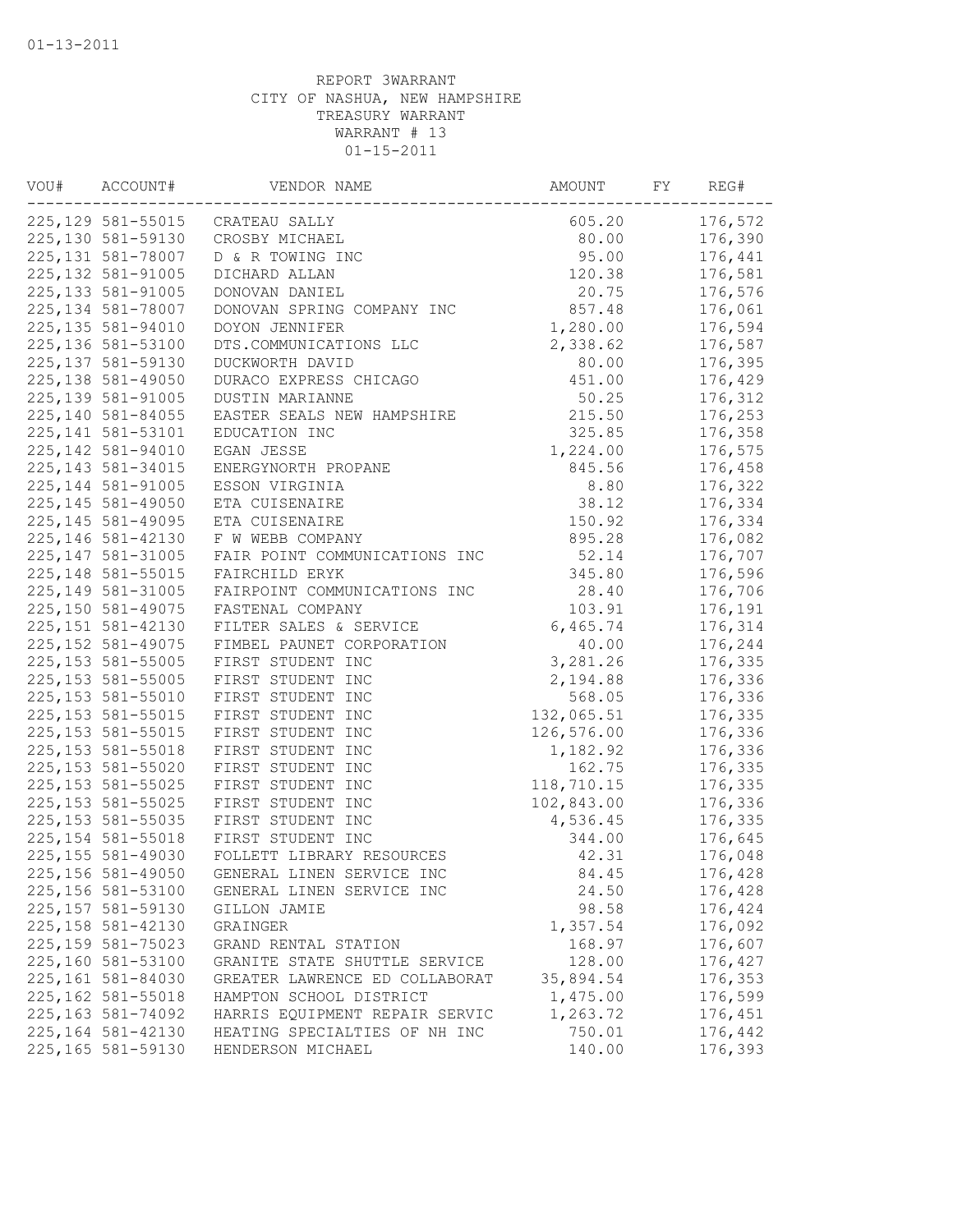01-13-2011

REPORT 3WARRANT
CITY OF NASHUA, NEW HAMPSHIRE
TREASURY WARRANT
WARRANT # 13
01-15-2011

| VOU# | ACCOUNT# | VENDOR NAME | AMOUNT | FY | REG# |
|---|---|---|---|---|---|
| 225,129 | 581-55015 | CRATEAU SALLY | 605.20 | | 176,572 |
| 225,130 | 581-59130 | CROSBY MICHAEL | 80.00 | | 176,390 |
| 225,131 | 581-78007 | D & R TOWING INC | 95.00 | | 176,441 |
| 225,132 | 581-91005 | DICHARD ALLAN | 120.38 | | 176,581 |
| 225,133 | 581-91005 | DONOVAN DANIEL | 20.75 | | 176,576 |
| 225,134 | 581-78007 | DONOVAN SPRING COMPANY INC | 857.48 | | 176,061 |
| 225,135 | 581-94010 | DOYON JENNIFER | 1,280.00 | | 176,594 |
| 225,136 | 581-53100 | DTS.COMMUNICATIONS LLC | 2,338.62 | | 176,587 |
| 225,137 | 581-59130 | DUCKWORTH DAVID | 80.00 | | 176,395 |
| 225,138 | 581-49050 | DURACO EXPRESS CHICAGO | 451.00 | | 176,429 |
| 225,139 | 581-91005 | DUSTIN MARIANNE | 50.25 | | 176,312 |
| 225,140 | 581-84055 | EASTER SEALS NEW HAMPSHIRE | 215.50 | | 176,253 |
| 225,141 | 581-53101 | EDUCATION INC | 325.85 | | 176,358 |
| 225,142 | 581-94010 | EGAN JESSE | 1,224.00 | | 176,575 |
| 225,143 | 581-34015 | ENERGYNORTH PROPANE | 845.56 | | 176,458 |
| 225,144 | 581-91005 | ESSON VIRGINIA | 8.80 | | 176,322 |
| 225,145 | 581-49050 | ETA CUISENAIRE | 38.12 | | 176,334 |
| 225,145 | 581-49095 | ETA CUISENAIRE | 150.92 | | 176,334 |
| 225,146 | 581-42130 | F W WEBB COMPANY | 895.28 | | 176,082 |
| 225,147 | 581-31005 | FAIR POINT COMMUNICATIONS INC | 52.14 | | 176,707 |
| 225,148 | 581-55015 | FAIRCHILD ERYK | 345.80 | | 176,596 |
| 225,149 | 581-31005 | FAIRPOINT COMMUNICATIONS INC | 28.40 | | 176,706 |
| 225,150 | 581-49075 | FASTENAL COMPANY | 103.91 | | 176,191 |
| 225,151 | 581-42130 | FILTER SALES & SERVICE | 6,465.74 | | 176,314 |
| 225,152 | 581-49075 | FIMBEL PAUNET CORPORATION | 40.00 | | 176,244 |
| 225,153 | 581-55005 | FIRST STUDENT INC | 3,281.26 | | 176,335 |
| 225,153 | 581-55005 | FIRST STUDENT INC | 2,194.88 | | 176,336 |
| 225,153 | 581-55010 | FIRST STUDENT INC | 568.05 | | 176,336 |
| 225,153 | 581-55015 | FIRST STUDENT INC | 132,065.51 | | 176,335 |
| 225,153 | 581-55015 | FIRST STUDENT INC | 126,576.00 | | 176,336 |
| 225,153 | 581-55018 | FIRST STUDENT INC | 1,182.92 | | 176,336 |
| 225,153 | 581-55020 | FIRST STUDENT INC | 162.75 | | 176,335 |
| 225,153 | 581-55025 | FIRST STUDENT INC | 118,710.15 | | 176,335 |
| 225,153 | 581-55025 | FIRST STUDENT INC | 102,843.00 | | 176,336 |
| 225,153 | 581-55035 | FIRST STUDENT INC | 4,536.45 | | 176,335 |
| 225,154 | 581-55018 | FIRST STUDENT INC | 344.00 | | 176,645 |
| 225,155 | 581-49030 | FOLLETT LIBRARY RESOURCES | 42.31 | | 176,048 |
| 225,156 | 581-49050 | GENERAL LINEN SERVICE INC | 84.45 | | 176,428 |
| 225,156 | 581-53100 | GENERAL LINEN SERVICE INC | 24.50 | | 176,428 |
| 225,157 | 581-59130 | GILLON JAMIE | 98.58 | | 176,424 |
| 225,158 | 581-42130 | GRAINGER | 1,357.54 | | 176,092 |
| 225,159 | 581-75023 | GRAND RENTAL STATION | 168.97 | | 176,607 |
| 225,160 | 581-53100 | GRANITE STATE SHUTTLE SERVICE | 128.00 | | 176,427 |
| 225,161 | 581-84030 | GREATER LAWRENCE ED COLLABORAT | 35,894.54 | | 176,353 |
| 225,162 | 581-55018 | HAMPTON SCHOOL DISTRICT | 1,475.00 | | 176,599 |
| 225,163 | 581-74092 | HARRIS EQUIPMENT REPAIR SERVIC | 1,263.72 | | 176,451 |
| 225,164 | 581-42130 | HEATING SPECIALTIES OF NH INC | 750.01 | | 176,442 |
| 225,165 | 581-59130 | HENDERSON MICHAEL | 140.00 | | 176,393 |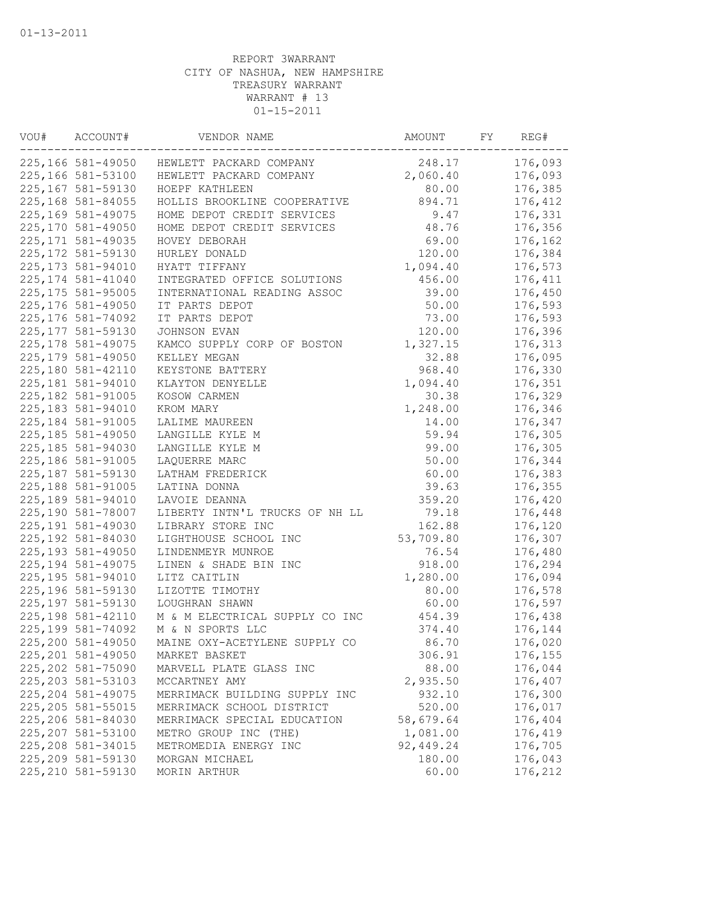01-13-2011

REPORT 3WARRANT
CITY OF NASHUA, NEW HAMPSHIRE
TREASURY WARRANT
WARRANT # 13
01-15-2011

| VOU# | ACCOUNT# | VENDOR NAME | AMOUNT | FY | REG# |
|---|---|---|---|---|---|
| 225,166 | 581-49050 | HEWLETT PACKARD COMPANY | 248.17 | | 176,093 |
| 225,166 | 581-53100 | HEWLETT PACKARD COMPANY | 2,060.40 | | 176,093 |
| 225,167 | 581-59130 | HOEPF KATHLEEN | 80.00 | | 176,385 |
| 225,168 | 581-84055 | HOLLIS BROOKLINE COOPERATIVE | 894.71 | | 176,412 |
| 225,169 | 581-49075 | HOME DEPOT CREDIT SERVICES | 9.47 | | 176,331 |
| 225,170 | 581-49050 | HOME DEPOT CREDIT SERVICES | 48.76 | | 176,356 |
| 225,171 | 581-49035 | HOVEY DEBORAH | 69.00 | | 176,162 |
| 225,172 | 581-59130 | HURLEY DONALD | 120.00 | | 176,384 |
| 225,173 | 581-94010 | HYATT TIFFANY | 1,094.40 | | 176,573 |
| 225,174 | 581-41040 | INTEGRATED OFFICE SOLUTIONS | 456.00 | | 176,411 |
| 225,175 | 581-95005 | INTERNATIONAL READING ASSOC | 39.00 | | 176,450 |
| 225,176 | 581-49050 | IT PARTS DEPOT | 50.00 | | 176,593 |
| 225,176 | 581-74092 | IT PARTS DEPOT | 73.00 | | 176,593 |
| 225,177 | 581-59130 | JOHNSON EVAN | 120.00 | | 176,396 |
| 225,178 | 581-49075 | KAMCO SUPPLY CORP OF BOSTON | 1,327.15 | | 176,313 |
| 225,179 | 581-49050 | KELLEY MEGAN | 32.88 | | 176,095 |
| 225,180 | 581-42110 | KEYSTONE BATTERY | 968.40 | | 176,330 |
| 225,181 | 581-94010 | KLAYTON DENYELLE | 1,094.40 | | 176,351 |
| 225,182 | 581-91005 | KOSOW CARMEN | 30.38 | | 176,329 |
| 225,183 | 581-94010 | KROM MARY | 1,248.00 | | 176,346 |
| 225,184 | 581-91005 | LALIME MAUREEN | 14.00 | | 176,347 |
| 225,185 | 581-49050 | LANGILLE KYLE M | 59.94 | | 176,305 |
| 225,185 | 581-94030 | LANGILLE KYLE M | 99.00 | | 176,305 |
| 225,186 | 581-91005 | LAQUERRE MARC | 50.00 | | 176,344 |
| 225,187 | 581-59130 | LATHAM FREDERICK | 60.00 | | 176,383 |
| 225,188 | 581-91005 | LATINA DONNA | 39.63 | | 176,355 |
| 225,189 | 581-94010 | LAVOIE DEANNA | 359.20 | | 176,420 |
| 225,190 | 581-78007 | LIBERTY INTN'L TRUCKS OF NH LL | 79.18 | | 176,448 |
| 225,191 | 581-49030 | LIBRARY STORE INC | 162.88 | | 176,120 |
| 225,192 | 581-84030 | LIGHTHOUSE SCHOOL INC | 53,709.80 | | 176,307 |
| 225,193 | 581-49050 | LINDENMEYR MUNROE | 76.54 | | 176,480 |
| 225,194 | 581-49075 | LINEN & SHADE BIN INC | 918.00 | | 176,294 |
| 225,195 | 581-94010 | LITZ CAITLIN | 1,280.00 | | 176,094 |
| 225,196 | 581-59130 | LIZOTTE TIMOTHY | 80.00 | | 176,578 |
| 225,197 | 581-59130 | LOUGHRAN SHAWN | 60.00 | | 176,597 |
| 225,198 | 581-42110 | M & M ELECTRICAL SUPPLY CO INC | 454.39 | | 176,438 |
| 225,199 | 581-74092 | M & N SPORTS LLC | 374.40 | | 176,144 |
| 225,200 | 581-49050 | MAINE OXY-ACETYLENE SUPPLY CO | 86.70 | | 176,020 |
| 225,201 | 581-49050 | MARKET BASKET | 306.91 | | 176,155 |
| 225,202 | 581-75090 | MARVELL PLATE GLASS INC | 88.00 | | 176,044 |
| 225,203 | 581-53103 | MCCARTNEY AMY | 2,935.50 | | 176,407 |
| 225,204 | 581-49075 | MERRIMACK BUILDING SUPPLY INC | 932.10 | | 176,300 |
| 225,205 | 581-55015 | MERRIMACK SCHOOL DISTRICT | 520.00 | | 176,017 |
| 225,206 | 581-84030 | MERRIMACK SPECIAL EDUCATION | 58,679.64 | | 176,404 |
| 225,207 | 581-53100 | METRO GROUP INC (THE) | 1,081.00 | | 176,419 |
| 225,208 | 581-34015 | METROMEDIA ENERGY INC | 92,449.24 | | 176,705 |
| 225,209 | 581-59130 | MORGAN MICHAEL | 180.00 | | 176,043 |
| 225,210 | 581-59130 | MORIN ARTHUR | 60.00 | | 176,212 |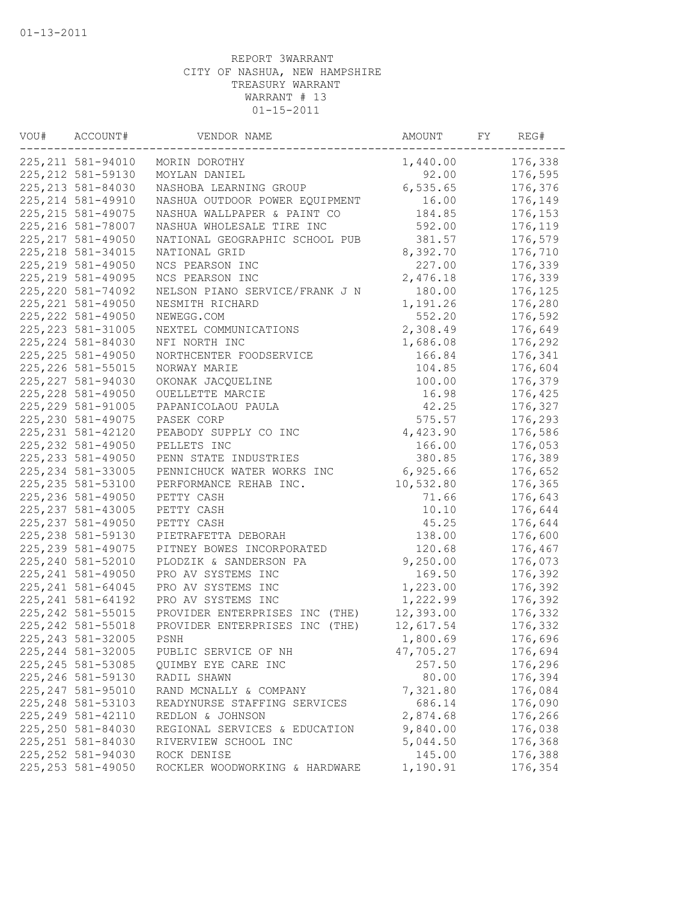01-13-2011

REPORT 3WARRANT
CITY OF NASHUA, NEW HAMPSHIRE
TREASURY WARRANT
WARRANT # 13
01-15-2011

| VOU# | ACCOUNT# | VENDOR NAME | AMOUNT | FY | REG# |
|---|---|---|---|---|---|
| 225,211 | 581-94010 | MORIN DOROTHY | 1,440.00 | | 176,338 |
| 225,212 | 581-59130 | MOYLAN DANIEL | 92.00 | | 176,595 |
| 225,213 | 581-84030 | NASHOBA LEARNING GROUP | 6,535.65 | | 176,376 |
| 225,214 | 581-49910 | NASHUA OUTDOOR POWER EQUIPMENT | 16.00 | | 176,149 |
| 225,215 | 581-49075 | NASHUA WALLPAPER & PAINT CO | 184.85 | | 176,153 |
| 225,216 | 581-78007 | NASHUA WHOLESALE TIRE INC | 592.00 | | 176,119 |
| 225,217 | 581-49050 | NATIONAL GEOGRAPHIC SCHOOL PUB | 381.57 | | 176,579 |
| 225,218 | 581-34015 | NATIONAL GRID | 8,392.70 | | 176,710 |
| 225,219 | 581-49050 | NCS PEARSON INC | 227.00 | | 176,339 |
| 225,219 | 581-49095 | NCS PEARSON INC | 2,476.18 | | 176,339 |
| 225,220 | 581-74092 | NELSON PIANO SERVICE/FRANK J N | 180.00 | | 176,125 |
| 225,221 | 581-49050 | NESMITH RICHARD | 1,191.26 | | 176,280 |
| 225,222 | 581-49050 | NEWEGG.COM | 552.20 | | 176,592 |
| 225,223 | 581-31005 | NEXTEL COMMUNICATIONS | 2,308.49 | | 176,649 |
| 225,224 | 581-84030 | NFI NORTH INC | 1,686.08 | | 176,292 |
| 225,225 | 581-49050 | NORTHCENTER FOODSERVICE | 166.84 | | 176,341 |
| 225,226 | 581-55015 | NORWAY MARIE | 104.85 | | 176,604 |
| 225,227 | 581-94030 | OKONAK JACQUELINE | 100.00 | | 176,379 |
| 225,228 | 581-49050 | OUELLETTE MARCIE | 16.98 | | 176,425 |
| 225,229 | 581-91005 | PAPANICOLAOU PAULA | 42.25 | | 176,327 |
| 225,230 | 581-49075 | PASEK CORP | 575.57 | | 176,293 |
| 225,231 | 581-42120 | PEABODY SUPPLY CO INC | 4,423.90 | | 176,586 |
| 225,232 | 581-49050 | PELLETS INC | 166.00 | | 176,053 |
| 225,233 | 581-49050 | PENN STATE INDUSTRIES | 380.85 | | 176,389 |
| 225,234 | 581-33005 | PENNICHUCK WATER WORKS INC | 6,925.66 | | 176,652 |
| 225,235 | 581-53100 | PERFORMANCE REHAB INC. | 10,532.80 | | 176,365 |
| 225,236 | 581-49050 | PETTY CASH | 71.66 | | 176,643 |
| 225,237 | 581-43005 | PETTY CASH | 10.10 | | 176,644 |
| 225,237 | 581-49050 | PETTY CASH | 45.25 | | 176,644 |
| 225,238 | 581-59130 | PIETRAFETTA DEBORAH | 138.00 | | 176,600 |
| 225,239 | 581-49075 | PITNEY BOWES INCORPORATED | 120.68 | | 176,467 |
| 225,240 | 581-52010 | PLODZIK & SANDERSON PA | 9,250.00 | | 176,073 |
| 225,241 | 581-49050 | PRO AV SYSTEMS INC | 169.50 | | 176,392 |
| 225,241 | 581-64045 | PRO AV SYSTEMS INC | 1,223.00 | | 176,392 |
| 225,241 | 581-64192 | PRO AV SYSTEMS INC | 1,222.99 | | 176,392 |
| 225,242 | 581-55015 | PROVIDER ENTERPRISES INC (THE) | 12,393.00 | | 176,332 |
| 225,242 | 581-55018 | PROVIDER ENTERPRISES INC (THE) | 12,617.54 | | 176,332 |
| 225,243 | 581-32005 | PSNH | 1,800.69 | | 176,696 |
| 225,244 | 581-32005 | PUBLIC SERVICE OF NH | 47,705.27 | | 176,694 |
| 225,245 | 581-53085 | QUIMBY EYE CARE INC | 257.50 | | 176,296 |
| 225,246 | 581-59130 | RADIL SHAWN | 80.00 | | 176,394 |
| 225,247 | 581-95010 | RAND MCNALLY & COMPANY | 7,321.80 | | 176,084 |
| 225,248 | 581-53103 | READYNURSE STAFFING SERVICES | 686.14 | | 176,090 |
| 225,249 | 581-42110 | REDLON & JOHNSON | 2,874.68 | | 176,266 |
| 225,250 | 581-84030 | REGIONAL SERVICES & EDUCATION | 9,840.00 | | 176,038 |
| 225,251 | 581-84030 | RIVERVIEW SCHOOL INC | 5,044.50 | | 176,368 |
| 225,252 | 581-94030 | ROCK DENISE | 145.00 | | 176,388 |
| 225,253 | 581-49050 | ROCKLER WOODWORKING & HARDWARE | 1,190.91 | | 176,354 |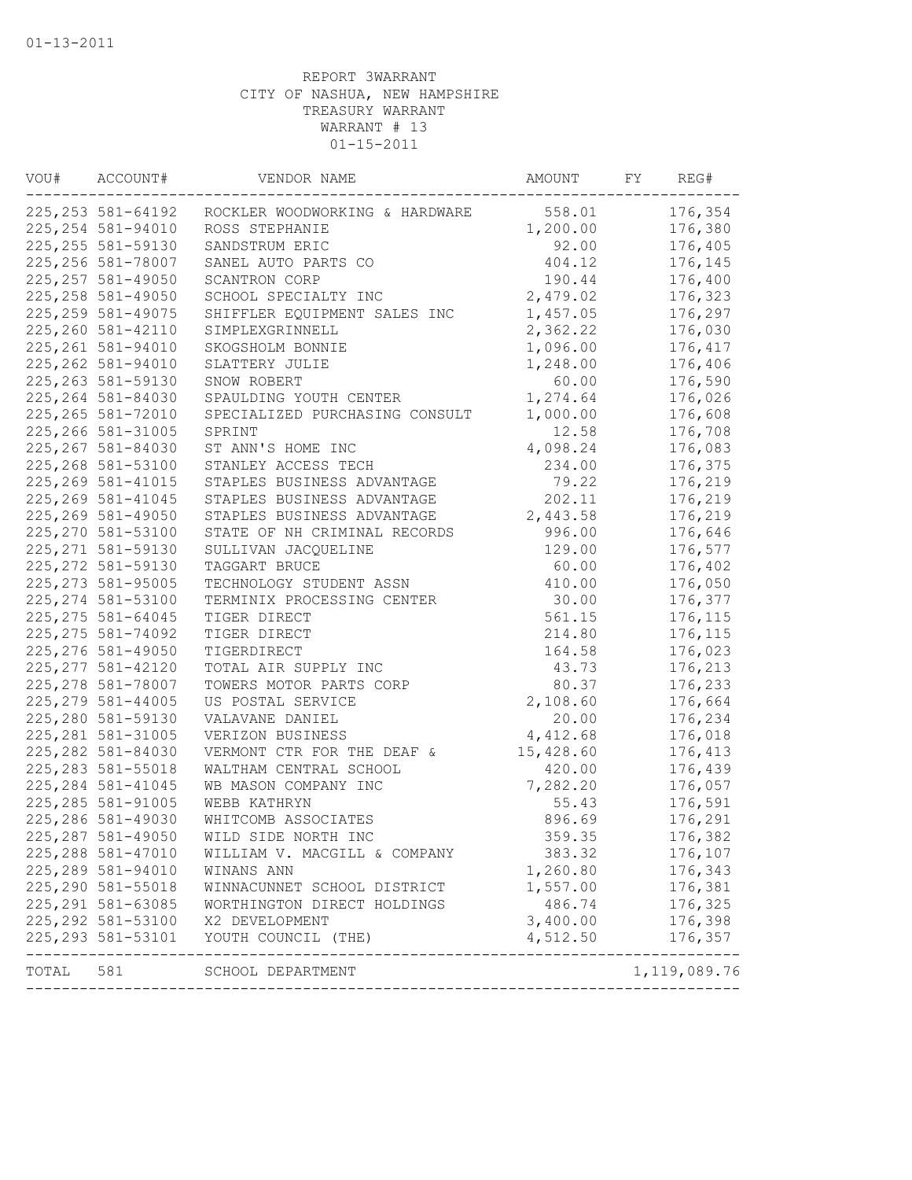01-13-2011

REPORT 3WARRANT
CITY OF NASHUA, NEW HAMPSHIRE
TREASURY WARRANT
WARRANT # 13
01-15-2011

| VOU# | ACCOUNT# | VENDOR NAME | AMOUNT | FY | REG# |
|---|---|---|---|---|---|
| 225,253 | 581-64192 | ROCKLER WOODWORKING & HARDWARE | 558.01 | | 176,354 |
| 225,254 | 581-94010 | ROSS STEPHANIE | 1,200.00 | | 176,380 |
| 225,255 | 581-59130 | SANDSTRUM ERIC | 92.00 | | 176,405 |
| 225,256 | 581-78007 | SANEL AUTO PARTS CO | 404.12 | | 176,145 |
| 225,257 | 581-49050 | SCANTRON CORP | 190.44 | | 176,400 |
| 225,258 | 581-49050 | SCHOOL SPECIALTY INC | 2,479.02 | | 176,323 |
| 225,259 | 581-49075 | SHIFFLER EQUIPMENT SALES INC | 1,457.05 | | 176,297 |
| 225,260 | 581-42110 | SIMPLEXGRINNELL | 2,362.22 | | 176,030 |
| 225,261 | 581-94010 | SKOGSHOLM BONNIE | 1,096.00 | | 176,417 |
| 225,262 | 581-94010 | SLATTERY JULIE | 1,248.00 | | 176,406 |
| 225,263 | 581-59130 | SNOW ROBERT | 60.00 | | 176,590 |
| 225,264 | 581-84030 | SPAULDING YOUTH CENTER | 1,274.64 | | 176,026 |
| 225,265 | 581-72010 | SPECIALIZED PURCHASING CONSULT | 1,000.00 | | 176,608 |
| 225,266 | 581-31005 | SPRINT | 12.58 | | 176,708 |
| 225,267 | 581-84030 | ST ANN'S HOME INC | 4,098.24 | | 176,083 |
| 225,268 | 581-53100 | STANLEY ACCESS TECH | 234.00 | | 176,375 |
| 225,269 | 581-41015 | STAPLES BUSINESS ADVANTAGE | 79.22 | | 176,219 |
| 225,269 | 581-41045 | STAPLES BUSINESS ADVANTAGE | 202.11 | | 176,219 |
| 225,269 | 581-49050 | STAPLES BUSINESS ADVANTAGE | 2,443.58 | | 176,219 |
| 225,270 | 581-53100 | STATE OF NH CRIMINAL RECORDS | 996.00 | | 176,646 |
| 225,271 | 581-59130 | SULLIVAN JACQUELINE | 129.00 | | 176,577 |
| 225,272 | 581-59130 | TAGGART BRUCE | 60.00 | | 176,402 |
| 225,273 | 581-95005 | TECHNOLOGY STUDENT ASSN | 410.00 | | 176,050 |
| 225,274 | 581-53100 | TERMINIX PROCESSING CENTER | 30.00 | | 176,377 |
| 225,275 | 581-64045 | TIGER DIRECT | 561.15 | | 176,115 |
| 225,275 | 581-74092 | TIGER DIRECT | 214.80 | | 176,115 |
| 225,276 | 581-49050 | TIGERDIRECT | 164.58 | | 176,023 |
| 225,277 | 581-42120 | TOTAL AIR SUPPLY INC | 43.73 | | 176,213 |
| 225,278 | 581-78007 | TOWERS MOTOR PARTS CORP | 80.37 | | 176,233 |
| 225,279 | 581-44005 | US POSTAL SERVICE | 2,108.60 | | 176,664 |
| 225,280 | 581-59130 | VALAVANE DANIEL | 20.00 | | 176,234 |
| 225,281 | 581-31005 | VERIZON BUSINESS | 4,412.68 | | 176,018 |
| 225,282 | 581-84030 | VERMONT CTR FOR THE DEAF & | 15,428.60 | | 176,413 |
| 225,283 | 581-55018 | WALTHAM CENTRAL SCHOOL | 420.00 | | 176,439 |
| 225,284 | 581-41045 | WB MASON COMPANY INC | 7,282.20 | | 176,057 |
| 225,285 | 581-91005 | WEBB KATHRYN | 55.43 | | 176,591 |
| 225,286 | 581-49030 | WHITCOMB ASSOCIATES | 896.69 | | 176,291 |
| 225,287 | 581-49050 | WILD SIDE NORTH INC | 359.35 | | 176,382 |
| 225,288 | 581-47010 | WILLIAM V. MACGILL & COMPANY | 383.32 | | 176,107 |
| 225,289 | 581-94010 | WINANS ANN | 1,260.80 | | 176,343 |
| 225,290 | 581-55018 | WINNACUNNET SCHOOL DISTRICT | 1,557.00 | | 176,381 |
| 225,291 | 581-63085 | WORTHINGTON DIRECT HOLDINGS | 486.74 | | 176,325 |
| 225,292 | 581-53100 | X2 DEVELOPMENT | 3,400.00 | | 176,398 |
| 225,293 | 581-53101 | YOUTH COUNCIL (THE) | 4,512.50 | | 176,357 |
| TOTAL | 581 | SCHOOL DEPARTMENT | | | 1,119,089.76 |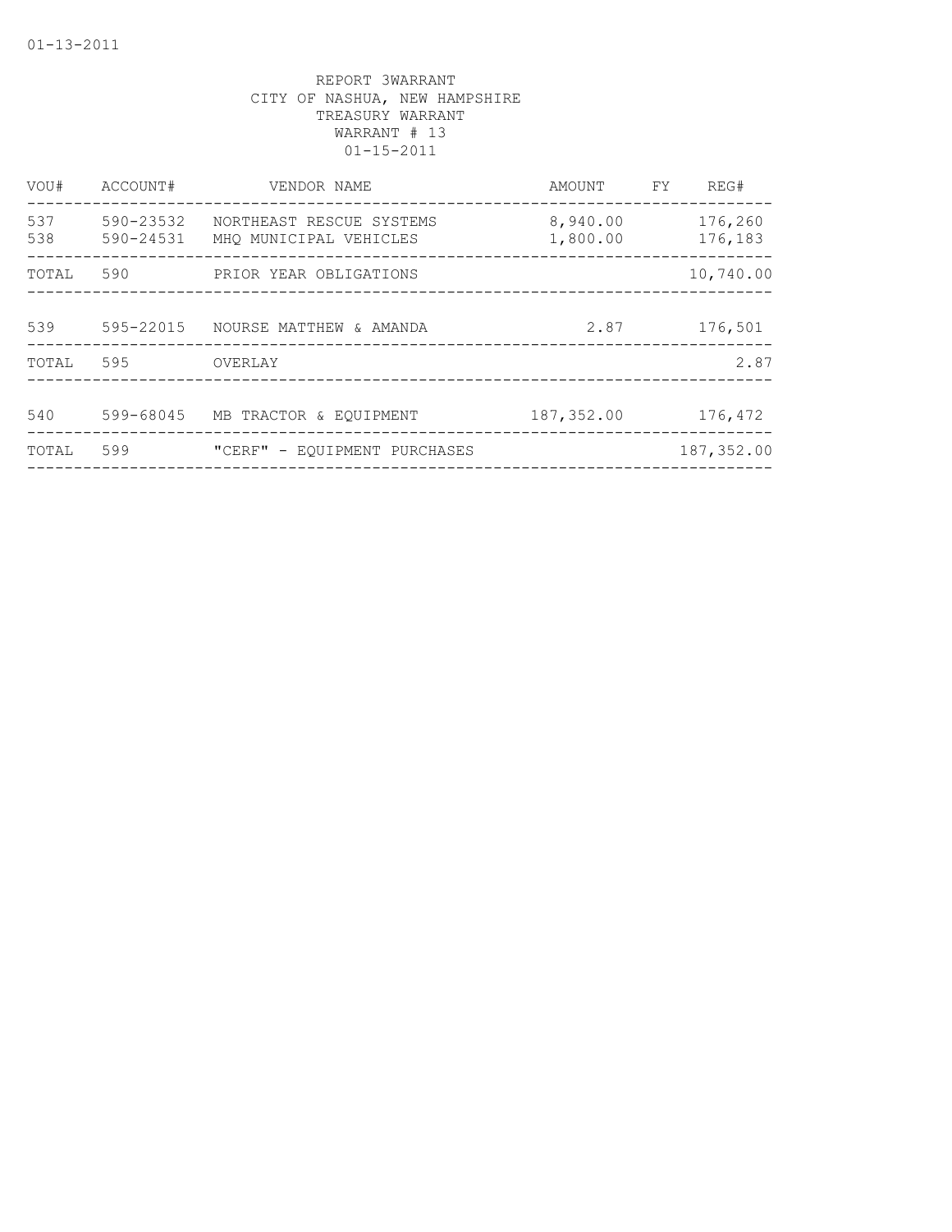01-13-2011

REPORT 3WARRANT
CITY OF NASHUA, NEW HAMPSHIRE
TREASURY WARRANT
WARRANT # 13
01-15-2011

| VOU# | ACCOUNT# | VENDOR NAME | AMOUNT | FY | REG# |
|---|---|---|---|---|---|
| 537 | 590-23532 | NORTHEAST RESCUE SYSTEMS | 8,940.00 | | 176,260 |
| 538 | 590-24531 | MHQ MUNICIPAL VEHICLES | 1,800.00 | | 176,183 |
| TOTAL | 590 | PRIOR YEAR OBLIGATIONS | | | 10,740.00 |
| 539 | 595-22015 | NOURSE MATTHEW & AMANDA | 2.87 | | 176,501 |
| TOTAL | 595 | OVERLAY | | | 2.87 |
| 540 | 599-68045 | MB TRACTOR & EQUIPMENT | 187,352.00 | | 176,472 |
| TOTAL | 599 | "CERF" - EQUIPMENT PURCHASES | | | 187,352.00 |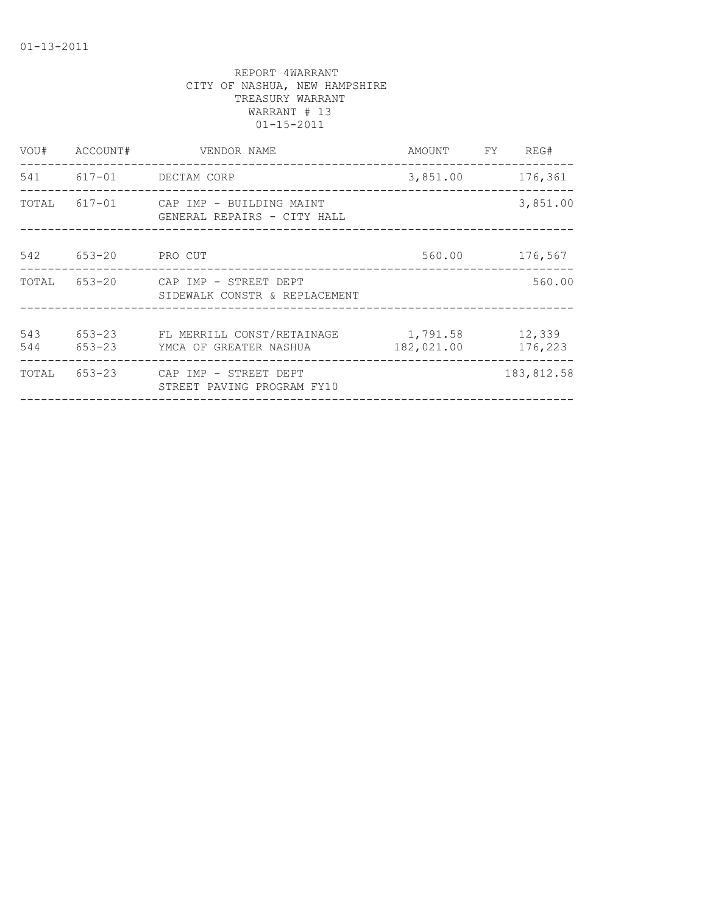01-13-2011

REPORT 4WARRANT
CITY OF NASHUA, NEW HAMPSHIRE
TREASURY WARRANT
WARRANT # 13
01-15-2011

| VOU# | ACCOUNT# | VENDOR NAME | AMOUNT | FY | REG# |
|---|---|---|---|---|---|
| 541 | 617-01 | DECTAM CORP | 3,851.00 | | 176,361 |
| TOTAL | 617-01 | CAP IMP - BUILDING MAINT<br>GENERAL REPAIRS - CITY HALL | | | 3,851.00 |
| 542 | 653-20 | PRO CUT | 560.00 | | 176,567 |
| TOTAL | 653-20 | CAP IMP - STREET DEPT<br>SIDEWALK CONSTR & REPLACEMENT | | | 560.00 |
| 543 | 653-23 | FL MERRILL CONST/RETAINAGE | 1,791.58 | | 12,339 |
| 544 | 653-23 | YMCA OF GREATER NASHUA | 182,021.00 | | 176,223 |
| TOTAL | 653-23 | CAP IMP - STREET DEPT<br>STREET PAVING PROGRAM FY10 | | | 183,812.58 |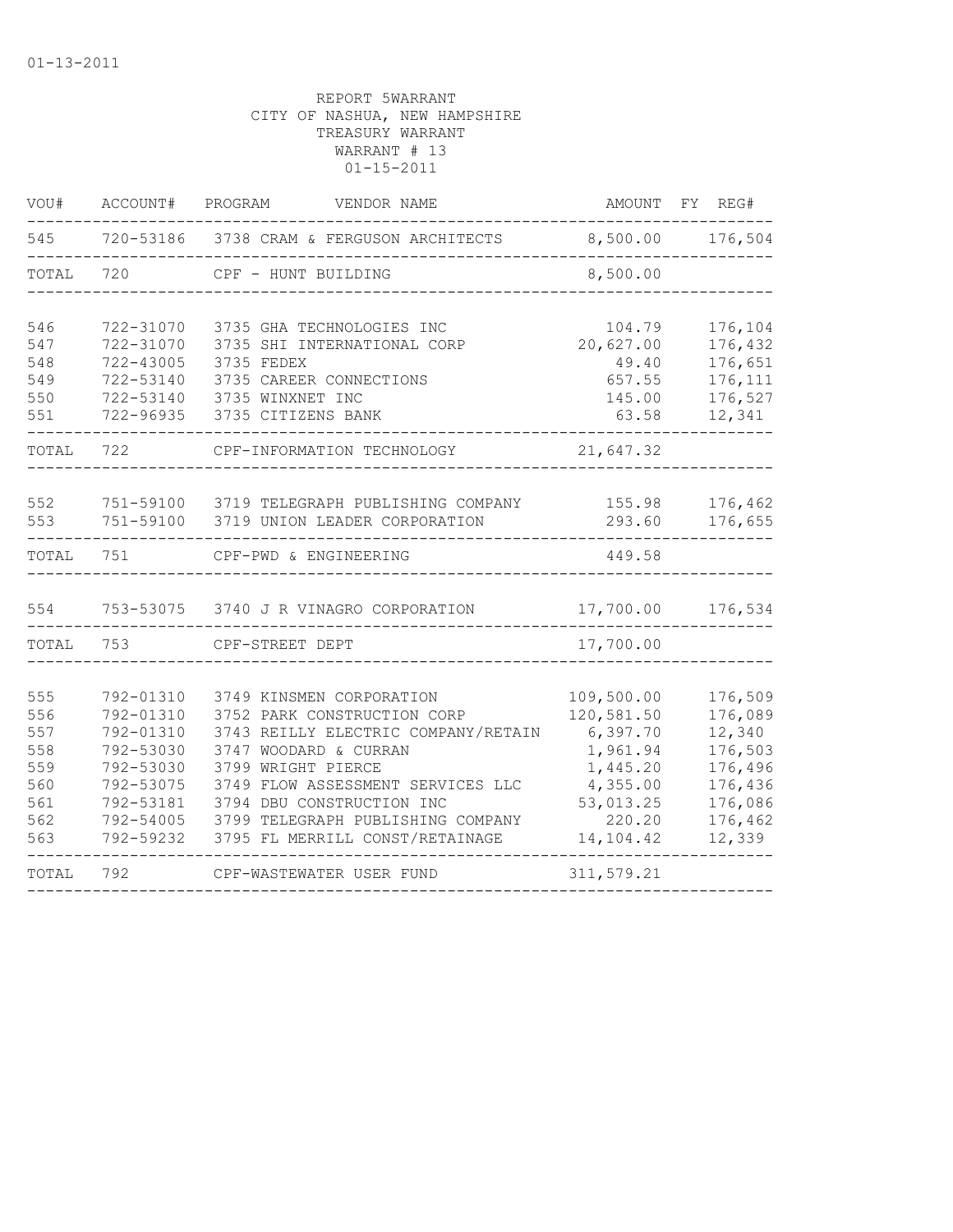01-13-2011

REPORT 5WARRANT
CITY OF NASHUA, NEW HAMPSHIRE
TREASURY WARRANT
WARRANT # 13
01-15-2011

| VOU# | ACCOUNT# | PROGRAM | VENDOR NAME | AMOUNT | FY | REG# |
|---|---|---|---|---|---|---|
| 545 | 720-53186 | 3738 | CRAM & FERGUSON ARCHITECTS | 8,500.00 | | 176,504 |
| TOTAL | 720 | | CPF - HUNT BUILDING | 8,500.00 | | |
| 546 | 722-31070 | 3735 | GHA TECHNOLOGIES INC | 104.79 | | 176,104 |
| 547 | 722-31070 | 3735 | SHI INTERNATIONAL CORP | 20,627.00 | | 176,432 |
| 548 | 722-43005 | 3735 | FEDEX | 49.40 | | 176,651 |
| 549 | 722-53140 | 3735 | CAREER CONNECTIONS | 657.55 | | 176,111 |
| 550 | 722-53140 | 3735 | WINXNET INC | 145.00 | | 176,527 |
| 551 | 722-96935 | 3735 | CITIZENS BANK | 63.58 | | 12,341 |
| TOTAL | 722 | | CPF-INFORMATION TECHNOLOGY | 21,647.32 | | |
| 552 | 751-59100 | 3719 | TELEGRAPH PUBLISHING COMPANY | 155.98 | | 176,462 |
| 553 | 751-59100 | 3719 | UNION LEADER CORPORATION | 293.60 | | 176,655 |
| TOTAL | 751 | | CPF-PWD & ENGINEERING | 449.58 | | |
| 554 | 753-53075 | 3740 | J R VINAGRO CORPORATION | 17,700.00 | | 176,534 |
| TOTAL | 753 | | CPF-STREET DEPT | 17,700.00 | | |
| 555 | 792-01310 | 3749 | KINSMEN CORPORATION | 109,500.00 | | 176,509 |
| 556 | 792-01310 | 3752 | PARK CONSTRUCTION CORP | 120,581.50 | | 176,089 |
| 557 | 792-01310 | 3743 | REILLY ELECTRIC COMPANY/RETAIN | 6,397.70 | | 12,340 |
| 558 | 792-53030 | 3747 | WOODARD & CURRAN | 1,961.94 | | 176,503 |
| 559 | 792-53030 | 3799 | WRIGHT PIERCE | 1,445.20 | | 176,496 |
| 560 | 792-53075 | 3749 | FLOW ASSESSMENT SERVICES LLC | 4,355.00 | | 176,436 |
| 561 | 792-53181 | 3794 | DBU CONSTRUCTION INC | 53,013.25 | | 176,086 |
| 562 | 792-54005 | 3799 | TELEGRAPH PUBLISHING COMPANY | 220.20 | | 176,462 |
| 563 | 792-59232 | 3795 | FL MERRILL CONST/RETAINAGE | 14,104.42 | | 12,339 |
| TOTAL | 792 | | CPF-WASTEWATER USER FUND | 311,579.21 | | |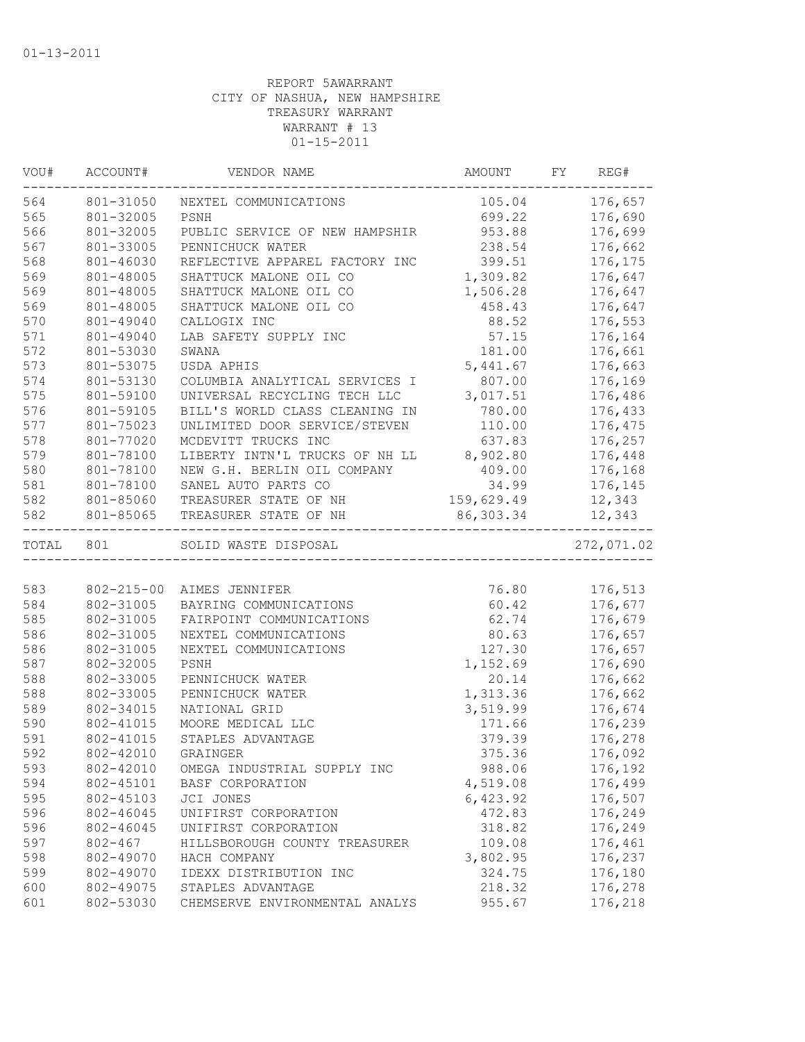01-13-2011

REPORT 5AWARRANT
CITY OF NASHUA, NEW HAMPSHIRE
TREASURY WARRANT
WARRANT # 13
01-15-2011

| VOU# | ACCOUNT# | VENDOR NAME | AMOUNT | FY | REG# |
|---|---|---|---|---|---|
| 564 | 801-31050 | NEXTEL COMMUNICATIONS | 105.04 | | 176,657 |
| 565 | 801-32005 | PSNH | 699.22 | | 176,690 |
| 566 | 801-32005 | PUBLIC SERVICE OF NEW HAMPSHIR | 953.88 | | 176,699 |
| 567 | 801-33005 | PENNICHUCK WATER | 238.54 | | 176,662 |
| 568 | 801-46030 | REFLECTIVE APPAREL FACTORY INC | 399.51 | | 176,175 |
| 569 | 801-48005 | SHATTUCK MALONE OIL CO | 1,309.82 | | 176,647 |
| 569 | 801-48005 | SHATTUCK MALONE OIL CO | 1,506.28 | | 176,647 |
| 569 | 801-48005 | SHATTUCK MALONE OIL CO | 458.43 | | 176,647 |
| 570 | 801-49040 | CALLOGIX INC | 88.52 | | 176,553 |
| 571 | 801-49040 | LAB SAFETY SUPPLY INC | 57.15 | | 176,164 |
| 572 | 801-53030 | SWANA | 181.00 | | 176,661 |
| 573 | 801-53075 | USDA APHIS | 5,441.67 | | 176,663 |
| 574 | 801-53130 | COLUMBIA ANALYTICAL SERVICES I | 807.00 | | 176,169 |
| 575 | 801-59100 | UNIVERSAL RECYCLING TECH LLC | 3,017.51 | | 176,486 |
| 576 | 801-59105 | BILL'S WORLD CLASS CLEANING IN | 780.00 | | 176,433 |
| 577 | 801-75023 | UNLIMITED DOOR SERVICE/STEVEN | 110.00 | | 176,475 |
| 578 | 801-77020 | MCDEVITT TRUCKS INC | 637.83 | | 176,257 |
| 579 | 801-78100 | LIBERTY INTN'L TRUCKS OF NH LL | 8,902.80 | | 176,448 |
| 580 | 801-78100 | NEW G.H. BERLIN OIL COMPANY | 409.00 | | 176,168 |
| 581 | 801-78100 | SANEL AUTO PARTS CO | 34.99 | | 176,145 |
| 582 | 801-85060 | TREASURER STATE OF NH | 159,629.49 | | 12,343 |
| 582 | 801-85065 | TREASURER STATE OF NH | 86,303.34 | | 12,343 |
| TOTAL | 801 | SOLID WASTE DISPOSAL | | | 272,071.02 |
| 583 | 802-215-00 | AIMES JENNIFER | 76.80 | | 176,513 |
| 584 | 802-31005 | BAYRING COMMUNICATIONS | 60.42 | | 176,677 |
| 585 | 802-31005 | FAIRPOINT COMMUNICATIONS | 62.74 | | 176,679 |
| 586 | 802-31005 | NEXTEL COMMUNICATIONS | 80.63 | | 176,657 |
| 586 | 802-31005 | NEXTEL COMMUNICATIONS | 127.30 | | 176,657 |
| 587 | 802-32005 | PSNH | 1,152.69 | | 176,690 |
| 588 | 802-33005 | PENNICHUCK WATER | 20.14 | | 176,662 |
| 588 | 802-33005 | PENNICHUCK WATER | 1,313.36 | | 176,662 |
| 589 | 802-34015 | NATIONAL GRID | 3,519.99 | | 176,674 |
| 590 | 802-41015 | MOORE MEDICAL LLC | 171.66 | | 176,239 |
| 591 | 802-41015 | STAPLES ADVANTAGE | 379.39 | | 176,278 |
| 592 | 802-42010 | GRAINGER | 375.36 | | 176,092 |
| 593 | 802-42010 | OMEGA INDUSTRIAL SUPPLY INC | 988.06 | | 176,192 |
| 594 | 802-45101 | BASF CORPORATION | 4,519.08 | | 176,499 |
| 595 | 802-45103 | JCI JONES | 6,423.92 | | 176,507 |
| 596 | 802-46045 | UNIFIRST CORPORATION | 472.83 | | 176,249 |
| 596 | 802-46045 | UNIFIRST CORPORATION | 318.82 | | 176,249 |
| 597 | 802-467 | HILLSBOROUGH COUNTY TREASURER | 109.08 | | 176,461 |
| 598 | 802-49070 | HACH COMPANY | 3,802.95 | | 176,237 |
| 599 | 802-49070 | IDEXX DISTRIBUTION INC | 324.75 | | 176,180 |
| 600 | 802-49075 | STAPLES ADVANTAGE | 218.32 | | 176,278 |
| 601 | 802-53030 | CHEMSERVE ENVIRONMENTAL ANALYS | 955.67 | | 176,218 |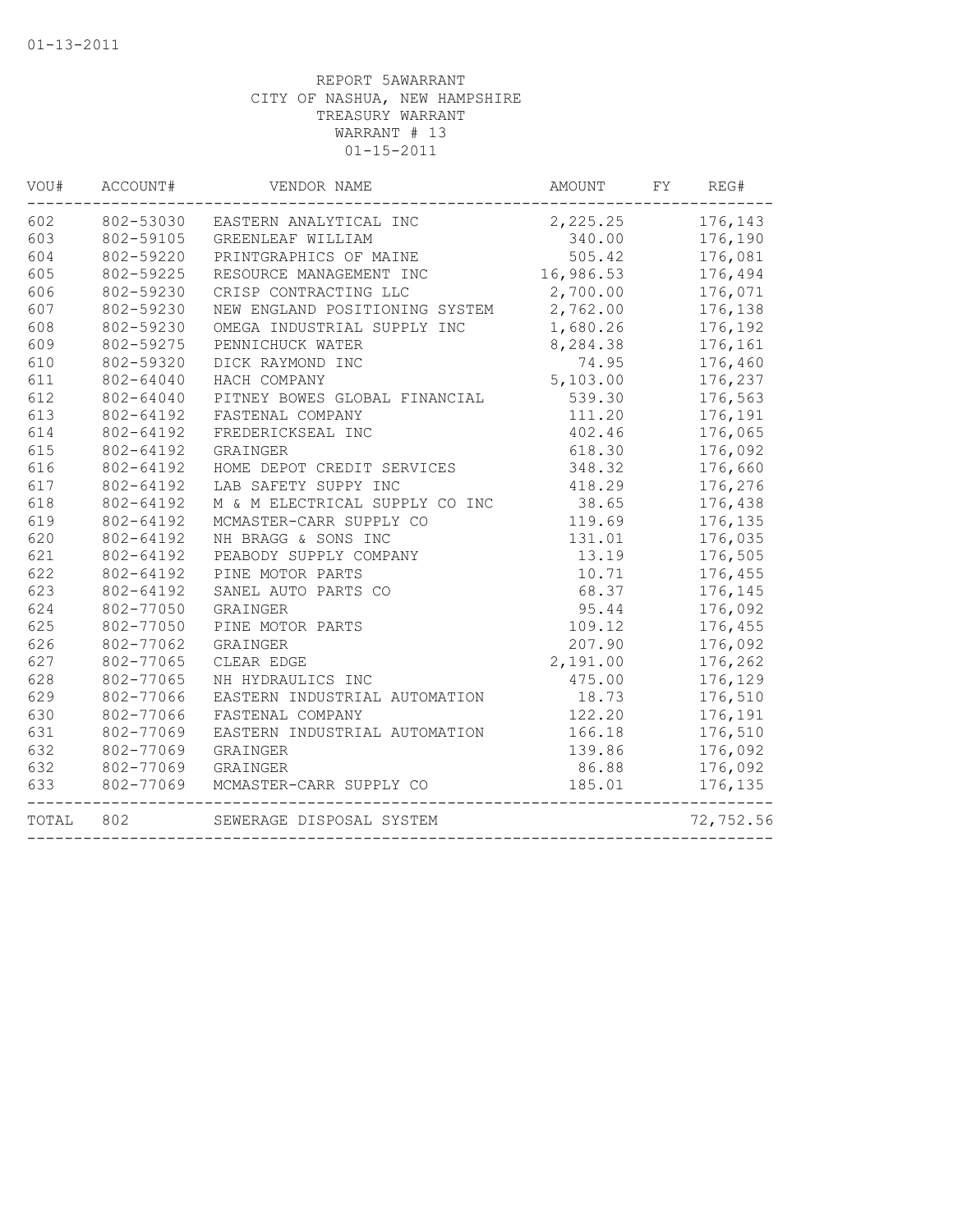01-13-2011

REPORT 5AWARRANT
CITY OF NASHUA, NEW HAMPSHIRE
TREASURY WARRANT
WARRANT # 13
01-15-2011

| VOU# | ACCOUNT# | VENDOR NAME | AMOUNT | FY | REG# |
|---|---|---|---|---|---|
| 602 | 802-53030 | EASTERN ANALYTICAL INC | 2,225.25 | | 176,143 |
| 603 | 802-59105 | GREENLEAF WILLIAM | 340.00 | | 176,190 |
| 604 | 802-59220 | PRINTGRAPHICS OF MAINE | 505.42 | | 176,081 |
| 605 | 802-59225 | RESOURCE MANAGEMENT INC | 16,986.53 | | 176,494 |
| 606 | 802-59230 | CRISP CONTRACTING LLC | 2,700.00 | | 176,071 |
| 607 | 802-59230 | NEW ENGLAND POSITIONING SYSTEM | 2,762.00 | | 176,138 |
| 608 | 802-59230 | OMEGA INDUSTRIAL SUPPLY INC | 1,680.26 | | 176,192 |
| 609 | 802-59275 | PENNICHUCK WATER | 8,284.38 | | 176,161 |
| 610 | 802-59320 | DICK RAYMOND INC | 74.95 | | 176,460 |
| 611 | 802-64040 | HACH COMPANY | 5,103.00 | | 176,237 |
| 612 | 802-64040 | PITNEY BOWES GLOBAL FINANCIAL | 539.30 | | 176,563 |
| 613 | 802-64192 | FASTENAL COMPANY | 111.20 | | 176,191 |
| 614 | 802-64192 | FREDERICKSEAL INC | 402.46 | | 176,065 |
| 615 | 802-64192 | GRAINGER | 618.30 | | 176,092 |
| 616 | 802-64192 | HOME DEPOT CREDIT SERVICES | 348.32 | | 176,660 |
| 617 | 802-64192 | LAB SAFETY SUPPY INC | 418.29 | | 176,276 |
| 618 | 802-64192 | M & M ELECTRICAL SUPPLY CO INC | 38.65 | | 176,438 |
| 619 | 802-64192 | MCMASTER-CARR SUPPLY CO | 119.69 | | 176,135 |
| 620 | 802-64192 | NH BRAGG & SONS INC | 131.01 | | 176,035 |
| 621 | 802-64192 | PEABODY SUPPLY COMPANY | 13.19 | | 176,505 |
| 622 | 802-64192 | PINE MOTOR PARTS | 10.71 | | 176,455 |
| 623 | 802-64192 | SANEL AUTO PARTS CO | 68.37 | | 176,145 |
| 624 | 802-77050 | GRAINGER | 95.44 | | 176,092 |
| 625 | 802-77050 | PINE MOTOR PARTS | 109.12 | | 176,455 |
| 626 | 802-77062 | GRAINGER | 207.90 | | 176,092 |
| 627 | 802-77065 | CLEAR EDGE | 2,191.00 | | 176,262 |
| 628 | 802-77065 | NH HYDRAULICS INC | 475.00 | | 176,129 |
| 629 | 802-77066 | EASTERN INDUSTRIAL AUTOMATION | 18.73 | | 176,510 |
| 630 | 802-77066 | FASTENAL COMPANY | 122.20 | | 176,191 |
| 631 | 802-77069 | EASTERN INDUSTRIAL AUTOMATION | 166.18 | | 176,510 |
| 632 | 802-77069 | GRAINGER | 139.86 | | 176,092 |
| 632 | 802-77069 | GRAINGER | 86.88 | | 176,092 |
| 633 | 802-77069 | MCMASTER-CARR SUPPLY CO | 185.01 | | 176,135 |
| TOTAL | 802 | SEWERAGE DISPOSAL SYSTEM | | | 72,752.56 |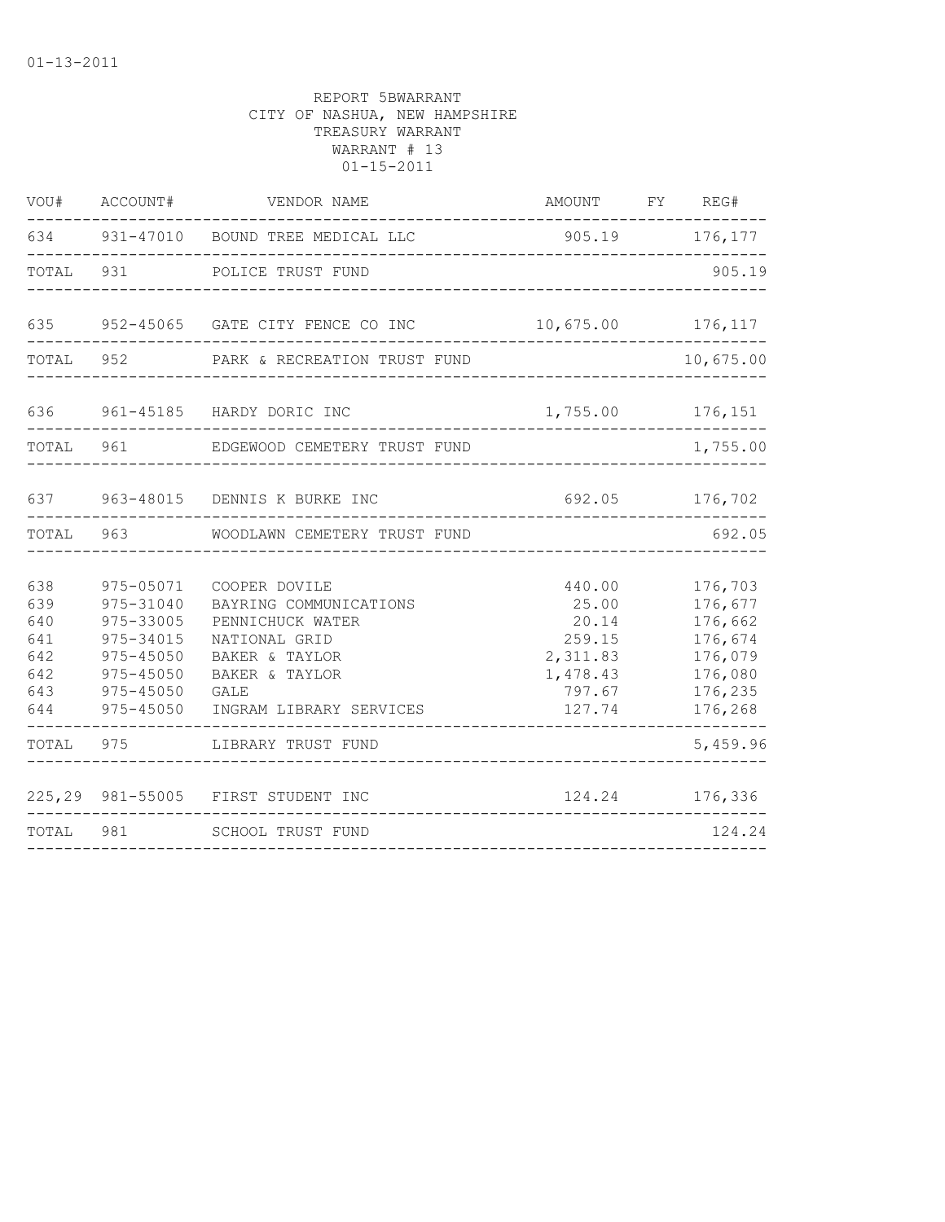01-13-2011

REPORT 5BWARRANT
CITY OF NASHUA, NEW HAMPSHIRE
TREASURY WARRANT
WARRANT # 13
01-15-2011

| VOU# | ACCOUNT# | VENDOR NAME | AMOUNT | FY | REG# |
|---|---|---|---|---|---|
| 634 | 931-47010 | BOUND TREE MEDICAL LLC | 905.19 | | 176,177 |
| TOTAL | 931 | POLICE TRUST FUND | | | 905.19 |
| 635 | 952-45065 | GATE CITY FENCE CO INC | 10,675.00 | | 176,117 |
| TOTAL | 952 | PARK & RECREATION TRUST FUND | | | 10,675.00 |
| 636 | 961-45185 | HARDY DORIC INC | 1,755.00 | | 176,151 |
| TOTAL | 961 | EDGEWOOD CEMETERY TRUST FUND | | | 1,755.00 |
| 637 | 963-48015 | DENNIS K BURKE INC | 692.05 | | 176,702 |
| TOTAL | 963 | WOODLAWN CEMETERY TRUST FUND | | | 692.05 |
| 638 | 975-05071 | COOPER DOVILE | 440.00 | | 176,703 |
| 639 | 975-31040 | BAYRING COMMUNICATIONS | 25.00 | | 176,677 |
| 640 | 975-33005 | PENNICHUCK WATER | 20.14 | | 176,662 |
| 641 | 975-34015 | NATIONAL GRID | 259.15 | | 176,674 |
| 642 | 975-45050 | BAKER & TAYLOR | 2,311.83 | | 176,079 |
| 642 | 975-45050 | BAKER & TAYLOR | 1,478.43 | | 176,080 |
| 643 | 975-45050 | GALE | 797.67 | | 176,235 |
| 644 | 975-45050 | INGRAM LIBRARY SERVICES | 127.74 | | 176,268 |
| TOTAL | 975 | LIBRARY TRUST FUND | | | 5,459.96 |
| 225,29 | 981-55005 | FIRST STUDENT INC | 124.24 | | 176,336 |
| TOTAL | 981 | SCHOOL TRUST FUND | | | 124.24 |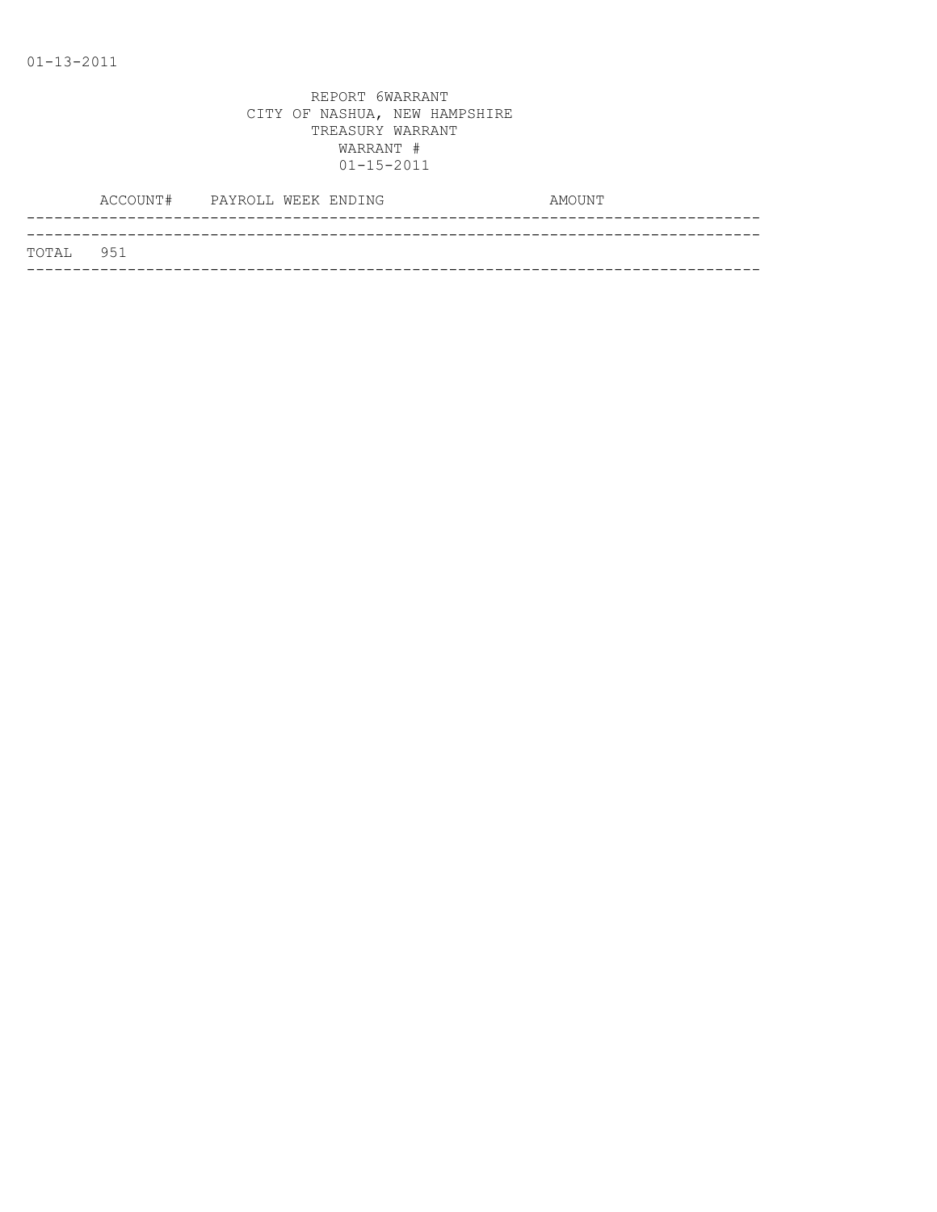01-13-2011

REPORT 6WARRANT
CITY OF NASHUA, NEW HAMPSHIRE
TREASURY WARRANT
WARRANT #
01-15-2011

| | ACCOUNT# | PAYROLL WEEK ENDING | AMOUNT |
|---|---|---|---|
| TOTAL | 951 | | |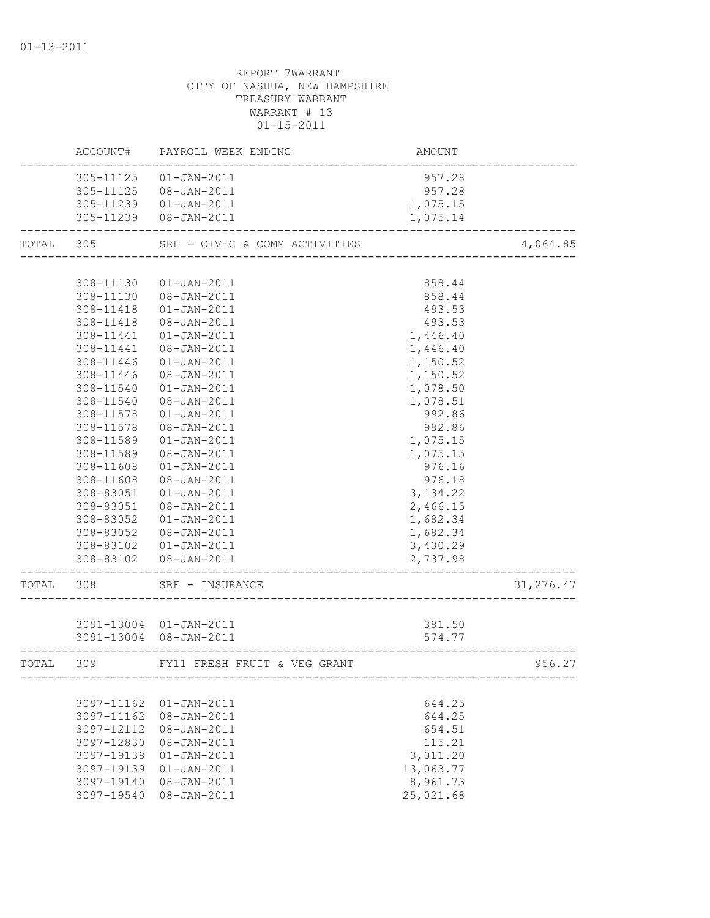01-13-2011

REPORT 7WARRANT
CITY OF NASHUA, NEW HAMPSHIRE
TREASURY WARRANT
WARRANT # 13
01-15-2011

| | ACCOUNT# | PAYROLL WEEK ENDING | AMOUNT | |
|---|---|---|---|---|
| | 305-11125 | 01-JAN-2011 | 957.28 | |
| | 305-11125 | 08-JAN-2011 | 957.28 | |
| | 305-11239 | 01-JAN-2011 | 1,075.15 | |
| | 305-11239 | 08-JAN-2011 | 1,075.14 | |
| TOTAL | 305 | SRF - CIVIC & COMM ACTIVITIES | | 4,064.85 |
| | 308-11130 | 01-JAN-2011 | 858.44 | |
| | 308-11130 | 08-JAN-2011 | 858.44 | |
| | 308-11418 | 01-JAN-2011 | 493.53 | |
| | 308-11418 | 08-JAN-2011 | 493.53 | |
| | 308-11441 | 01-JAN-2011 | 1,446.40 | |
| | 308-11441 | 08-JAN-2011 | 1,446.40 | |
| | 308-11446 | 01-JAN-2011 | 1,150.52 | |
| | 308-11446 | 08-JAN-2011 | 1,150.52 | |
| | 308-11540 | 01-JAN-2011 | 1,078.50 | |
| | 308-11540 | 08-JAN-2011 | 1,078.51 | |
| | 308-11578 | 01-JAN-2011 | 992.86 | |
| | 308-11578 | 08-JAN-2011 | 992.86 | |
| | 308-11589 | 01-JAN-2011 | 1,075.15 | |
| | 308-11589 | 08-JAN-2011 | 1,075.15 | |
| | 308-11608 | 01-JAN-2011 | 976.16 | |
| | 308-11608 | 08-JAN-2011 | 976.18 | |
| | 308-83051 | 01-JAN-2011 | 3,134.22 | |
| | 308-83051 | 08-JAN-2011 | 2,466.15 | |
| | 308-83052 | 01-JAN-2011 | 1,682.34 | |
| | 308-83052 | 08-JAN-2011 | 1,682.34 | |
| | 308-83102 | 01-JAN-2011 | 3,430.29 | |
| | 308-83102 | 08-JAN-2011 | 2,737.98 | |
| TOTAL | 308 | SRF - INSURANCE | | 31,276.47 |
| | 3091-13004 | 01-JAN-2011 | 381.50 | |
| | 3091-13004 | 08-JAN-2011 | 574.77 | |
| TOTAL | 309 | FY11 FRESH FRUIT & VEG GRANT | | 956.27 |
| | 3097-11162 | 01-JAN-2011 | 644.25 | |
| | 3097-11162 | 08-JAN-2011 | 644.25 | |
| | 3097-12112 | 08-JAN-2011 | 654.51 | |
| | 3097-12830 | 08-JAN-2011 | 115.21 | |
| | 3097-19138 | 01-JAN-2011 | 3,011.20 | |
| | 3097-19139 | 01-JAN-2011 | 13,063.77 | |
| | 3097-19140 | 08-JAN-2011 | 8,961.73 | |
| | 3097-19540 | 08-JAN-2011 | 25,021.68 | |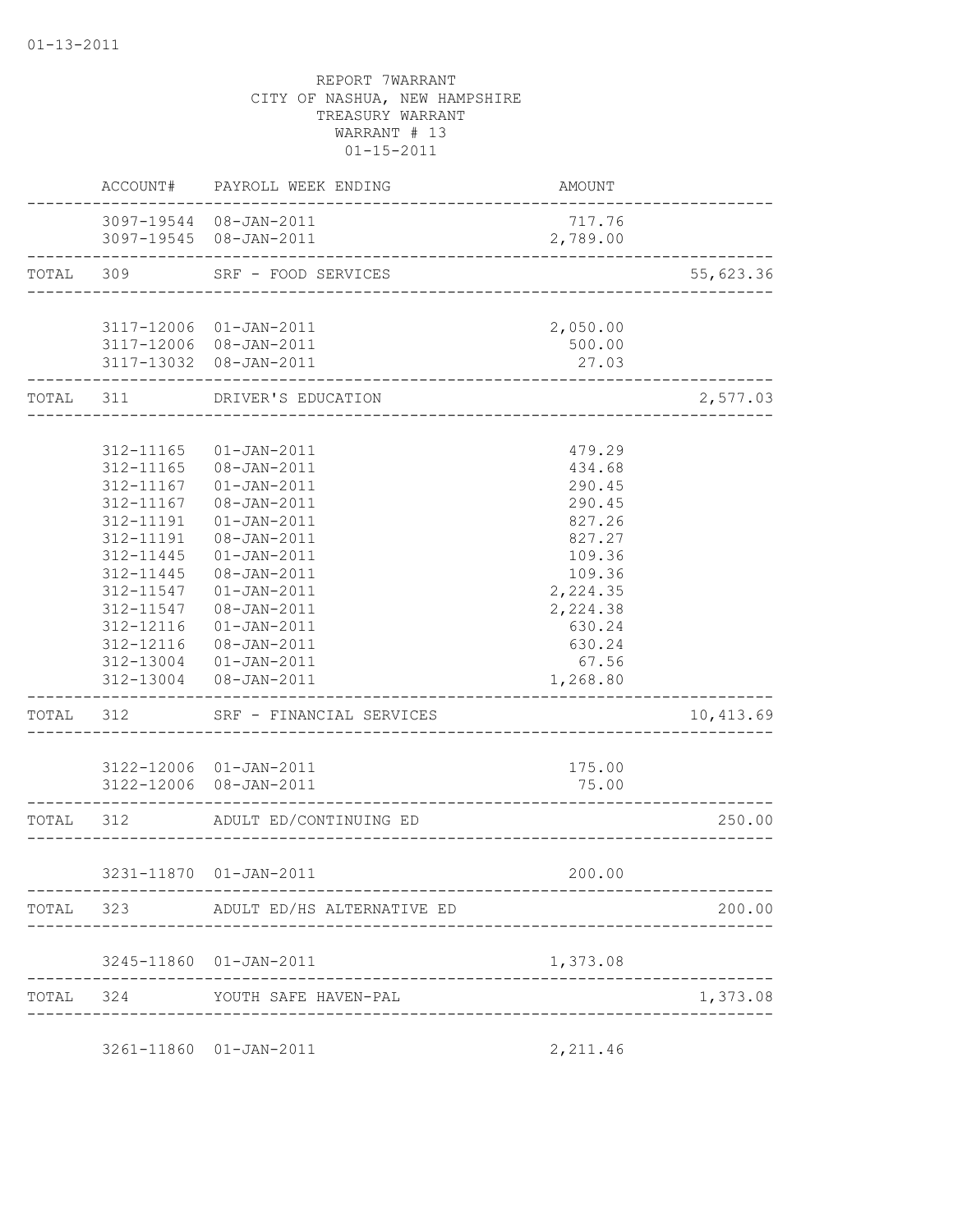01-13-2011

REPORT 7WARRANT
CITY OF NASHUA, NEW HAMPSHIRE
TREASURY WARRANT
WARRANT # 13
01-15-2011

| | ACCOUNT# | PAYROLL WEEK ENDING | AMOUNT | |
|---|---|---|---|---|
| | 3097-19544 | 08-JAN-2011 | 717.76 | |
| | 3097-19545 | 08-JAN-2011 | 2,789.00 | |
| TOTAL | 309 | SRF - FOOD SERVICES | | 55,623.36 |
| | 3117-12006 | 01-JAN-2011 | 2,050.00 | |
| | 3117-12006 | 08-JAN-2011 | 500.00 | |
| | 3117-13032 | 08-JAN-2011 | 27.03 | |
| TOTAL | 311 | DRIVER'S EDUCATION | | 2,577.03 |
| | 312-11165 | 01-JAN-2011 | 479.29 | |
| | 312-11165 | 08-JAN-2011 | 434.68 | |
| | 312-11167 | 01-JAN-2011 | 290.45 | |
| | 312-11167 | 08-JAN-2011 | 290.45 | |
| | 312-11191 | 01-JAN-2011 | 827.26 | |
| | 312-11191 | 08-JAN-2011 | 827.27 | |
| | 312-11445 | 01-JAN-2011 | 109.36 | |
| | 312-11445 | 08-JAN-2011 | 109.36 | |
| | 312-11547 | 01-JAN-2011 | 2,224.35 | |
| | 312-11547 | 08-JAN-2011 | 2,224.38 | |
| | 312-12116 | 01-JAN-2011 | 630.24 | |
| | 312-12116 | 08-JAN-2011 | 630.24 | |
| | 312-13004 | 01-JAN-2011 | 67.56 | |
| | 312-13004 | 08-JAN-2011 | 1,268.80 | |
| TOTAL | 312 | SRF - FINANCIAL SERVICES | | 10,413.69 |
| | 3122-12006 | 01-JAN-2011 | 175.00 | |
| | 3122-12006 | 08-JAN-2011 | 75.00 | |
| TOTAL | 312 | ADULT ED/CONTINUING ED | | 250.00 |
| | 3231-11870 | 01-JAN-2011 | 200.00 | |
| TOTAL | 323 | ADULT ED/HS ALTERNATIVE ED | | 200.00 |
| | 3245-11860 | 01-JAN-2011 | 1,373.08 | |
| TOTAL | 324 | YOUTH SAFE HAVEN-PAL | | 1,373.08 |
| | 3261-11860 | 01-JAN-2011 | 2,211.46 | |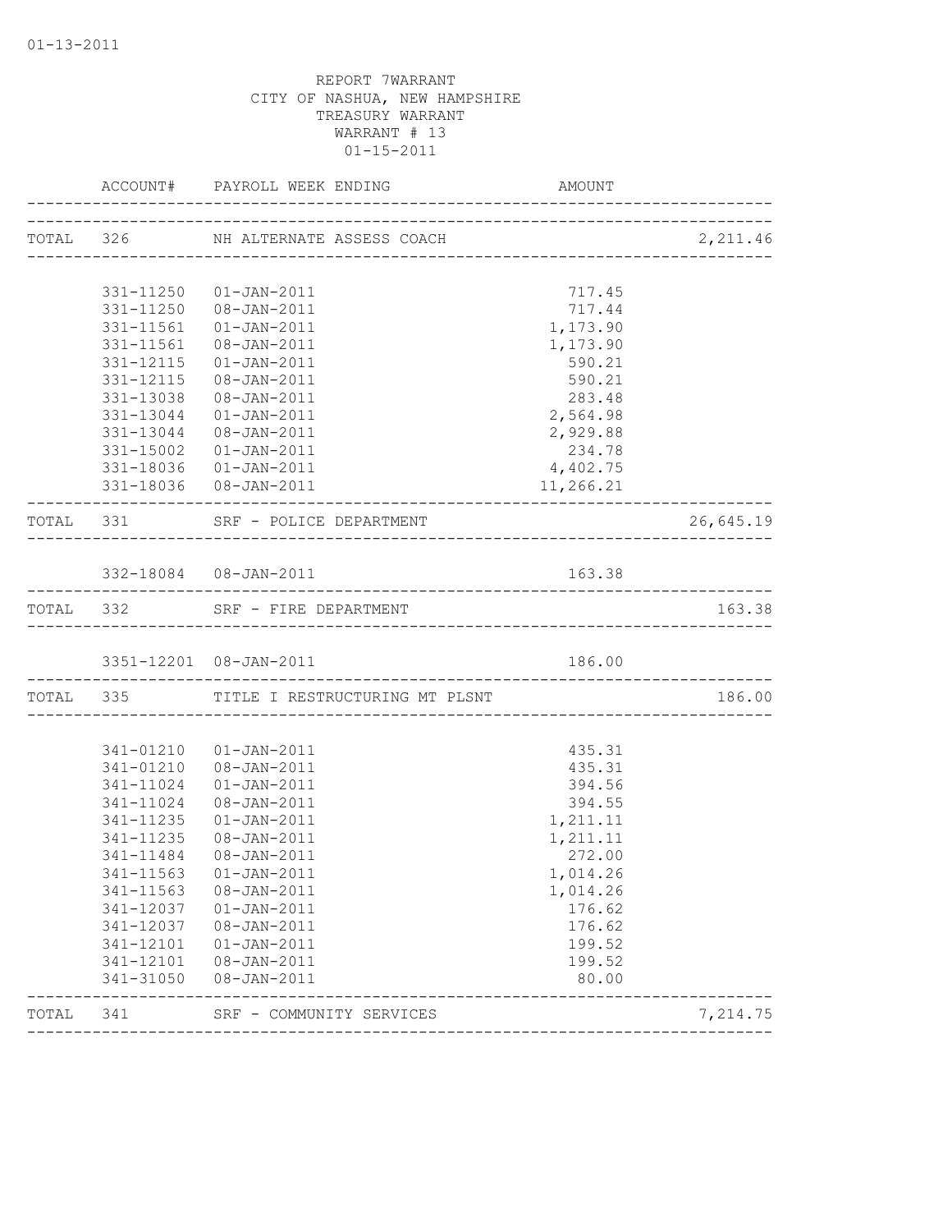01-13-2011

REPORT 7WARRANT
CITY OF NASHUA, NEW HAMPSHIRE
TREASURY WARRANT
WARRANT # 13
01-15-2011

| | ACCOUNT# | PAYROLL WEEK ENDING | AMOUNT | |
|---|---|---|---|---|
| TOTAL | 326 | NH ALTERNATE ASSESS COACH | | 2,211.46 |
| | 331-11250 | 01-JAN-2011 | 717.45 | |
| | 331-11250 | 08-JAN-2011 | 717.44 | |
| | 331-11561 | 01-JAN-2011 | 1,173.90 | |
| | 331-11561 | 08-JAN-2011 | 1,173.90 | |
| | 331-12115 | 01-JAN-2011 | 590.21 | |
| | 331-12115 | 08-JAN-2011 | 590.21 | |
| | 331-13038 | 08-JAN-2011 | 283.48 | |
| | 331-13044 | 01-JAN-2011 | 2,564.98 | |
| | 331-13044 | 08-JAN-2011 | 2,929.88 | |
| | 331-15002 | 01-JAN-2011 | 234.78 | |
| | 331-18036 | 01-JAN-2011 | 4,402.75 | |
| | 331-18036 | 08-JAN-2011 | 11,266.21 | |
| TOTAL | 331 | SRF - POLICE DEPARTMENT | | 26,645.19 |
| | 332-18084 | 08-JAN-2011 | 163.38 | |
| TOTAL | 332 | SRF - FIRE DEPARTMENT | | 163.38 |
| | 3351-12201 | 08-JAN-2011 | 186.00 | |
| TOTAL | 335 | TITLE I RESTRUCTURING MT PLSNT | | 186.00 |
| | 341-01210 | 01-JAN-2011 | 435.31 | |
| | 341-01210 | 08-JAN-2011 | 435.31 | |
| | 341-11024 | 01-JAN-2011 | 394.56 | |
| | 341-11024 | 08-JAN-2011 | 394.55 | |
| | 341-11235 | 01-JAN-2011 | 1,211.11 | |
| | 341-11235 | 08-JAN-2011 | 1,211.11 | |
| | 341-11484 | 08-JAN-2011 | 272.00 | |
| | 341-11563 | 01-JAN-2011 | 1,014.26 | |
| | 341-11563 | 08-JAN-2011 | 1,014.26 | |
| | 341-12037 | 01-JAN-2011 | 176.62 | |
| | 341-12037 | 08-JAN-2011 | 176.62 | |
| | 341-12101 | 01-JAN-2011 | 199.52 | |
| | 341-12101 | 08-JAN-2011 | 199.52 | |
| | 341-31050 | 08-JAN-2011 | 80.00 | |
| TOTAL | 341 | SRF - COMMUNITY SERVICES | | 7,214.75 |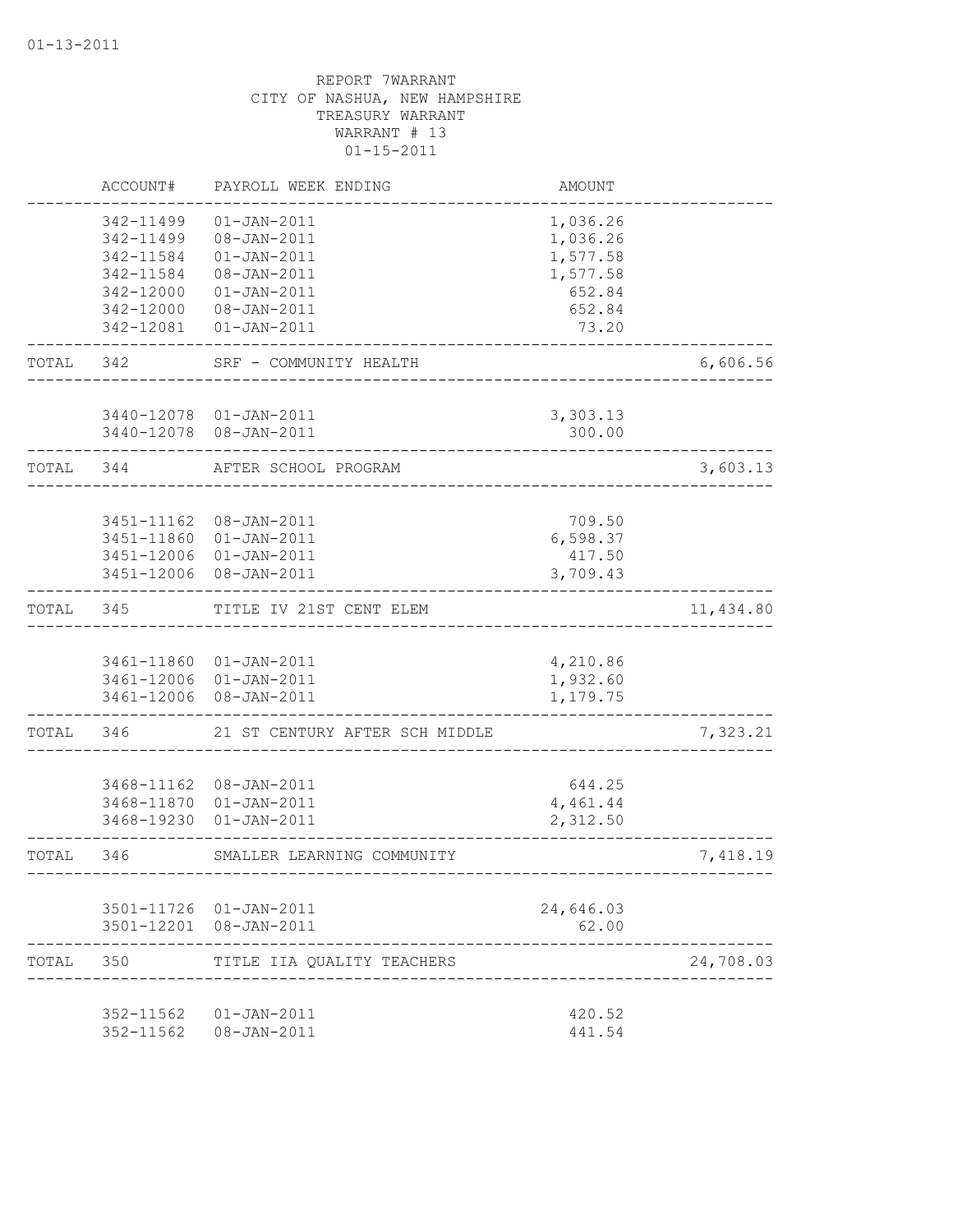REPORT 7WARRANT
CITY OF NASHUA, NEW HAMPSHIRE
TREASURY WARRANT
WARRANT # 13
01-15-2011

| | ACCOUNT# | PAYROLL WEEK ENDING | AMOUNT | |
|---|---|---|---|---|
| | 342-11499 | 01-JAN-2011 | 1,036.26 | |
| | 342-11499 | 08-JAN-2011 | 1,036.26 | |
| | 342-11584 | 01-JAN-2011 | 1,577.58 | |
| | 342-11584 | 08-JAN-2011 | 1,577.58 | |
| | 342-12000 | 01-JAN-2011 | 652.84 | |
| | 342-12000 | 08-JAN-2011 | 652.84 | |
| | 342-12081 | 01-JAN-2011 | 73.20 | |
| TOTAL | 342 | SRF - COMMUNITY HEALTH | | 6,606.56 |
| | 3440-12078 | 01-JAN-2011 | 3,303.13 | |
| | 3440-12078 | 08-JAN-2011 | 300.00 | |
| TOTAL | 344 | AFTER SCHOOL PROGRAM | | 3,603.13 |
| | 3451-11162 | 08-JAN-2011 | 709.50 | |
| | 3451-11860 | 01-JAN-2011 | 6,598.37 | |
| | 3451-12006 | 01-JAN-2011 | 417.50 | |
| | 3451-12006 | 08-JAN-2011 | 3,709.43 | |
| TOTAL | 345 | TITLE IV 21ST CENT ELEM | | 11,434.80 |
| | 3461-11860 | 01-JAN-2011 | 4,210.86 | |
| | 3461-12006 | 01-JAN-2011 | 1,932.60 | |
| | 3461-12006 | 08-JAN-2011 | 1,179.75 | |
| TOTAL | 346 | 21 ST CENTURY AFTER SCH MIDDLE | | 7,323.21 |
| | 3468-11162 | 08-JAN-2011 | 644.25 | |
| | 3468-11870 | 01-JAN-2011 | 4,461.44 | |
| | 3468-19230 | 01-JAN-2011 | 2,312.50 | |
| TOTAL | 346 | SMALLER LEARNING COMMUNITY | | 7,418.19 |
| | 3501-11726 | 01-JAN-2011 | 24,646.03 | |
| | 3501-12201 | 08-JAN-2011 | 62.00 | |
| TOTAL | 350 | TITLE IIA QUALITY TEACHERS | | 24,708.03 |
| | 352-11562 | 01-JAN-2011 | 420.52 | |
| | 352-11562 | 08-JAN-2011 | 441.54 | |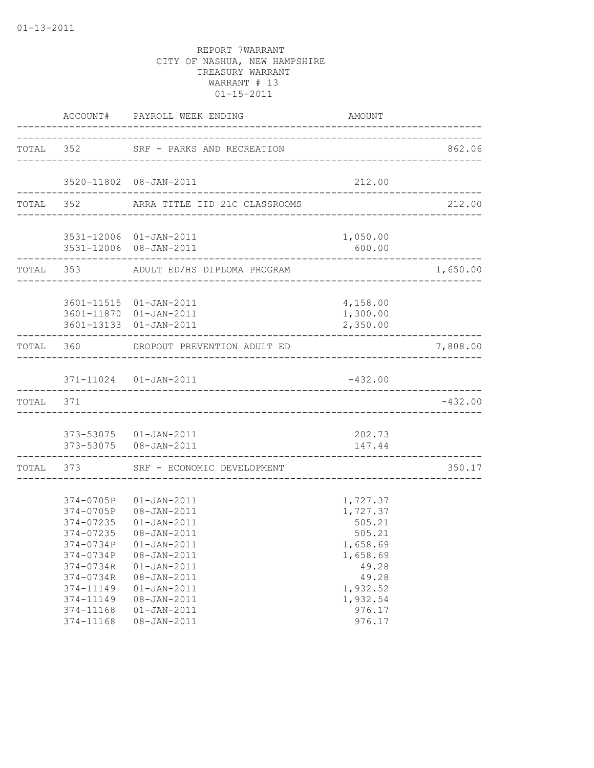01-13-2011

REPORT 7WARRANT
CITY OF NASHUA, NEW HAMPSHIRE
TREASURY WARRANT
WARRANT # 13
01-15-2011

| | ACCOUNT# | PAYROLL WEEK ENDING | AMOUNT | |
|---|---|---|---|---|
| TOTAL | 352 | SRF - PARKS AND RECREATION | | 862.06 |
| | 3520-11802 | 08-JAN-2011 | 212.00 | |
| TOTAL | 352 | ARRA TITLE IID 21C CLASSROOMS | | 212.00 |
| | 3531-12006 | 01-JAN-2011 | 1,050.00 | |
| | 3531-12006 | 08-JAN-2011 | 600.00 | |
| TOTAL | 353 | ADULT ED/HS DIPLOMA PROGRAM | | 1,650.00 |
| | 3601-11515 | 01-JAN-2011 | 4,158.00 | |
| | 3601-11870 | 01-JAN-2011 | 1,300.00 | |
| | 3601-13133 | 01-JAN-2011 | 2,350.00 | |
| TOTAL | 360 | DROPOUT PREVENTION ADULT ED | | 7,808.00 |
| | 371-11024 | 01-JAN-2011 | -432.00 | |
| TOTAL | 371 | | | -432.00 |
| | 373-53075 | 01-JAN-2011 | 202.73 | |
| | 373-53075 | 08-JAN-2011 | 147.44 | |
| TOTAL | 373 | SRF - ECONOMIC DEVELOPMENT | | 350.17 |
| | 374-0705P | 01-JAN-2011 | 1,727.37 | |
| | 374-0705P | 08-JAN-2011 | 1,727.37 | |
| | 374-07235 | 01-JAN-2011 | 505.21 | |
| | 374-07235 | 08-JAN-2011 | 505.21 | |
| | 374-0734P | 01-JAN-2011 | 1,658.69 | |
| | 374-0734P | 08-JAN-2011 | 1,658.69 | |
| | 374-0734R | 01-JAN-2011 | 49.28 | |
| | 374-0734R | 08-JAN-2011 | 49.28 | |
| | 374-11149 | 01-JAN-2011 | 1,932.52 | |
| | 374-11149 | 08-JAN-2011 | 1,932.54 | |
| | 374-11168 | 01-JAN-2011 | 976.17 | |
| | 374-11168 | 08-JAN-2011 | 976.17 | |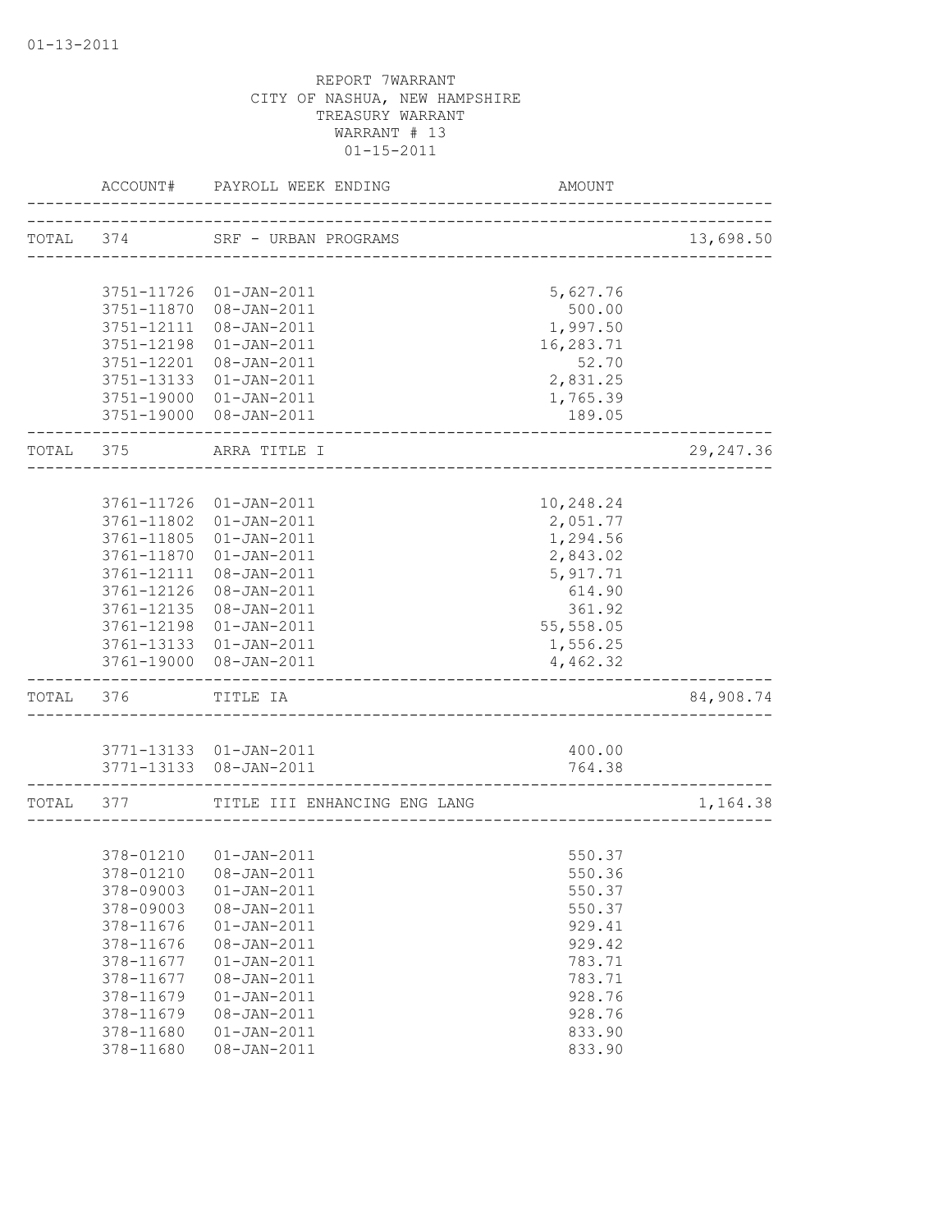01-13-2011

REPORT 7WARRANT
CITY OF NASHUA, NEW HAMPSHIRE
TREASURY WARRANT
WARRANT # 13
01-15-2011

| | ACCOUNT# | PAYROLL WEEK ENDING | AMOUNT | |
|---|---|---|---|---|
| TOTAL | 374 | SRF - URBAN PROGRAMS | | 13,698.50 |
| | 3751-11726 | 01-JAN-2011 | 5,627.76 | |
| | 3751-11870 | 08-JAN-2011 | 500.00 | |
| | 3751-12111 | 08-JAN-2011 | 1,997.50 | |
| | 3751-12198 | 01-JAN-2011 | 16,283.71 | |
| | 3751-12201 | 08-JAN-2011 | 52.70 | |
| | 3751-13133 | 01-JAN-2011 | 2,831.25 | |
| | 3751-19000 | 01-JAN-2011 | 1,765.39 | |
| | 3751-19000 | 08-JAN-2011 | 189.05 | |
| TOTAL | 375 | ARRA TITLE I | | 29,247.36 |
| | 3761-11726 | 01-JAN-2011 | 10,248.24 | |
| | 3761-11802 | 01-JAN-2011 | 2,051.77 | |
| | 3761-11805 | 01-JAN-2011 | 1,294.56 | |
| | 3761-11870 | 01-JAN-2011 | 2,843.02 | |
| | 3761-12111 | 08-JAN-2011 | 5,917.71 | |
| | 3761-12126 | 08-JAN-2011 | 614.90 | |
| | 3761-12135 | 08-JAN-2011 | 361.92 | |
| | 3761-12198 | 01-JAN-2011 | 55,558.05 | |
| | 3761-13133 | 01-JAN-2011 | 1,556.25 | |
| | 3761-19000 | 08-JAN-2011 | 4,462.32 | |
| TOTAL | 376 | TITLE IA | | 84,908.74 |
| | 3771-13133 | 01-JAN-2011 | 400.00 | |
| | 3771-13133 | 08-JAN-2011 | 764.38 | |
| TOTAL | 377 | TITLE III ENHANCING ENG LANG | | 1,164.38 |
| | 378-01210 | 01-JAN-2011 | 550.37 | |
| | 378-01210 | 08-JAN-2011 | 550.36 | |
| | 378-09003 | 01-JAN-2011 | 550.37 | |
| | 378-09003 | 08-JAN-2011 | 550.37 | |
| | 378-11676 | 01-JAN-2011 | 929.41 | |
| | 378-11676 | 08-JAN-2011 | 929.42 | |
| | 378-11677 | 01-JAN-2011 | 783.71 | |
| | 378-11677 | 08-JAN-2011 | 783.71 | |
| | 378-11679 | 01-JAN-2011 | 928.76 | |
| | 378-11679 | 08-JAN-2011 | 928.76 | |
| | 378-11680 | 01-JAN-2011 | 833.90 | |
| | 378-11680 | 08-JAN-2011 | 833.90 | |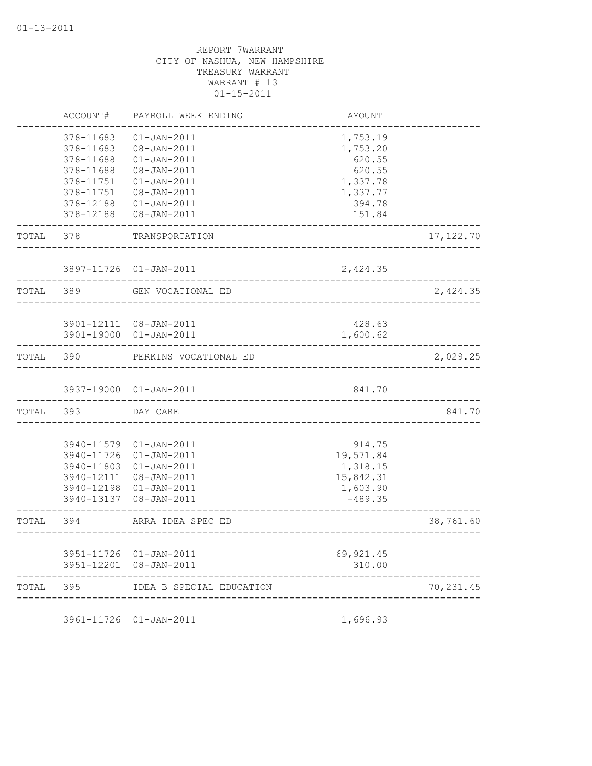01-13-2011

REPORT 7WARRANT
CITY OF NASHUA, NEW HAMPSHIRE
TREASURY WARRANT
WARRANT # 13
01-15-2011

| | ACCOUNT# | PAYROLL WEEK ENDING | AMOUNT | |
|---|---|---|---|---|
| | 378-11683 | 01-JAN-2011 | 1,753.19 | |
| | 378-11683 | 08-JAN-2011 | 1,753.20 | |
| | 378-11688 | 01-JAN-2011 | 620.55 | |
| | 378-11688 | 08-JAN-2011 | 620.55 | |
| | 378-11751 | 01-JAN-2011 | 1,337.78 | |
| | 378-11751 | 08-JAN-2011 | 1,337.77 | |
| | 378-12188 | 01-JAN-2011 | 394.78 | |
| | 378-12188 | 08-JAN-2011 | 151.84 | |
| TOTAL | 378 | TRANSPORTATION | | 17,122.70 |
| | 3897-11726 | 01-JAN-2011 | 2,424.35 | |
| TOTAL | 389 | GEN VOCATIONAL ED | | 2,424.35 |
| | 3901-12111 | 08-JAN-2011 | 428.63 | |
| | 3901-19000 | 01-JAN-2011 | 1,600.62 | |
| TOTAL | 390 | PERKINS VOCATIONAL ED | | 2,029.25 |
| | 3937-19000 | 01-JAN-2011 | 841.70 | |
| TOTAL | 393 | DAY CARE | | 841.70 |
| | 3940-11579 | 01-JAN-2011 | 914.75 | |
| | 3940-11726 | 01-JAN-2011 | 19,571.84 | |
| | 3940-11803 | 01-JAN-2011 | 1,318.15 | |
| | 3940-12111 | 08-JAN-2011 | 15,842.31 | |
| | 3940-12198 | 01-JAN-2011 | 1,603.90 | |
| | 3940-13137 | 08-JAN-2011 | -489.35 | |
| TOTAL | 394 | ARRA IDEA SPEC ED | | 38,761.60 |
| | 3951-11726 | 01-JAN-2011 | 69,921.45 | |
| | 3951-12201 | 08-JAN-2011 | 310.00 | |
| TOTAL | 395 | IDEA B SPECIAL EDUCATION | | 70,231.45 |
| | 3961-11726 | 01-JAN-2011 | 1,696.93 | |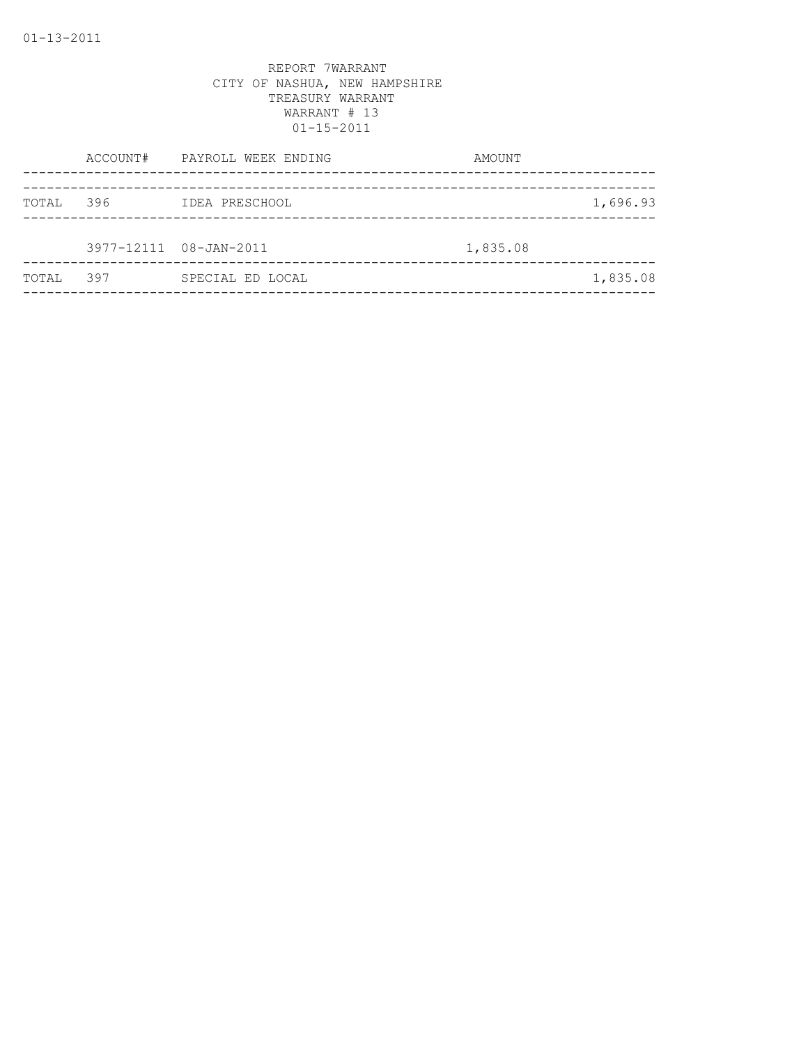REPORT 7WARRANT
CITY OF NASHUA, NEW HAMPSHIRE
TREASURY WARRANT
WARRANT # 13
01-15-2011

| | ACCOUNT# | PAYROLL WEEK ENDING | AMOUNT | |
|---|---|---|---|---|
| TOTAL | 396 | IDEA PRESCHOOL | | 1,696.93 |
| | 3977-12111 | 08-JAN-2011 | 1,835.08 | |
| TOTAL | 397 | SPECIAL ED LOCAL | | 1,835.08 |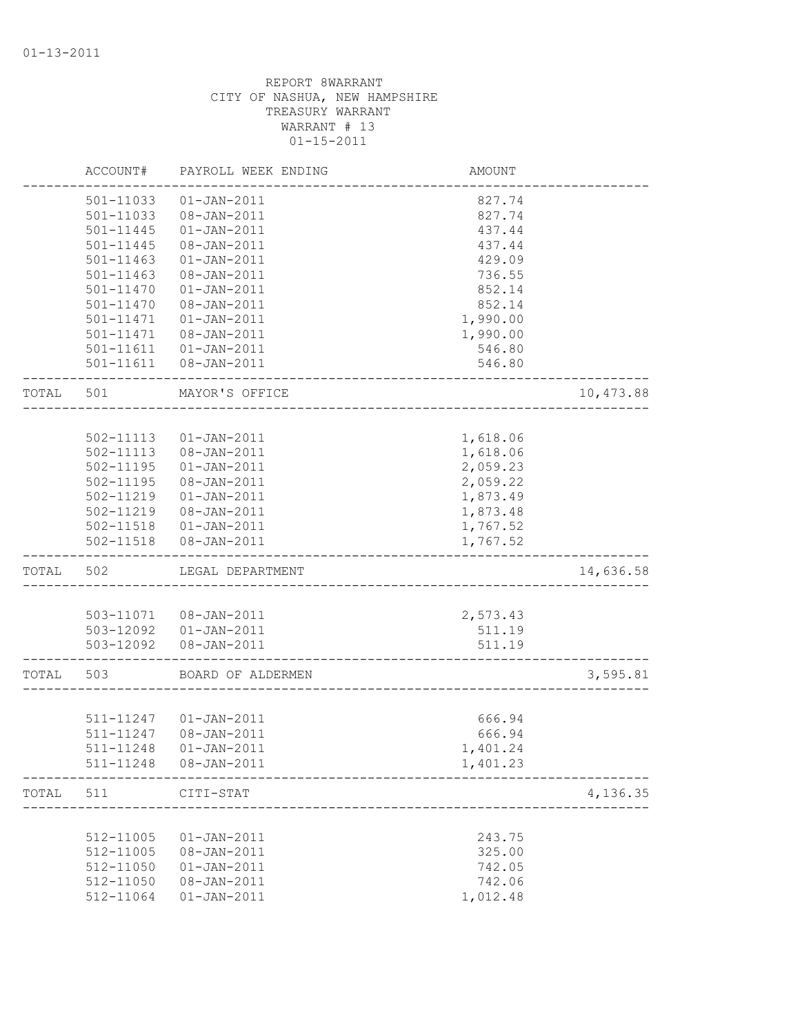01-13-2011

REPORT 8WARRANT
CITY OF NASHUA, NEW HAMPSHIRE
TREASURY WARRANT
WARRANT # 13
01-15-2011

| | ACCOUNT# | PAYROLL WEEK ENDING | AMOUNT | |
|---|---|---|---|---|
| | 501-11033 | 01-JAN-2011 | 827.74 | |
| | 501-11033 | 08-JAN-2011 | 827.74 | |
| | 501-11445 | 01-JAN-2011 | 437.44 | |
| | 501-11445 | 08-JAN-2011 | 437.44 | |
| | 501-11463 | 01-JAN-2011 | 429.09 | |
| | 501-11463 | 08-JAN-2011 | 736.55 | |
| | 501-11470 | 01-JAN-2011 | 852.14 | |
| | 501-11470 | 08-JAN-2011 | 852.14 | |
| | 501-11471 | 01-JAN-2011 | 1,990.00 | |
| | 501-11471 | 08-JAN-2011 | 1,990.00 | |
| | 501-11611 | 01-JAN-2011 | 546.80 | |
| | 501-11611 | 08-JAN-2011 | 546.80 | |
| TOTAL | 501 | MAYOR'S OFFICE | | 10,473.88 |
| | 502-11113 | 01-JAN-2011 | 1,618.06 | |
| | 502-11113 | 08-JAN-2011 | 1,618.06 | |
| | 502-11195 | 01-JAN-2011 | 2,059.23 | |
| | 502-11195 | 08-JAN-2011 | 2,059.22 | |
| | 502-11219 | 01-JAN-2011 | 1,873.49 | |
| | 502-11219 | 08-JAN-2011 | 1,873.48 | |
| | 502-11518 | 01-JAN-2011 | 1,767.52 | |
| | 502-11518 | 08-JAN-2011 | 1,767.52 | |
| TOTAL | 502 | LEGAL DEPARTMENT | | 14,636.58 |
| | 503-11071 | 08-JAN-2011 | 2,573.43 | |
| | 503-12092 | 01-JAN-2011 | 511.19 | |
| | 503-12092 | 08-JAN-2011 | 511.19 | |
| TOTAL | 503 | BOARD OF ALDERMEN | | 3,595.81 |
| | 511-11247 | 01-JAN-2011 | 666.94 | |
| | 511-11247 | 08-JAN-2011 | 666.94 | |
| | 511-11248 | 01-JAN-2011 | 1,401.24 | |
| | 511-11248 | 08-JAN-2011 | 1,401.23 | |
| TOTAL | 511 | CITI-STAT | | 4,136.35 |
| | 512-11005 | 01-JAN-2011 | 243.75 | |
| | 512-11005 | 08-JAN-2011 | 325.00 | |
| | 512-11050 | 01-JAN-2011 | 742.05 | |
| | 512-11050 | 08-JAN-2011 | 742.06 | |
| | 512-11064 | 01-JAN-2011 | 1,012.48 | |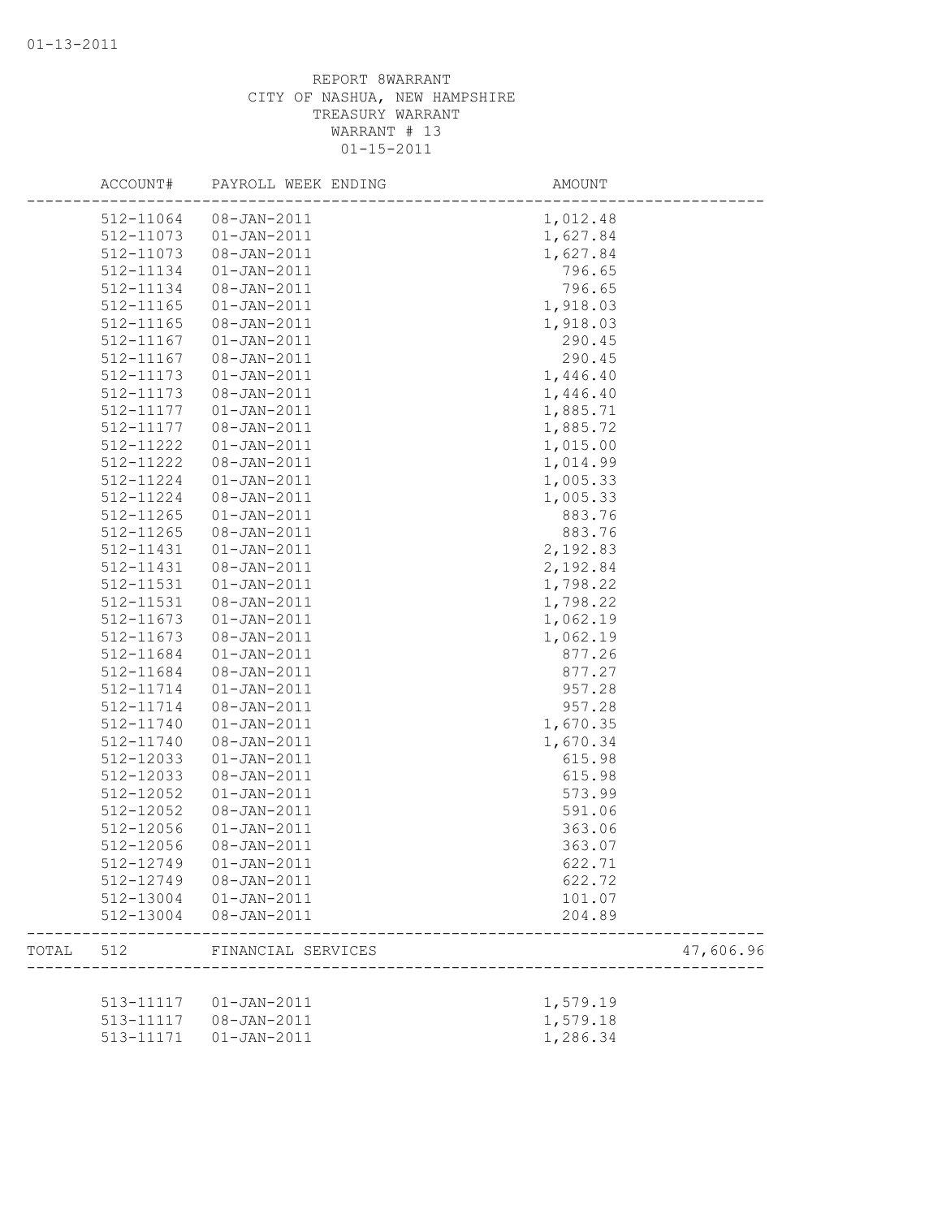REPORT 8WARRANT
CITY OF NASHUA, NEW HAMPSHIRE
TREASURY WARRANT
WARRANT # 13
01-15-2011

| | ACCOUNT# | PAYROLL WEEK ENDING | AMOUNT | |
|---|---|---|---|---|
| | 512-11064 | 08-JAN-2011 | 1,012.48 | |
| | 512-11073 | 01-JAN-2011 | 1,627.84 | |
| | 512-11073 | 08-JAN-2011 | 1,627.84 | |
| | 512-11134 | 01-JAN-2011 | 796.65 | |
| | 512-11134 | 08-JAN-2011 | 796.65 | |
| | 512-11165 | 01-JAN-2011 | 1,918.03 | |
| | 512-11165 | 08-JAN-2011 | 1,918.03 | |
| | 512-11167 | 01-JAN-2011 | 290.45 | |
| | 512-11167 | 08-JAN-2011 | 290.45 | |
| | 512-11173 | 01-JAN-2011 | 1,446.40 | |
| | 512-11173 | 08-JAN-2011 | 1,446.40 | |
| | 512-11177 | 01-JAN-2011 | 1,885.71 | |
| | 512-11177 | 08-JAN-2011 | 1,885.72 | |
| | 512-11222 | 01-JAN-2011 | 1,015.00 | |
| | 512-11222 | 08-JAN-2011 | 1,014.99 | |
| | 512-11224 | 01-JAN-2011 | 1,005.33 | |
| | 512-11224 | 08-JAN-2011 | 1,005.33 | |
| | 512-11265 | 01-JAN-2011 | 883.76 | |
| | 512-11265 | 08-JAN-2011 | 883.76 | |
| | 512-11431 | 01-JAN-2011 | 2,192.83 | |
| | 512-11431 | 08-JAN-2011 | 2,192.84 | |
| | 512-11531 | 01-JAN-2011 | 1,798.22 | |
| | 512-11531 | 08-JAN-2011 | 1,798.22 | |
| | 512-11673 | 01-JAN-2011 | 1,062.19 | |
| | 512-11673 | 08-JAN-2011 | 1,062.19 | |
| | 512-11684 | 01-JAN-2011 | 877.26 | |
| | 512-11684 | 08-JAN-2011 | 877.27 | |
| | 512-11714 | 01-JAN-2011 | 957.28 | |
| | 512-11714 | 08-JAN-2011 | 957.28 | |
| | 512-11740 | 01-JAN-2011 | 1,670.35 | |
| | 512-11740 | 08-JAN-2011 | 1,670.34 | |
| | 512-12033 | 01-JAN-2011 | 615.98 | |
| | 512-12033 | 08-JAN-2011 | 615.98 | |
| | 512-12052 | 01-JAN-2011 | 573.99 | |
| | 512-12052 | 08-JAN-2011 | 591.06 | |
| | 512-12056 | 01-JAN-2011 | 363.06 | |
| | 512-12056 | 08-JAN-2011 | 363.07 | |
| | 512-12749 | 01-JAN-2011 | 622.71 | |
| | 512-12749 | 08-JAN-2011 | 622.72 | |
| | 512-13004 | 01-JAN-2011 | 101.07 | |
| | 512-13004 | 08-JAN-2011 | 204.89 | |
| TOTAL | 512 | FINANCIAL SERVICES | | 47,606.96 |
| | 513-11117 | 01-JAN-2011 | 1,579.19 | |
| | 513-11117 | 08-JAN-2011 | 1,579.18 | |
| | 513-11171 | 01-JAN-2011 | 1,286.34 | |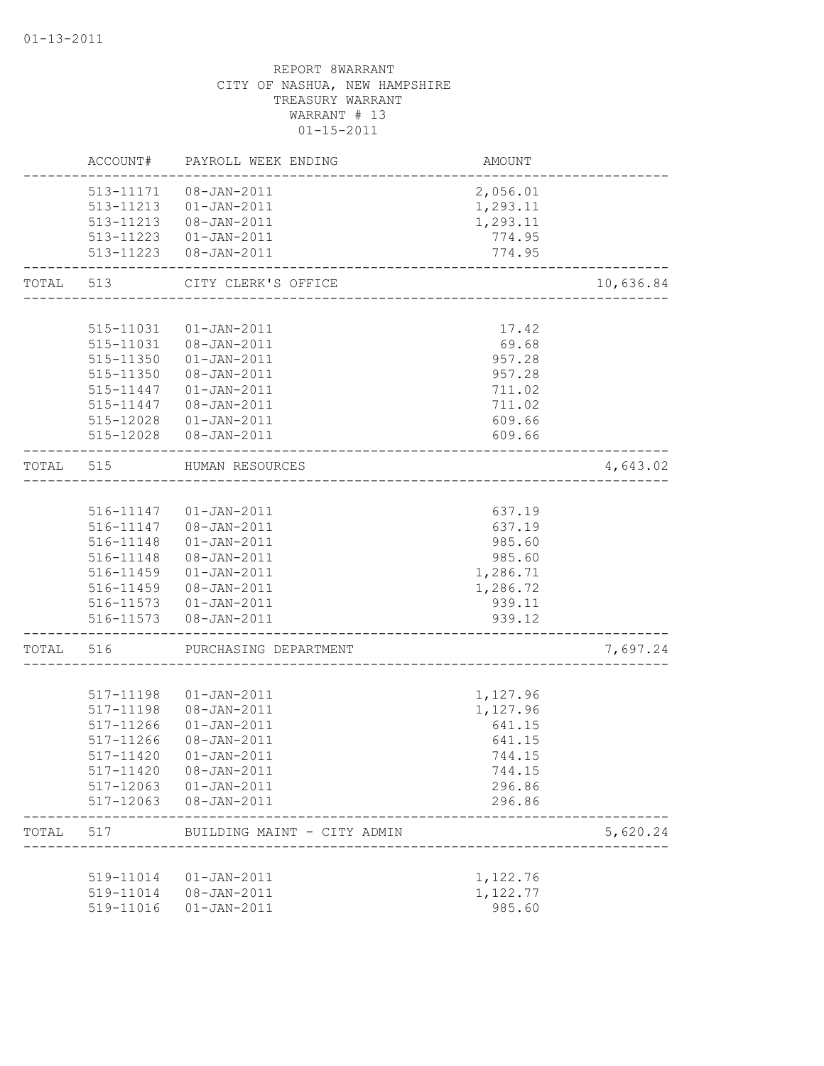01-13-2011

REPORT 8WARRANT
CITY OF NASHUA, NEW HAMPSHIRE
TREASURY WARRANT
WARRANT # 13
01-15-2011

| | ACCOUNT# | PAYROLL WEEK ENDING | AMOUNT | |
|---|---|---|---|---|
| | 513-11171 | 08-JAN-2011 | 2,056.01 | |
| | 513-11213 | 01-JAN-2011 | 1,293.11 | |
| | 513-11213 | 08-JAN-2011 | 1,293.11 | |
| | 513-11223 | 01-JAN-2011 | 774.95 | |
| | 513-11223 | 08-JAN-2011 | 774.95 | |
| TOTAL | 513 | CITY CLERK'S OFFICE | | 10,636.84 |
| | 515-11031 | 01-JAN-2011 | 17.42 | |
| | 515-11031 | 08-JAN-2011 | 69.68 | |
| | 515-11350 | 01-JAN-2011 | 957.28 | |
| | 515-11350 | 08-JAN-2011 | 957.28 | |
| | 515-11447 | 01-JAN-2011 | 711.02 | |
| | 515-11447 | 08-JAN-2011 | 711.02 | |
| | 515-12028 | 01-JAN-2011 | 609.66 | |
| | 515-12028 | 08-JAN-2011 | 609.66 | |
| TOTAL | 515 | HUMAN RESOURCES | | 4,643.02 |
| | 516-11147 | 01-JAN-2011 | 637.19 | |
| | 516-11147 | 08-JAN-2011 | 637.19 | |
| | 516-11148 | 01-JAN-2011 | 985.60 | |
| | 516-11148 | 08-JAN-2011 | 985.60 | |
| | 516-11459 | 01-JAN-2011 | 1,286.71 | |
| | 516-11459 | 08-JAN-2011 | 1,286.72 | |
| | 516-11573 | 01-JAN-2011 | 939.11 | |
| | 516-11573 | 08-JAN-2011 | 939.12 | |
| TOTAL | 516 | PURCHASING DEPARTMENT | | 7,697.24 |
| | 517-11198 | 01-JAN-2011 | 1,127.96 | |
| | 517-11198 | 08-JAN-2011 | 1,127.96 | |
| | 517-11266 | 01-JAN-2011 | 641.15 | |
| | 517-11266 | 08-JAN-2011 | 641.15 | |
| | 517-11420 | 01-JAN-2011 | 744.15 | |
| | 517-11420 | 08-JAN-2011 | 744.15 | |
| | 517-12063 | 01-JAN-2011 | 296.86 | |
| | 517-12063 | 08-JAN-2011 | 296.86 | |
| TOTAL | 517 | BUILDING MAINT - CITY ADMIN | | 5,620.24 |
| | 519-11014 | 01-JAN-2011 | 1,122.76 | |
| | 519-11014 | 08-JAN-2011 | 1,122.77 | |
| | 519-11016 | 01-JAN-2011 | 985.60 | |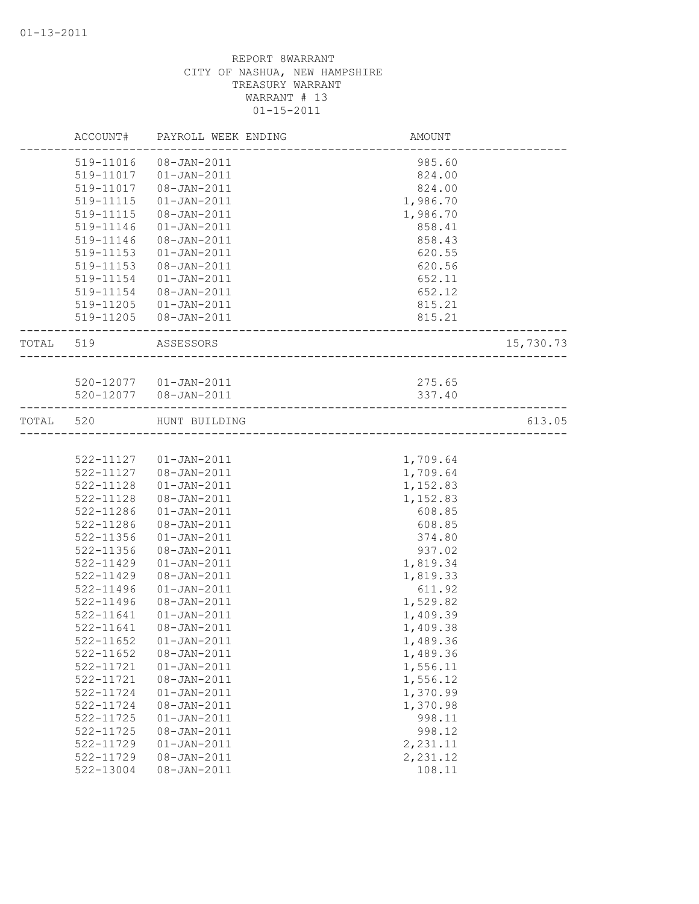REPORT 8WARRANT
CITY OF NASHUA, NEW HAMPSHIRE
TREASURY WARRANT
WARRANT # 13
01-15-2011

| | ACCOUNT# | PAYROLL WEEK ENDING | AMOUNT | |
|---|---|---|---|---|
| | 519-11016 | 08-JAN-2011 | 985.60 | |
| | 519-11017 | 01-JAN-2011 | 824.00 | |
| | 519-11017 | 08-JAN-2011 | 824.00 | |
| | 519-11115 | 01-JAN-2011 | 1,986.70 | |
| | 519-11115 | 08-JAN-2011 | 1,986.70 | |
| | 519-11146 | 01-JAN-2011 | 858.41 | |
| | 519-11146 | 08-JAN-2011 | 858.43 | |
| | 519-11153 | 01-JAN-2011 | 620.55 | |
| | 519-11153 | 08-JAN-2011 | 620.56 | |
| | 519-11154 | 01-JAN-2011 | 652.11 | |
| | 519-11154 | 08-JAN-2011 | 652.12 | |
| | 519-11205 | 01-JAN-2011 | 815.21 | |
| | 519-11205 | 08-JAN-2011 | 815.21 | |
| TOTAL | 519 | ASSESSORS | | 15,730.73 |
| | 520-12077 | 01-JAN-2011 | 275.65 | |
| | 520-12077 | 08-JAN-2011 | 337.40 | |
| TOTAL | 520 | HUNT BUILDING | | 613.05 |
| | 522-11127 | 01-JAN-2011 | 1,709.64 | |
| | 522-11127 | 08-JAN-2011 | 1,709.64 | |
| | 522-11128 | 01-JAN-2011 | 1,152.83 | |
| | 522-11128 | 08-JAN-2011 | 1,152.83 | |
| | 522-11286 | 01-JAN-2011 | 608.85 | |
| | 522-11286 | 08-JAN-2011 | 608.85 | |
| | 522-11356 | 01-JAN-2011 | 374.80 | |
| | 522-11356 | 08-JAN-2011 | 937.02 | |
| | 522-11429 | 01-JAN-2011 | 1,819.34 | |
| | 522-11429 | 08-JAN-2011 | 1,819.33 | |
| | 522-11496 | 01-JAN-2011 | 611.92 | |
| | 522-11496 | 08-JAN-2011 | 1,529.82 | |
| | 522-11641 | 01-JAN-2011 | 1,409.39 | |
| | 522-11641 | 08-JAN-2011 | 1,409.38 | |
| | 522-11652 | 01-JAN-2011 | 1,489.36 | |
| | 522-11652 | 08-JAN-2011 | 1,489.36 | |
| | 522-11721 | 01-JAN-2011 | 1,556.11 | |
| | 522-11721 | 08-JAN-2011 | 1,556.12 | |
| | 522-11724 | 01-JAN-2011 | 1,370.99 | |
| | 522-11724 | 08-JAN-2011 | 1,370.98 | |
| | 522-11725 | 01-JAN-2011 | 998.11 | |
| | 522-11725 | 08-JAN-2011 | 998.12 | |
| | 522-11729 | 01-JAN-2011 | 2,231.11 | |
| | 522-11729 | 08-JAN-2011 | 2,231.12 | |
| | 522-13004 | 08-JAN-2011 | 108.11 | |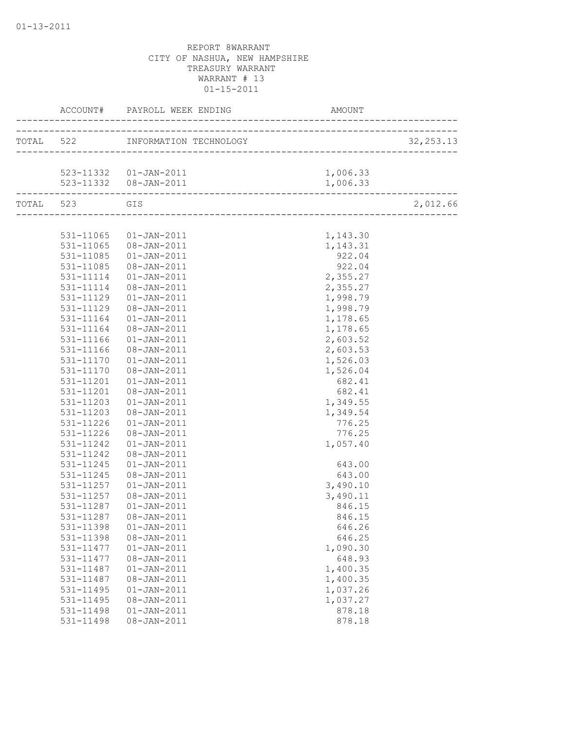REPORT 8WARRANT
CITY OF NASHUA, NEW HAMPSHIRE
TREASURY WARRANT
WARRANT # 13
01-15-2011

| | ACCOUNT# | PAYROLL WEEK ENDING | AMOUNT | |
|---|---|---|---|---|
| TOTAL | 522 | INFORMATION TECHNOLOGY | | 32,253.13 |
| | 523-11332 | 01-JAN-2011 | 1,006.33 | |
| | 523-11332 | 08-JAN-2011 | 1,006.33 | |
| TOTAL | 523 | GIS | | 2,012.66 |
| | 531-11065 | 01-JAN-2011 | 1,143.30 | |
| | 531-11065 | 08-JAN-2011 | 1,143.31 | |
| | 531-11085 | 01-JAN-2011 | 922.04 | |
| | 531-11085 | 08-JAN-2011 | 922.04 | |
| | 531-11114 | 01-JAN-2011 | 2,355.27 | |
| | 531-11114 | 08-JAN-2011 | 2,355.27 | |
| | 531-11129 | 01-JAN-2011 | 1,998.79 | |
| | 531-11129 | 08-JAN-2011 | 1,998.79 | |
| | 531-11164 | 01-JAN-2011 | 1,178.65 | |
| | 531-11164 | 08-JAN-2011 | 1,178.65 | |
| | 531-11166 | 01-JAN-2011 | 2,603.52 | |
| | 531-11166 | 08-JAN-2011 | 2,603.53 | |
| | 531-11170 | 01-JAN-2011 | 1,526.03 | |
| | 531-11170 | 08-JAN-2011 | 1,526.04 | |
| | 531-11201 | 01-JAN-2011 | 682.41 | |
| | 531-11201 | 08-JAN-2011 | 682.41 | |
| | 531-11203 | 01-JAN-2011 | 1,349.55 | |
| | 531-11203 | 08-JAN-2011 | 1,349.54 | |
| | 531-11226 | 01-JAN-2011 | 776.25 | |
| | 531-11226 | 08-JAN-2011 | 776.25 | |
| | 531-11242 | 01-JAN-2011 | 1,057.40 | |
| | 531-11242 | 08-JAN-2011 | | |
| | 531-11245 | 01-JAN-2011 | 643.00 | |
| | 531-11245 | 08-JAN-2011 | 643.00 | |
| | 531-11257 | 01-JAN-2011 | 3,490.10 | |
| | 531-11257 | 08-JAN-2011 | 3,490.11 | |
| | 531-11287 | 01-JAN-2011 | 846.15 | |
| | 531-11287 | 08-JAN-2011 | 846.15 | |
| | 531-11398 | 01-JAN-2011 | 646.26 | |
| | 531-11398 | 08-JAN-2011 | 646.25 | |
| | 531-11477 | 01-JAN-2011 | 1,090.30 | |
| | 531-11477 | 08-JAN-2011 | 648.93 | |
| | 531-11487 | 01-JAN-2011 | 1,400.35 | |
| | 531-11487 | 08-JAN-2011 | 1,400.35 | |
| | 531-11495 | 01-JAN-2011 | 1,037.26 | |
| | 531-11495 | 08-JAN-2011 | 1,037.27 | |
| | 531-11498 | 01-JAN-2011 | 878.18 | |
| | 531-11498 | 08-JAN-2011 | 878.18 | |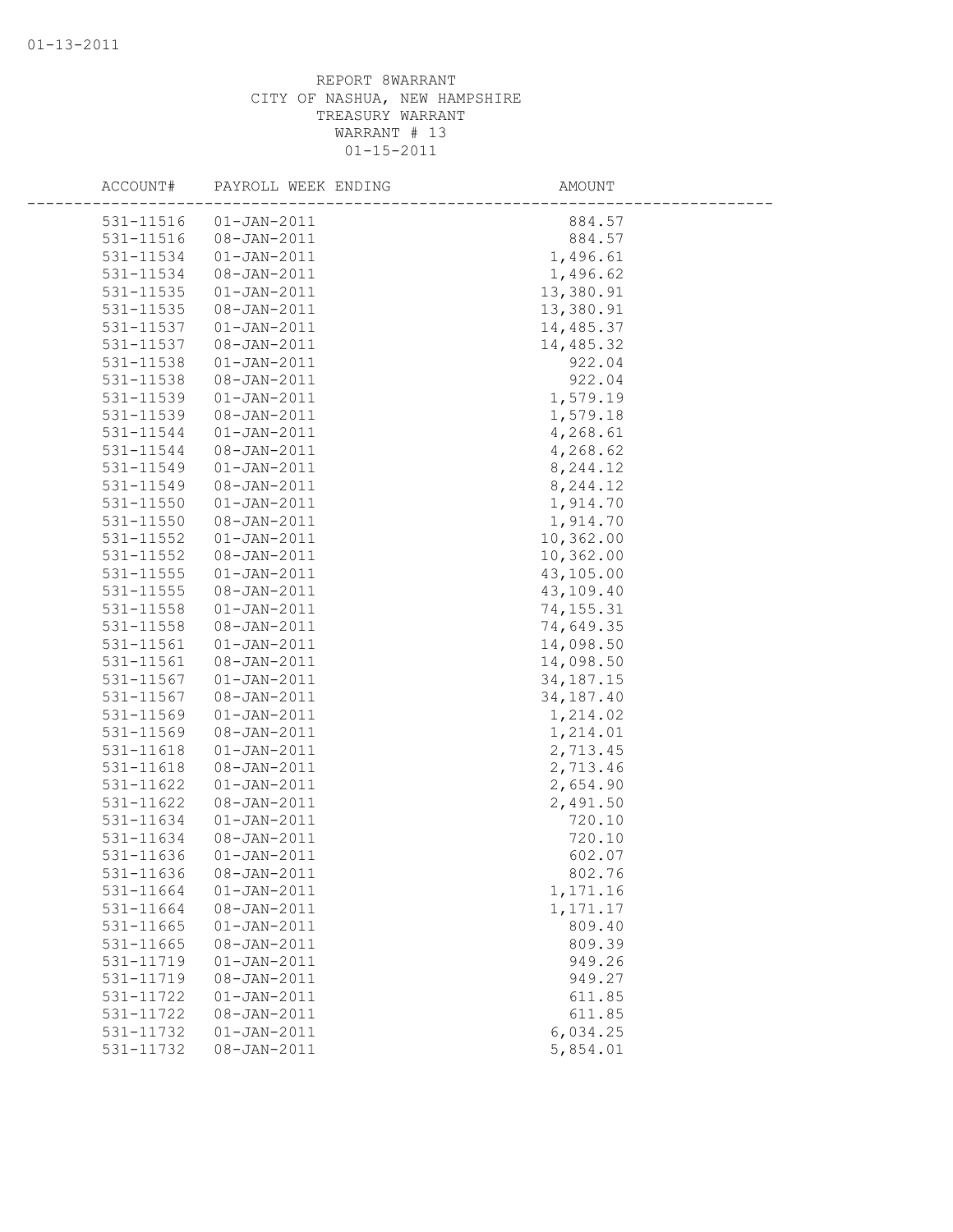REPORT 8WARRANT
CITY OF NASHUA, NEW HAMPSHIRE
TREASURY WARRANT
WARRANT # 13
01-15-2011

| ACCOUNT# | PAYROLL WEEK ENDING | AMOUNT |
|---|---|---|
| 531-11516 | 01-JAN-2011 | 884.57 |
| 531-11516 | 08-JAN-2011 | 884.57 |
| 531-11534 | 01-JAN-2011 | 1,496.61 |
| 531-11534 | 08-JAN-2011 | 1,496.62 |
| 531-11535 | 01-JAN-2011 | 13,380.91 |
| 531-11535 | 08-JAN-2011 | 13,380.91 |
| 531-11537 | 01-JAN-2011 | 14,485.37 |
| 531-11537 | 08-JAN-2011 | 14,485.32 |
| 531-11538 | 01-JAN-2011 | 922.04 |
| 531-11538 | 08-JAN-2011 | 922.04 |
| 531-11539 | 01-JAN-2011 | 1,579.19 |
| 531-11539 | 08-JAN-2011 | 1,579.18 |
| 531-11544 | 01-JAN-2011 | 4,268.61 |
| 531-11544 | 08-JAN-2011 | 4,268.62 |
| 531-11549 | 01-JAN-2011 | 8,244.12 |
| 531-11549 | 08-JAN-2011 | 8,244.12 |
| 531-11550 | 01-JAN-2011 | 1,914.70 |
| 531-11550 | 08-JAN-2011 | 1,914.70 |
| 531-11552 | 01-JAN-2011 | 10,362.00 |
| 531-11552 | 08-JAN-2011 | 10,362.00 |
| 531-11555 | 01-JAN-2011 | 43,105.00 |
| 531-11555 | 08-JAN-2011 | 43,109.40 |
| 531-11558 | 01-JAN-2011 | 74,155.31 |
| 531-11558 | 08-JAN-2011 | 74,649.35 |
| 531-11561 | 01-JAN-2011 | 14,098.50 |
| 531-11561 | 08-JAN-2011 | 14,098.50 |
| 531-11567 | 01-JAN-2011 | 34,187.15 |
| 531-11567 | 08-JAN-2011 | 34,187.40 |
| 531-11569 | 01-JAN-2011 | 1,214.02 |
| 531-11569 | 08-JAN-2011 | 1,214.01 |
| 531-11618 | 01-JAN-2011 | 2,713.45 |
| 531-11618 | 08-JAN-2011 | 2,713.46 |
| 531-11622 | 01-JAN-2011 | 2,654.90 |
| 531-11622 | 08-JAN-2011 | 2,491.50 |
| 531-11634 | 01-JAN-2011 | 720.10 |
| 531-11634 | 08-JAN-2011 | 720.10 |
| 531-11636 | 01-JAN-2011 | 602.07 |
| 531-11636 | 08-JAN-2011 | 802.76 |
| 531-11664 | 01-JAN-2011 | 1,171.16 |
| 531-11664 | 08-JAN-2011 | 1,171.17 |
| 531-11665 | 01-JAN-2011 | 809.40 |
| 531-11665 | 08-JAN-2011 | 809.39 |
| 531-11719 | 01-JAN-2011 | 949.26 |
| 531-11719 | 08-JAN-2011 | 949.27 |
| 531-11722 | 01-JAN-2011 | 611.85 |
| 531-11722 | 08-JAN-2011 | 611.85 |
| 531-11732 | 01-JAN-2011 | 6,034.25 |
| 531-11732 | 08-JAN-2011 | 5,854.01 |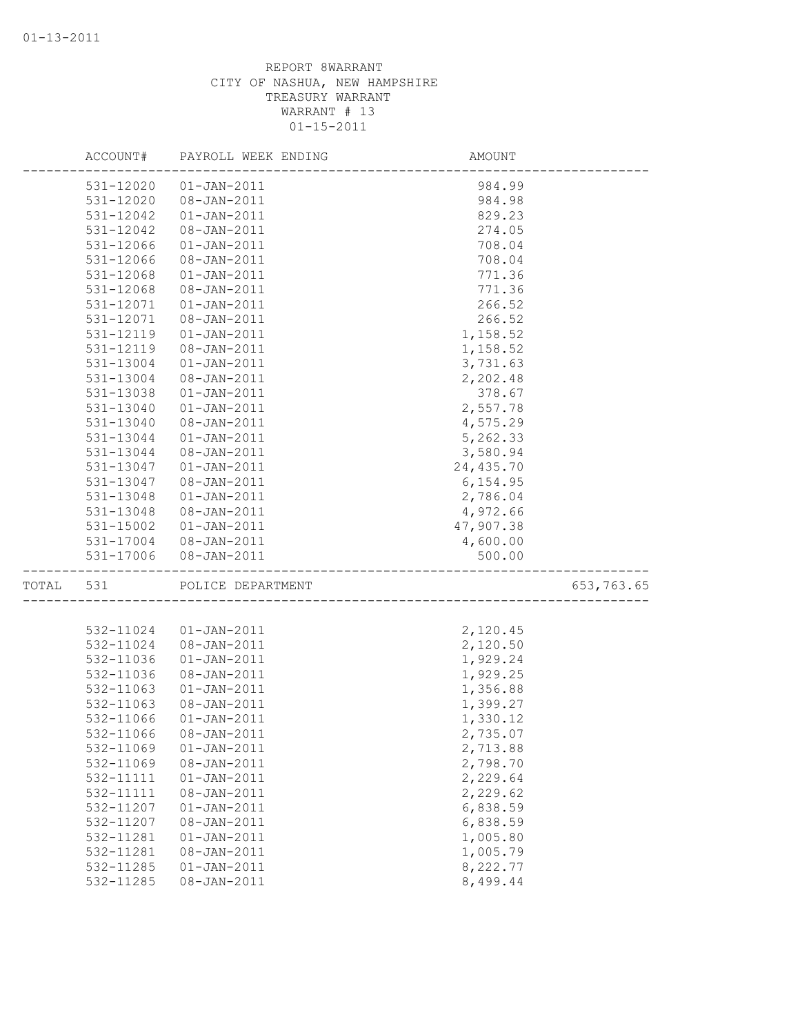REPORT 8WARRANT
CITY OF NASHUA, NEW HAMPSHIRE
TREASURY WARRANT
WARRANT # 13
01-15-2011

| ACCOUNT# | PAYROLL WEEK ENDING | AMOUNT | |
|---|---|---|---|
| 531-12020 | 01-JAN-2011 | 984.99 | |
| 531-12020 | 08-JAN-2011 | 984.98 | |
| 531-12042 | 01-JAN-2011 | 829.23 | |
| 531-12042 | 08-JAN-2011 | 274.05 | |
| 531-12066 | 01-JAN-2011 | 708.04 | |
| 531-12066 | 08-JAN-2011 | 708.04 | |
| 531-12068 | 01-JAN-2011 | 771.36 | |
| 531-12068 | 08-JAN-2011 | 771.36 | |
| 531-12071 | 01-JAN-2011 | 266.52 | |
| 531-12071 | 08-JAN-2011 | 266.52 | |
| 531-12119 | 01-JAN-2011 | 1,158.52 | |
| 531-12119 | 08-JAN-2011 | 1,158.52 | |
| 531-13004 | 01-JAN-2011 | 3,731.63 | |
| 531-13004 | 08-JAN-2011 | 2,202.48 | |
| 531-13038 | 01-JAN-2011 | 378.67 | |
| 531-13040 | 01-JAN-2011 | 2,557.78 | |
| 531-13040 | 08-JAN-2011 | 4,575.29 | |
| 531-13044 | 01-JAN-2011 | 5,262.33 | |
| 531-13044 | 08-JAN-2011 | 3,580.94 | |
| 531-13047 | 01-JAN-2011 | 24,435.70 | |
| 531-13047 | 08-JAN-2011 | 6,154.95 | |
| 531-13048 | 01-JAN-2011 | 2,786.04 | |
| 531-13048 | 08-JAN-2011 | 4,972.66 | |
| 531-15002 | 01-JAN-2011 | 47,907.38 | |
| 531-17004 | 08-JAN-2011 | 4,600.00 | |
| 531-17006 | 08-JAN-2011 | 500.00 | |
| TOTAL 531 | POLICE DEPARTMENT | | 653,763.65 |
| 532-11024 | 01-JAN-2011 | 2,120.45 | |
| 532-11024 | 08-JAN-2011 | 2,120.50 | |
| 532-11036 | 01-JAN-2011 | 1,929.24 | |
| 532-11036 | 08-JAN-2011 | 1,929.25 | |
| 532-11063 | 01-JAN-2011 | 1,356.88 | |
| 532-11063 | 08-JAN-2011 | 1,399.27 | |
| 532-11066 | 01-JAN-2011 | 1,330.12 | |
| 532-11066 | 08-JAN-2011 | 2,735.07 | |
| 532-11069 | 01-JAN-2011 | 2,713.88 | |
| 532-11069 | 08-JAN-2011 | 2,798.70 | |
| 532-11111 | 01-JAN-2011 | 2,229.64 | |
| 532-11111 | 08-JAN-2011 | 2,229.62 | |
| 532-11207 | 01-JAN-2011 | 6,838.59 | |
| 532-11207 | 08-JAN-2011 | 6,838.59 | |
| 532-11281 | 01-JAN-2011 | 1,005.80 | |
| 532-11281 | 08-JAN-2011 | 1,005.79 | |
| 532-11285 | 01-JAN-2011 | 8,222.77 | |
| 532-11285 | 08-JAN-2011 | 8,499.44 | |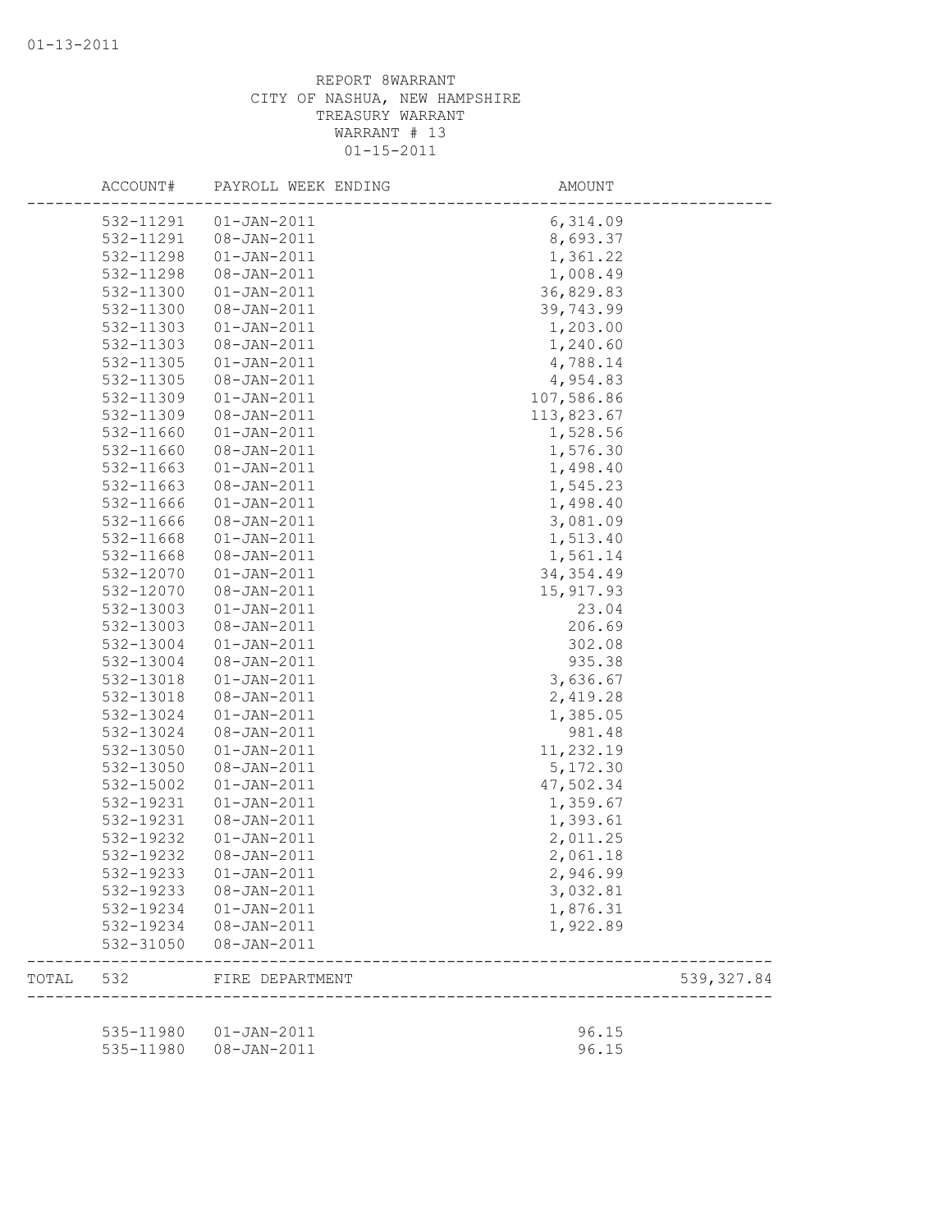REPORT 8WARRANT
CITY OF NASHUA, NEW HAMPSHIRE
TREASURY WARRANT
WARRANT # 13
01-15-2011

| | ACCOUNT# | PAYROLL WEEK ENDING | AMOUNT | |
|---|---|---|---|---|
| | 532-11291 | 01-JAN-2011 | 6,314.09 | |
| | 532-11291 | 08-JAN-2011 | 8,693.37 | |
| | 532-11298 | 01-JAN-2011 | 1,361.22 | |
| | 532-11298 | 08-JAN-2011 | 1,008.49 | |
| | 532-11300 | 01-JAN-2011 | 36,829.83 | |
| | 532-11300 | 08-JAN-2011 | 39,743.99 | |
| | 532-11303 | 01-JAN-2011 | 1,203.00 | |
| | 532-11303 | 08-JAN-2011 | 1,240.60 | |
| | 532-11305 | 01-JAN-2011 | 4,788.14 | |
| | 532-11305 | 08-JAN-2011 | 4,954.83 | |
| | 532-11309 | 01-JAN-2011 | 107,586.86 | |
| | 532-11309 | 08-JAN-2011 | 113,823.67 | |
| | 532-11660 | 01-JAN-2011 | 1,528.56 | |
| | 532-11660 | 08-JAN-2011 | 1,576.30 | |
| | 532-11663 | 01-JAN-2011 | 1,498.40 | |
| | 532-11663 | 08-JAN-2011 | 1,545.23 | |
| | 532-11666 | 01-JAN-2011 | 1,498.40 | |
| | 532-11666 | 08-JAN-2011 | 3,081.09 | |
| | 532-11668 | 01-JAN-2011 | 1,513.40 | |
| | 532-11668 | 08-JAN-2011 | 1,561.14 | |
| | 532-12070 | 01-JAN-2011 | 34,354.49 | |
| | 532-12070 | 08-JAN-2011 | 15,917.93 | |
| | 532-13003 | 01-JAN-2011 | 23.04 | |
| | 532-13003 | 08-JAN-2011 | 206.69 | |
| | 532-13004 | 01-JAN-2011 | 302.08 | |
| | 532-13004 | 08-JAN-2011 | 935.38 | |
| | 532-13018 | 01-JAN-2011 | 3,636.67 | |
| | 532-13018 | 08-JAN-2011 | 2,419.28 | |
| | 532-13024 | 01-JAN-2011 | 1,385.05 | |
| | 532-13024 | 08-JAN-2011 | 981.48 | |
| | 532-13050 | 01-JAN-2011 | 11,232.19 | |
| | 532-13050 | 08-JAN-2011 | 5,172.30 | |
| | 532-15002 | 01-JAN-2011 | 47,502.34 | |
| | 532-19231 | 01-JAN-2011 | 1,359.67 | |
| | 532-19231 | 08-JAN-2011 | 1,393.61 | |
| | 532-19232 | 01-JAN-2011 | 2,011.25 | |
| | 532-19232 | 08-JAN-2011 | 2,061.18 | |
| | 532-19233 | 01-JAN-2011 | 2,946.99 | |
| | 532-19233 | 08-JAN-2011 | 3,032.81 | |
| | 532-19234 | 01-JAN-2011 | 1,876.31 | |
| | 532-19234 | 08-JAN-2011 | 1,922.89 | |
| | 532-31050 | 08-JAN-2011 | | |
| TOTAL | 532 | FIRE DEPARTMENT | | 539,327.84 |
| | 535-11980 | 01-JAN-2011 | 96.15 | |
| | 535-11980 | 08-JAN-2011 | 96.15 | |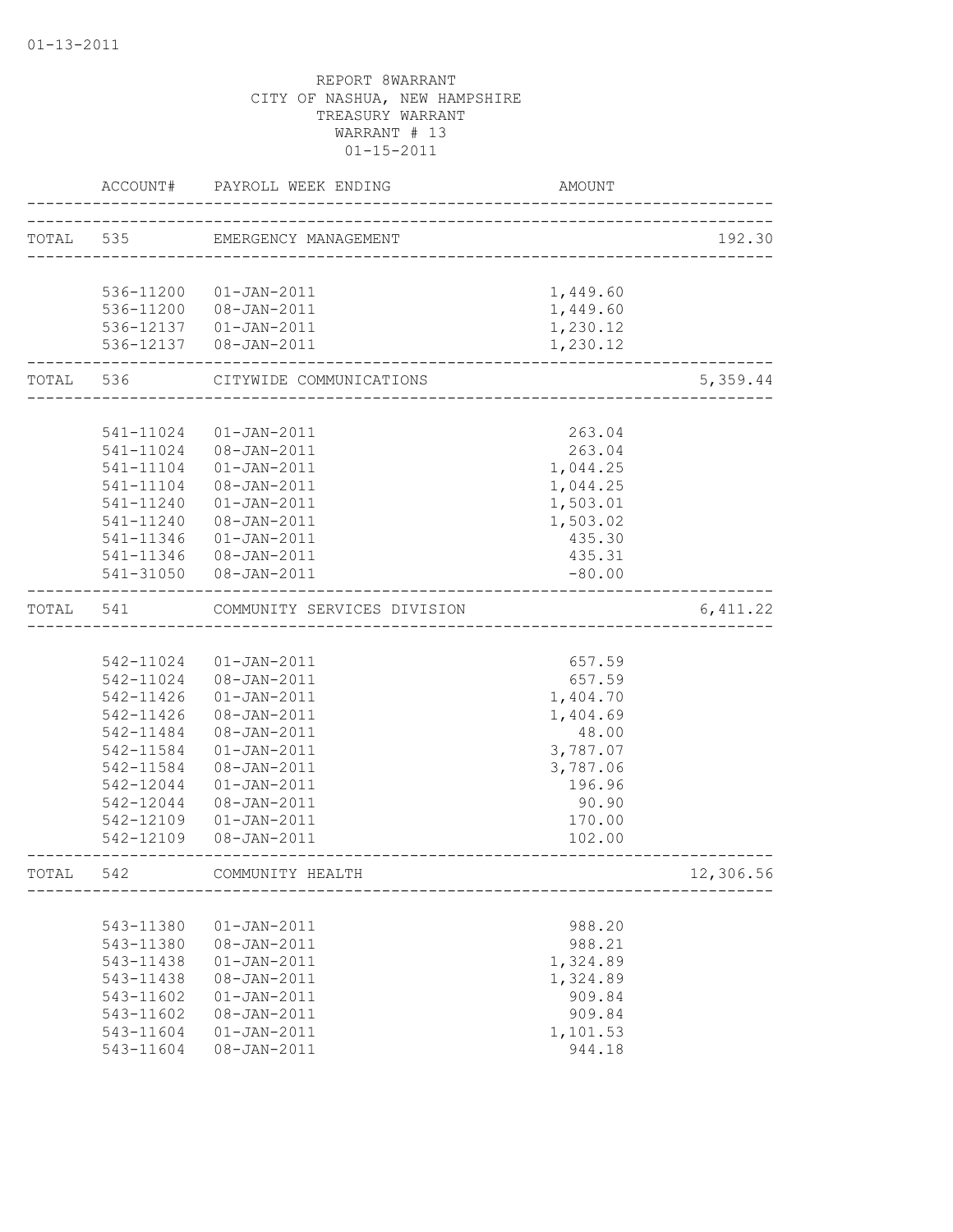01-13-2011

REPORT 8WARRANT
CITY OF NASHUA, NEW HAMPSHIRE
TREASURY WARRANT
WARRANT # 13
01-15-2011

| | ACCOUNT# | PAYROLL WEEK ENDING | AMOUNT | |
|---|---|---|---|---|
| TOTAL | 535 | EMERGENCY MANAGEMENT | | 192.30 |
| | 536-11200 | 01-JAN-2011 | 1,449.60 | |
| | 536-11200 | 08-JAN-2011 | 1,449.60 | |
| | 536-12137 | 01-JAN-2011 | 1,230.12 | |
| | 536-12137 | 08-JAN-2011 | 1,230.12 | |
| TOTAL | 536 | CITYWIDE COMMUNICATIONS | | 5,359.44 |
| | 541-11024 | 01-JAN-2011 | 263.04 | |
| | 541-11024 | 08-JAN-2011 | 263.04 | |
| | 541-11104 | 01-JAN-2011 | 1,044.25 | |
| | 541-11104 | 08-JAN-2011 | 1,044.25 | |
| | 541-11240 | 01-JAN-2011 | 1,503.01 | |
| | 541-11240 | 08-JAN-2011 | 1,503.02 | |
| | 541-11346 | 01-JAN-2011 | 435.30 | |
| | 541-11346 | 08-JAN-2011 | 435.31 | |
| | 541-31050 | 08-JAN-2011 | -80.00 | |
| TOTAL | 541 | COMMUNITY SERVICES DIVISION | | 6,411.22 |
| | 542-11024 | 01-JAN-2011 | 657.59 | |
| | 542-11024 | 08-JAN-2011 | 657.59 | |
| | 542-11426 | 01-JAN-2011 | 1,404.70 | |
| | 542-11426 | 08-JAN-2011 | 1,404.69 | |
| | 542-11484 | 08-JAN-2011 | 48.00 | |
| | 542-11584 | 01-JAN-2011 | 3,787.07 | |
| | 542-11584 | 08-JAN-2011 | 3,787.06 | |
| | 542-12044 | 01-JAN-2011 | 196.96 | |
| | 542-12044 | 08-JAN-2011 | 90.90 | |
| | 542-12109 | 01-JAN-2011 | 170.00 | |
| | 542-12109 | 08-JAN-2011 | 102.00 | |
| TOTAL | 542 | COMMUNITY HEALTH | | 12,306.56 |
| | 543-11380 | 01-JAN-2011 | 988.20 | |
| | 543-11380 | 08-JAN-2011 | 988.21 | |
| | 543-11438 | 01-JAN-2011 | 1,324.89 | |
| | 543-11438 | 08-JAN-2011 | 1,324.89 | |
| | 543-11602 | 01-JAN-2011 | 909.84 | |
| | 543-11602 | 08-JAN-2011 | 909.84 | |
| | 543-11604 | 01-JAN-2011 | 1,101.53 | |
| | 543-11604 | 08-JAN-2011 | 944.18 | |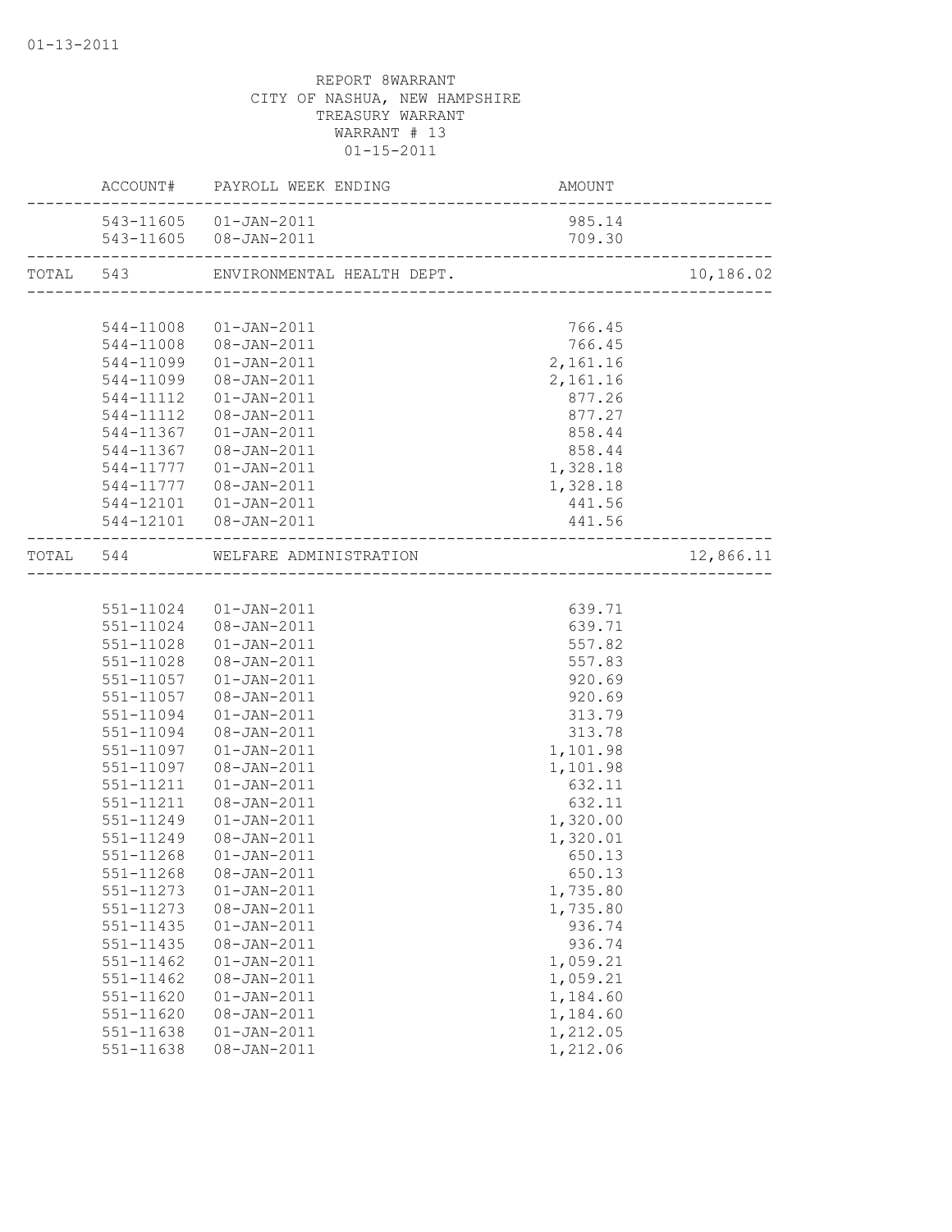01-13-2011

REPORT 8WARRANT
CITY OF NASHUA, NEW HAMPSHIRE
TREASURY WARRANT
WARRANT # 13
01-15-2011

| | ACCOUNT# | PAYROLL WEEK ENDING | AMOUNT | |
|---|---|---|---|---|
| | 543-11605 | 01-JAN-2011 | 985.14 | |
| | 543-11605 | 08-JAN-2011 | 709.30 | |
| TOTAL | 543 | ENVIRONMENTAL HEALTH DEPT. | | 10,186.02 |
| | 544-11008 | 01-JAN-2011 | 766.45 | |
| | 544-11008 | 08-JAN-2011 | 766.45 | |
| | 544-11099 | 01-JAN-2011 | 2,161.16 | |
| | 544-11099 | 08-JAN-2011 | 2,161.16 | |
| | 544-11112 | 01-JAN-2011 | 877.26 | |
| | 544-11112 | 08-JAN-2011 | 877.27 | |
| | 544-11367 | 01-JAN-2011 | 858.44 | |
| | 544-11367 | 08-JAN-2011 | 858.44 | |
| | 544-11777 | 01-JAN-2011 | 1,328.18 | |
| | 544-11777 | 08-JAN-2011 | 1,328.18 | |
| | 544-12101 | 01-JAN-2011 | 441.56 | |
| | 544-12101 | 08-JAN-2011 | 441.56 | |
| TOTAL | 544 | WELFARE ADMINISTRATION | | 12,866.11 |
| | 551-11024 | 01-JAN-2011 | 639.71 | |
| | 551-11024 | 08-JAN-2011 | 639.71 | |
| | 551-11028 | 01-JAN-2011 | 557.82 | |
| | 551-11028 | 08-JAN-2011 | 557.83 | |
| | 551-11057 | 01-JAN-2011 | 920.69 | |
| | 551-11057 | 08-JAN-2011 | 920.69 | |
| | 551-11094 | 01-JAN-2011 | 313.79 | |
| | 551-11094 | 08-JAN-2011 | 313.78 | |
| | 551-11097 | 01-JAN-2011 | 1,101.98 | |
| | 551-11097 | 08-JAN-2011 | 1,101.98 | |
| | 551-11211 | 01-JAN-2011 | 632.11 | |
| | 551-11211 | 08-JAN-2011 | 632.11 | |
| | 551-11249 | 01-JAN-2011 | 1,320.00 | |
| | 551-11249 | 08-JAN-2011 | 1,320.01 | |
| | 551-11268 | 01-JAN-2011 | 650.13 | |
| | 551-11268 | 08-JAN-2011 | 650.13 | |
| | 551-11273 | 01-JAN-2011 | 1,735.80 | |
| | 551-11273 | 08-JAN-2011 | 1,735.80 | |
| | 551-11435 | 01-JAN-2011 | 936.74 | |
| | 551-11435 | 08-JAN-2011 | 936.74 | |
| | 551-11462 | 01-JAN-2011 | 1,059.21 | |
| | 551-11462 | 08-JAN-2011 | 1,059.21 | |
| | 551-11620 | 01-JAN-2011 | 1,184.60 | |
| | 551-11620 | 08-JAN-2011 | 1,184.60 | |
| | 551-11638 | 01-JAN-2011 | 1,212.05 | |
| | 551-11638 | 08-JAN-2011 | 1,212.06 | |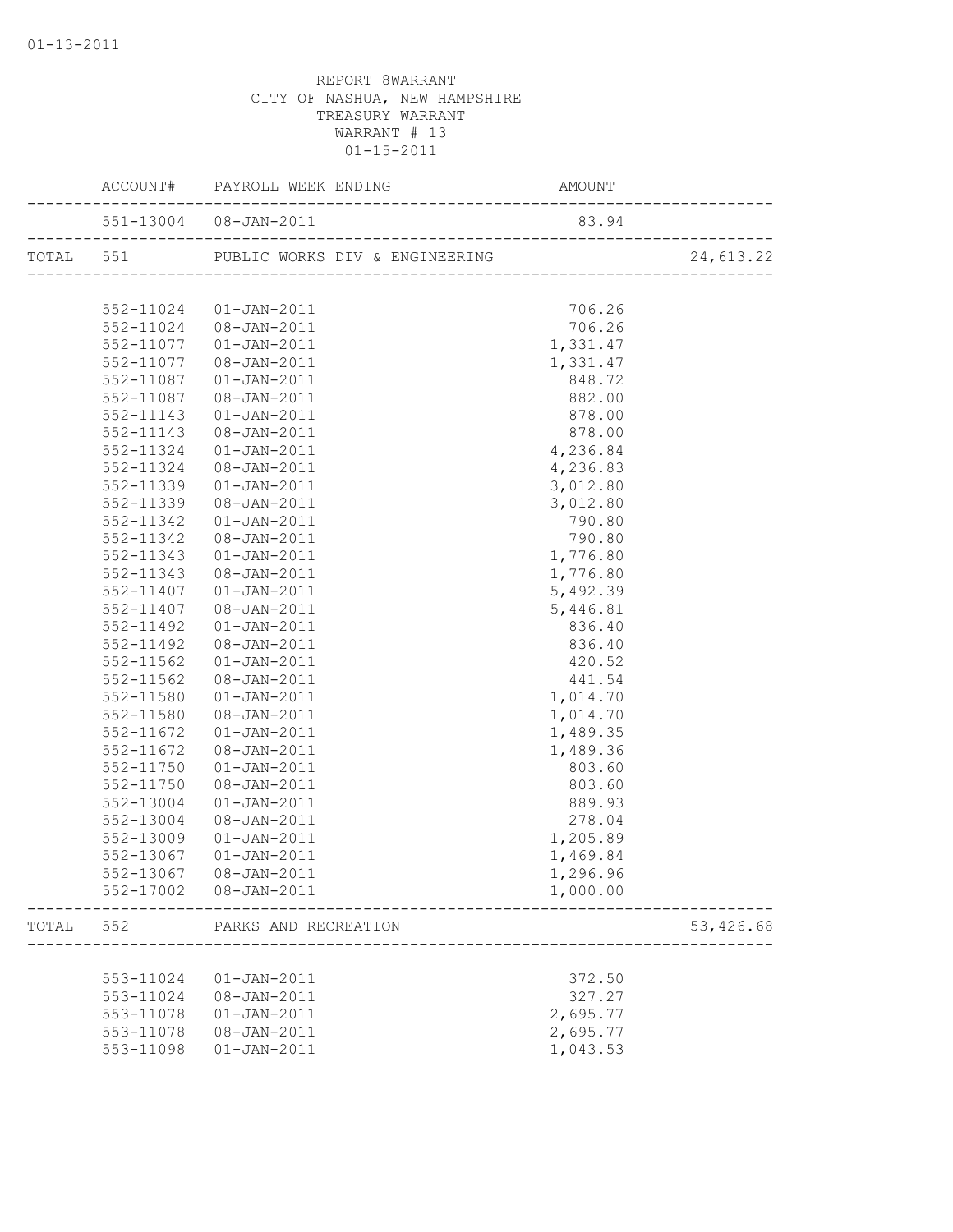01-13-2011

REPORT 8WARRANT
CITY OF NASHUA, NEW HAMPSHIRE
TREASURY WARRANT
WARRANT # 13
01-15-2011

| | ACCOUNT# | PAYROLL WEEK ENDING | AMOUNT | |
|---|---|---|---|---|
| | 551-13004 | 08-JAN-2011 | 83.94 | |
| TOTAL | 551 | PUBLIC WORKS DIV & ENGINEERING | | 24,613.22 |
| | 552-11024 | 01-JAN-2011 | 706.26 | |
| | 552-11024 | 08-JAN-2011 | 706.26 | |
| | 552-11077 | 01-JAN-2011 | 1,331.47 | |
| | 552-11077 | 08-JAN-2011 | 1,331.47 | |
| | 552-11087 | 01-JAN-2011 | 848.72 | |
| | 552-11087 | 08-JAN-2011 | 882.00 | |
| | 552-11143 | 01-JAN-2011 | 878.00 | |
| | 552-11143 | 08-JAN-2011 | 878.00 | |
| | 552-11324 | 01-JAN-2011 | 4,236.84 | |
| | 552-11324 | 08-JAN-2011 | 4,236.83 | |
| | 552-11339 | 01-JAN-2011 | 3,012.80 | |
| | 552-11339 | 08-JAN-2011 | 3,012.80 | |
| | 552-11342 | 01-JAN-2011 | 790.80 | |
| | 552-11342 | 08-JAN-2011 | 790.80 | |
| | 552-11343 | 01-JAN-2011 | 1,776.80 | |
| | 552-11343 | 08-JAN-2011 | 1,776.80 | |
| | 552-11407 | 01-JAN-2011 | 5,492.39 | |
| | 552-11407 | 08-JAN-2011 | 5,446.81 | |
| | 552-11492 | 01-JAN-2011 | 836.40 | |
| | 552-11492 | 08-JAN-2011 | 836.40 | |
| | 552-11562 | 01-JAN-2011 | 420.52 | |
| | 552-11562 | 08-JAN-2011 | 441.54 | |
| | 552-11580 | 01-JAN-2011 | 1,014.70 | |
| | 552-11580 | 08-JAN-2011 | 1,014.70 | |
| | 552-11672 | 01-JAN-2011 | 1,489.35 | |
| | 552-11672 | 08-JAN-2011 | 1,489.36 | |
| | 552-11750 | 01-JAN-2011 | 803.60 | |
| | 552-11750 | 08-JAN-2011 | 803.60 | |
| | 552-13004 | 01-JAN-2011 | 889.93 | |
| | 552-13004 | 08-JAN-2011 | 278.04 | |
| | 552-13009 | 01-JAN-2011 | 1,205.89 | |
| | 552-13067 | 01-JAN-2011 | 1,469.84 | |
| | 552-13067 | 08-JAN-2011 | 1,296.96 | |
| | 552-17002 | 08-JAN-2011 | 1,000.00 | |
| TOTAL | 552 | PARKS AND RECREATION | | 53,426.68 |
| | 553-11024 | 01-JAN-2011 | 372.50 | |
| | 553-11024 | 08-JAN-2011 | 327.27 | |
| | 553-11078 | 01-JAN-2011 | 2,695.77 | |
| | 553-11078 | 08-JAN-2011 | 2,695.77 | |
| | 553-11098 | 01-JAN-2011 | 1,043.53 | |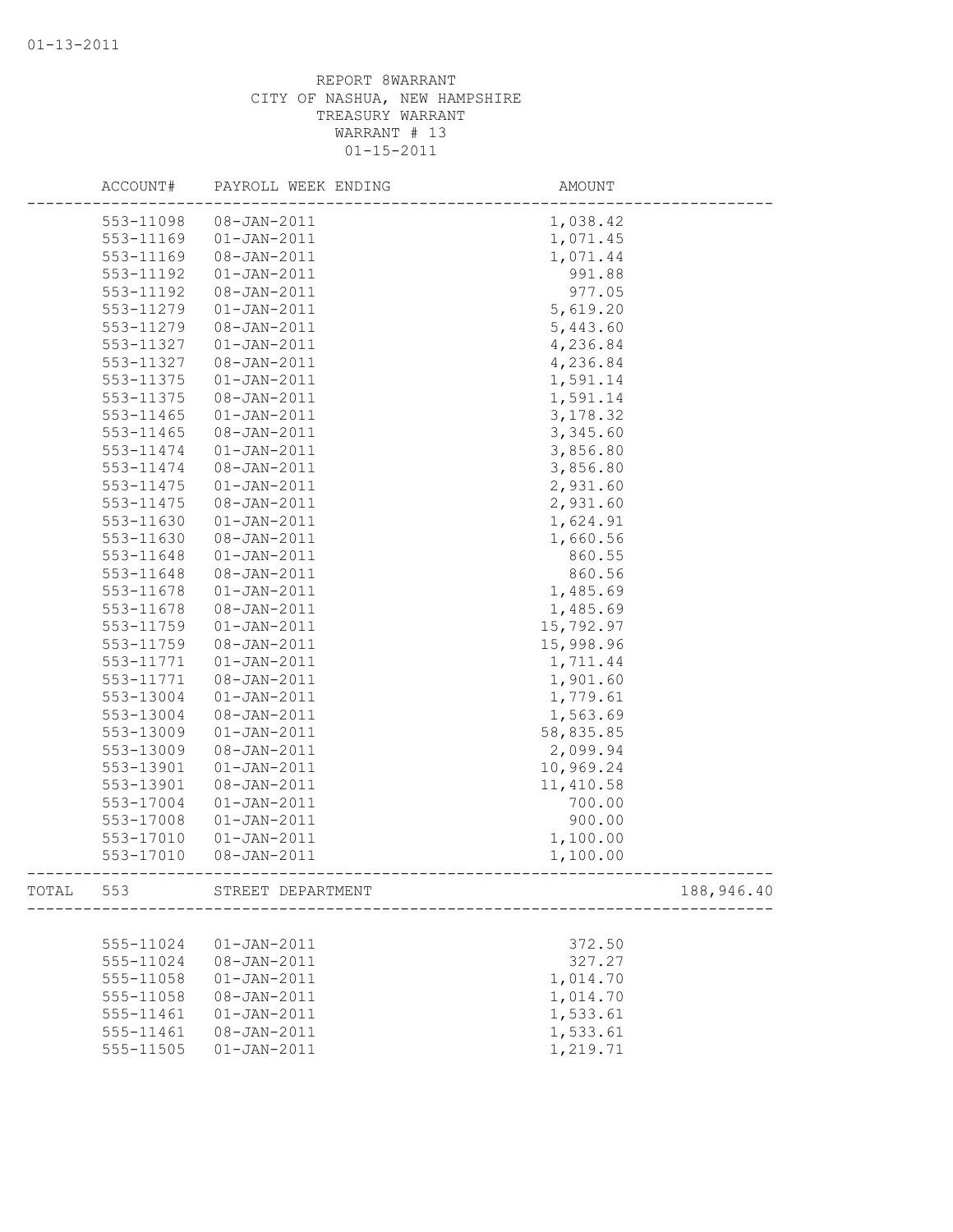01-13-2011

REPORT 8WARRANT
CITY OF NASHUA, NEW HAMPSHIRE
TREASURY WARRANT
WARRANT # 13
01-15-2011

| | ACCOUNT# | PAYROLL WEEK ENDING | AMOUNT | |
|---|---|---|---|---|
| | 553-11098 | 08-JAN-2011 | 1,038.42 | |
| | 553-11169 | 01-JAN-2011 | 1,071.45 | |
| | 553-11169 | 08-JAN-2011 | 1,071.44 | |
| | 553-11192 | 01-JAN-2011 | 991.88 | |
| | 553-11192 | 08-JAN-2011 | 977.05 | |
| | 553-11279 | 01-JAN-2011 | 5,619.20 | |
| | 553-11279 | 08-JAN-2011 | 5,443.60 | |
| | 553-11327 | 01-JAN-2011 | 4,236.84 | |
| | 553-11327 | 08-JAN-2011 | 4,236.84 | |
| | 553-11375 | 01-JAN-2011 | 1,591.14 | |
| | 553-11375 | 08-JAN-2011 | 1,591.14 | |
| | 553-11465 | 01-JAN-2011 | 3,178.32 | |
| | 553-11465 | 08-JAN-2011 | 3,345.60 | |
| | 553-11474 | 01-JAN-2011 | 3,856.80 | |
| | 553-11474 | 08-JAN-2011 | 3,856.80 | |
| | 553-11475 | 01-JAN-2011 | 2,931.60 | |
| | 553-11475 | 08-JAN-2011 | 2,931.60 | |
| | 553-11630 | 01-JAN-2011 | 1,624.91 | |
| | 553-11630 | 08-JAN-2011 | 1,660.56 | |
| | 553-11648 | 01-JAN-2011 | 860.55 | |
| | 553-11648 | 08-JAN-2011 | 860.56 | |
| | 553-11678 | 01-JAN-2011 | 1,485.69 | |
| | 553-11678 | 08-JAN-2011 | 1,485.69 | |
| | 553-11759 | 01-JAN-2011 | 15,792.97 | |
| | 553-11759 | 08-JAN-2011 | 15,998.96 | |
| | 553-11771 | 01-JAN-2011 | 1,711.44 | |
| | 553-11771 | 08-JAN-2011 | 1,901.60 | |
| | 553-13004 | 01-JAN-2011 | 1,779.61 | |
| | 553-13004 | 08-JAN-2011 | 1,563.69 | |
| | 553-13009 | 01-JAN-2011 | 58,835.85 | |
| | 553-13009 | 08-JAN-2011 | 2,099.94 | |
| | 553-13901 | 01-JAN-2011 | 10,969.24 | |
| | 553-13901 | 08-JAN-2011 | 11,410.58 | |
| | 553-17004 | 01-JAN-2011 | 700.00 | |
| | 553-17008 | 01-JAN-2011 | 900.00 | |
| | 553-17010 | 01-JAN-2011 | 1,100.00 | |
| | 553-17010 | 08-JAN-2011 | 1,100.00 | |
| TOTAL | 553 | STREET DEPARTMENT | | 188,946.40 |
| | 555-11024 | 01-JAN-2011 | 372.50 | |
| | 555-11024 | 08-JAN-2011 | 327.27 | |
| | 555-11058 | 01-JAN-2011 | 1,014.70 | |
| | 555-11058 | 08-JAN-2011 | 1,014.70 | |
| | 555-11461 | 01-JAN-2011 | 1,533.61 | |
| | 555-11461 | 08-JAN-2011 | 1,533.61 | |
| | 555-11505 | 01-JAN-2011 | 1,219.71 | |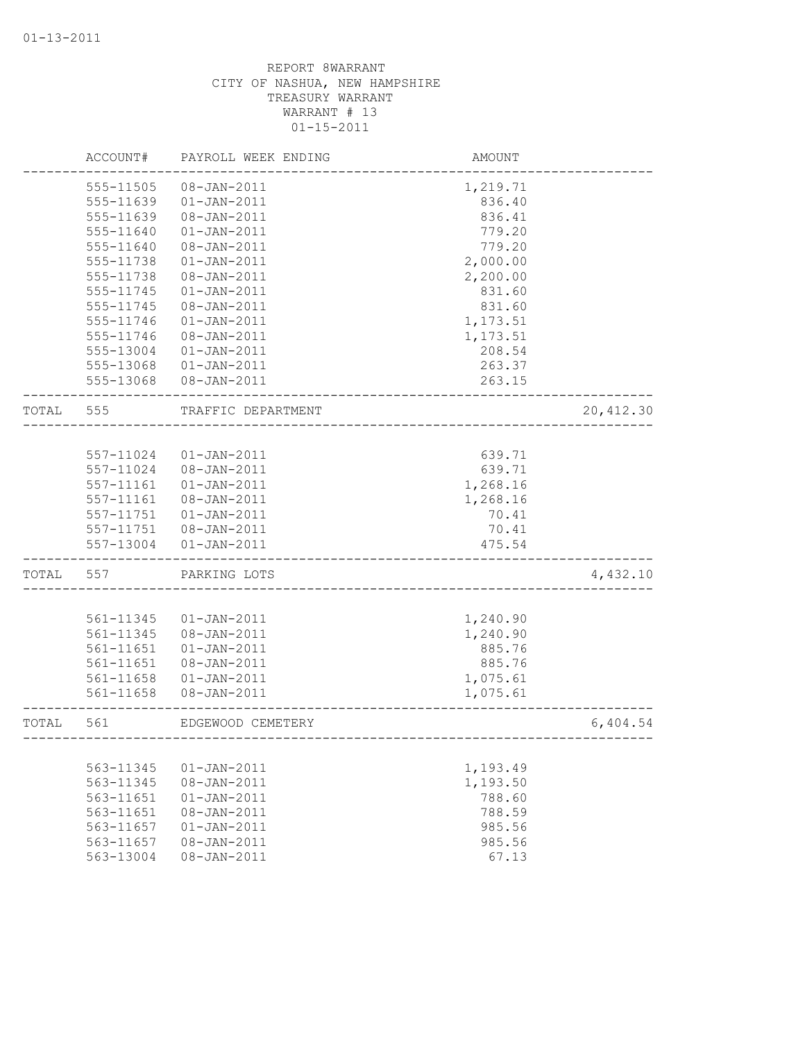01-13-2011

REPORT 8WARRANT
CITY OF NASHUA, NEW HAMPSHIRE
TREASURY WARRANT
WARRANT # 13
01-15-2011

| | ACCOUNT# | PAYROLL WEEK ENDING | AMOUNT | |
|---|---|---|---|---|
| | 555-11505 | 08-JAN-2011 | 1,219.71 | |
| | 555-11639 | 01-JAN-2011 | 836.40 | |
| | 555-11639 | 08-JAN-2011 | 836.41 | |
| | 555-11640 | 01-JAN-2011 | 779.20 | |
| | 555-11640 | 08-JAN-2011 | 779.20 | |
| | 555-11738 | 01-JAN-2011 | 2,000.00 | |
| | 555-11738 | 08-JAN-2011 | 2,200.00 | |
| | 555-11745 | 01-JAN-2011 | 831.60 | |
| | 555-11745 | 08-JAN-2011 | 831.60 | |
| | 555-11746 | 01-JAN-2011 | 1,173.51 | |
| | 555-11746 | 08-JAN-2011 | 1,173.51 | |
| | 555-13004 | 01-JAN-2011 | 208.54 | |
| | 555-13068 | 01-JAN-2011 | 263.37 | |
| | 555-13068 | 08-JAN-2011 | 263.15 | |
| TOTAL | 555 | TRAFFIC DEPARTMENT | | 20,412.30 |
| | 557-11024 | 01-JAN-2011 | 639.71 | |
| | 557-11024 | 08-JAN-2011 | 639.71 | |
| | 557-11161 | 01-JAN-2011 | 1,268.16 | |
| | 557-11161 | 08-JAN-2011 | 1,268.16 | |
| | 557-11751 | 01-JAN-2011 | 70.41 | |
| | 557-11751 | 08-JAN-2011 | 70.41 | |
| | 557-13004 | 01-JAN-2011 | 475.54 | |
| TOTAL | 557 | PARKING LOTS | | 4,432.10 |
| | 561-11345 | 01-JAN-2011 | 1,240.90 | |
| | 561-11345 | 08-JAN-2011 | 1,240.90 | |
| | 561-11651 | 01-JAN-2011 | 885.76 | |
| | 561-11651 | 08-JAN-2011 | 885.76 | |
| | 561-11658 | 01-JAN-2011 | 1,075.61 | |
| | 561-11658 | 08-JAN-2011 | 1,075.61 | |
| TOTAL | 561 | EDGEWOOD CEMETERY | | 6,404.54 |
| | 563-11345 | 01-JAN-2011 | 1,193.49 | |
| | 563-11345 | 08-JAN-2011 | 1,193.50 | |
| | 563-11651 | 01-JAN-2011 | 788.60 | |
| | 563-11651 | 08-JAN-2011 | 788.59 | |
| | 563-11657 | 01-JAN-2011 | 985.56 | |
| | 563-11657 | 08-JAN-2011 | 985.56 | |
| | 563-13004 | 08-JAN-2011 | 67.13 | |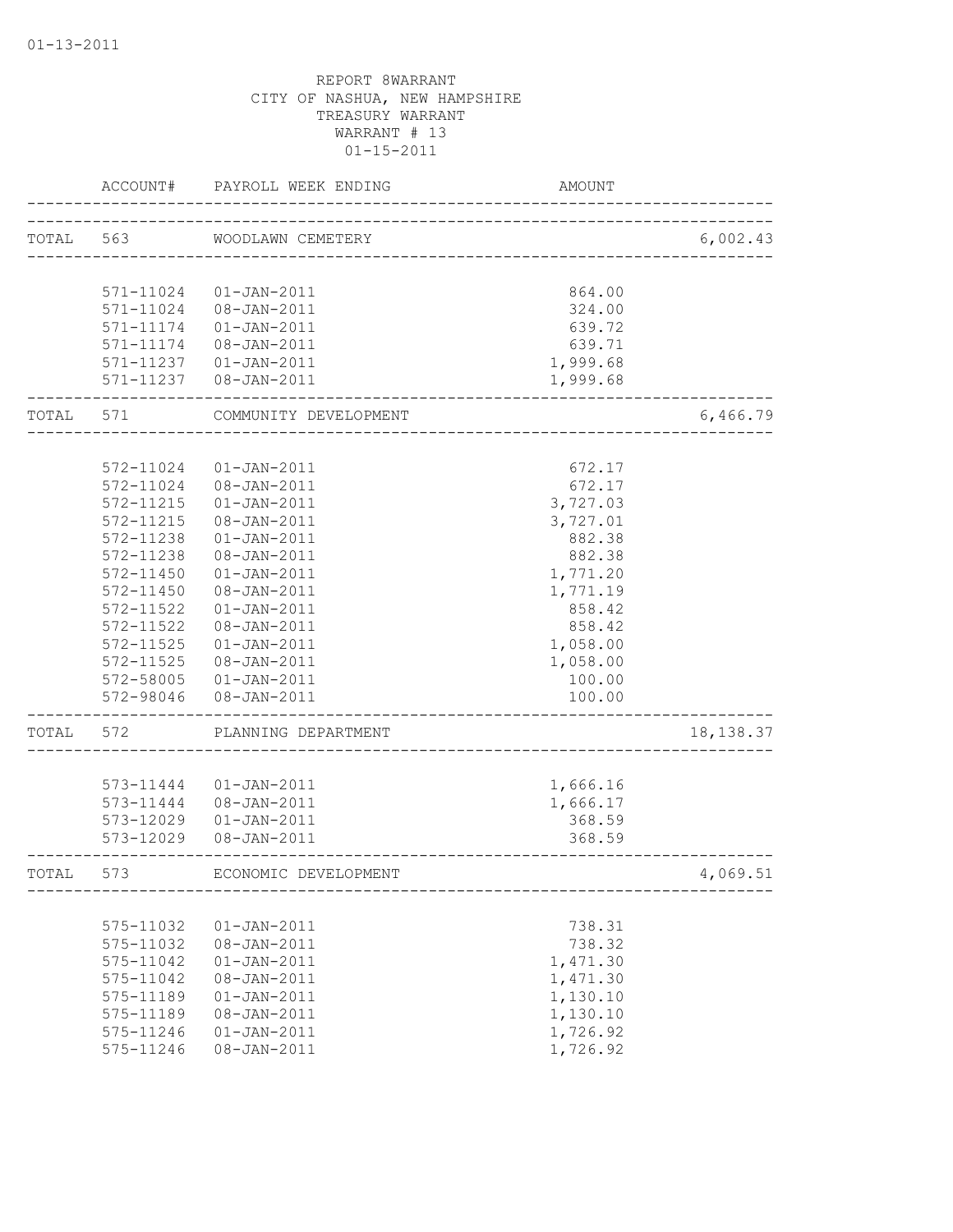01-13-2011

REPORT 8WARRANT
CITY OF NASHUA, NEW HAMPSHIRE
TREASURY WARRANT
WARRANT # 13
01-15-2011

| | ACCOUNT# | PAYROLL WEEK ENDING | AMOUNT | |
|---|---|---|---|---|
| TOTAL | 563 | WOODLAWN CEMETERY | | 6,002.43 |
| | 571-11024 | 01-JAN-2011 | 864.00 | |
| | 571-11024 | 08-JAN-2011 | 324.00 | |
| | 571-11174 | 01-JAN-2011 | 639.72 | |
| | 571-11174 | 08-JAN-2011 | 639.71 | |
| | 571-11237 | 01-JAN-2011 | 1,999.68 | |
| | 571-11237 | 08-JAN-2011 | 1,999.68 | |
| TOTAL | 571 | COMMUNITY DEVELOPMENT | | 6,466.79 |
| | 572-11024 | 01-JAN-2011 | 672.17 | |
| | 572-11024 | 08-JAN-2011 | 672.17 | |
| | 572-11215 | 01-JAN-2011 | 3,727.03 | |
| | 572-11215 | 08-JAN-2011 | 3,727.01 | |
| | 572-11238 | 01-JAN-2011 | 882.38 | |
| | 572-11238 | 08-JAN-2011 | 882.38 | |
| | 572-11450 | 01-JAN-2011 | 1,771.20 | |
| | 572-11450 | 08-JAN-2011 | 1,771.19 | |
| | 572-11522 | 01-JAN-2011 | 858.42 | |
| | 572-11522 | 08-JAN-2011 | 858.42 | |
| | 572-11525 | 01-JAN-2011 | 1,058.00 | |
| | 572-11525 | 08-JAN-2011 | 1,058.00 | |
| | 572-58005 | 01-JAN-2011 | 100.00 | |
| | 572-98046 | 08-JAN-2011 | 100.00 | |
| TOTAL | 572 | PLANNING DEPARTMENT | | 18,138.37 |
| | 573-11444 | 01-JAN-2011 | 1,666.16 | |
| | 573-11444 | 08-JAN-2011 | 1,666.17 | |
| | 573-12029 | 01-JAN-2011 | 368.59 | |
| | 573-12029 | 08-JAN-2011 | 368.59 | |
| TOTAL | 573 | ECONOMIC DEVELOPMENT | | 4,069.51 |
| | 575-11032 | 01-JAN-2011 | 738.31 | |
| | 575-11032 | 08-JAN-2011 | 738.32 | |
| | 575-11042 | 01-JAN-2011 | 1,471.30 | |
| | 575-11042 | 08-JAN-2011 | 1,471.30 | |
| | 575-11189 | 01-JAN-2011 | 1,130.10 | |
| | 575-11189 | 08-JAN-2011 | 1,130.10 | |
| | 575-11246 | 01-JAN-2011 | 1,726.92 | |
| | 575-11246 | 08-JAN-2011 | 1,726.92 | |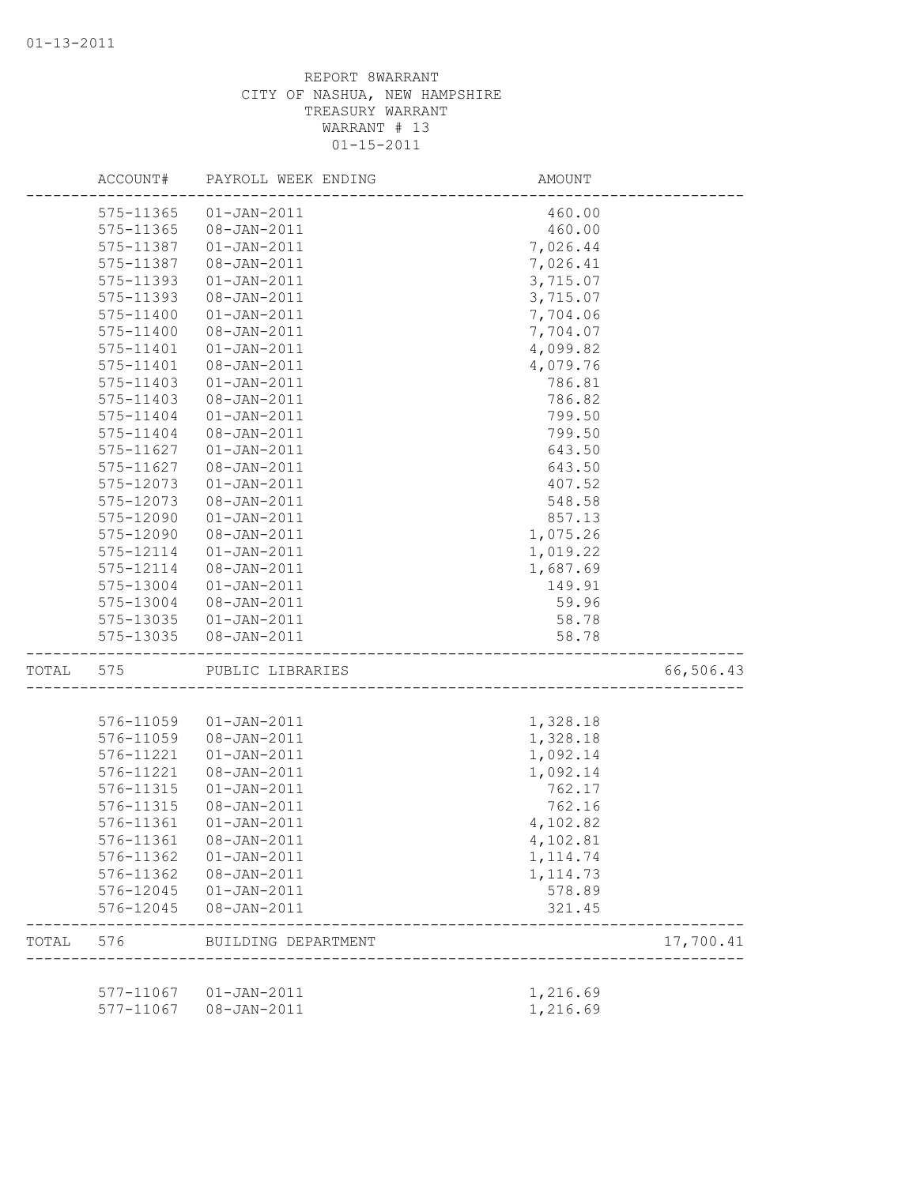01-13-2011

REPORT 8WARRANT
CITY OF NASHUA, NEW HAMPSHIRE
TREASURY WARRANT
WARRANT # 13
01-15-2011

| | ACCOUNT# | PAYROLL WEEK ENDING | AMOUNT | |
|---|---|---|---|---|
| | 575-11365 | 01-JAN-2011 | 460.00 | |
| | 575-11365 | 08-JAN-2011 | 460.00 | |
| | 575-11387 | 01-JAN-2011 | 7,026.44 | |
| | 575-11387 | 08-JAN-2011 | 7,026.41 | |
| | 575-11393 | 01-JAN-2011 | 3,715.07 | |
| | 575-11393 | 08-JAN-2011 | 3,715.07 | |
| | 575-11400 | 01-JAN-2011 | 7,704.06 | |
| | 575-11400 | 08-JAN-2011 | 7,704.07 | |
| | 575-11401 | 01-JAN-2011 | 4,099.82 | |
| | 575-11401 | 08-JAN-2011 | 4,079.76 | |
| | 575-11403 | 01-JAN-2011 | 786.81 | |
| | 575-11403 | 08-JAN-2011 | 786.82 | |
| | 575-11404 | 01-JAN-2011 | 799.50 | |
| | 575-11404 | 08-JAN-2011 | 799.50 | |
| | 575-11627 | 01-JAN-2011 | 643.50 | |
| | 575-11627 | 08-JAN-2011 | 643.50 | |
| | 575-12073 | 01-JAN-2011 | 407.52 | |
| | 575-12073 | 08-JAN-2011 | 548.58 | |
| | 575-12090 | 01-JAN-2011 | 857.13 | |
| | 575-12090 | 08-JAN-2011 | 1,075.26 | |
| | 575-12114 | 01-JAN-2011 | 1,019.22 | |
| | 575-12114 | 08-JAN-2011 | 1,687.69 | |
| | 575-13004 | 01-JAN-2011 | 149.91 | |
| | 575-13004 | 08-JAN-2011 | 59.96 | |
| | 575-13035 | 01-JAN-2011 | 58.78 | |
| | 575-13035 | 08-JAN-2011 | 58.78 | |
| TOTAL | 575 | PUBLIC LIBRARIES | | 66,506.43 |
| | 576-11059 | 01-JAN-2011 | 1,328.18 | |
| | 576-11059 | 08-JAN-2011 | 1,328.18 | |
| | 576-11221 | 01-JAN-2011 | 1,092.14 | |
| | 576-11221 | 08-JAN-2011 | 1,092.14 | |
| | 576-11315 | 01-JAN-2011 | 762.17 | |
| | 576-11315 | 08-JAN-2011 | 762.16 | |
| | 576-11361 | 01-JAN-2011 | 4,102.82 | |
| | 576-11361 | 08-JAN-2011 | 4,102.81 | |
| | 576-11362 | 01-JAN-2011 | 1,114.74 | |
| | 576-11362 | 08-JAN-2011 | 1,114.73 | |
| | 576-12045 | 01-JAN-2011 | 578.89 | |
| | 576-12045 | 08-JAN-2011 | 321.45 | |
| TOTAL | 576 | BUILDING DEPARTMENT | | 17,700.41 |
| | 577-11067 | 01-JAN-2011 | 1,216.69 | |
| | 577-11067 | 08-JAN-2011 | 1,216.69 | |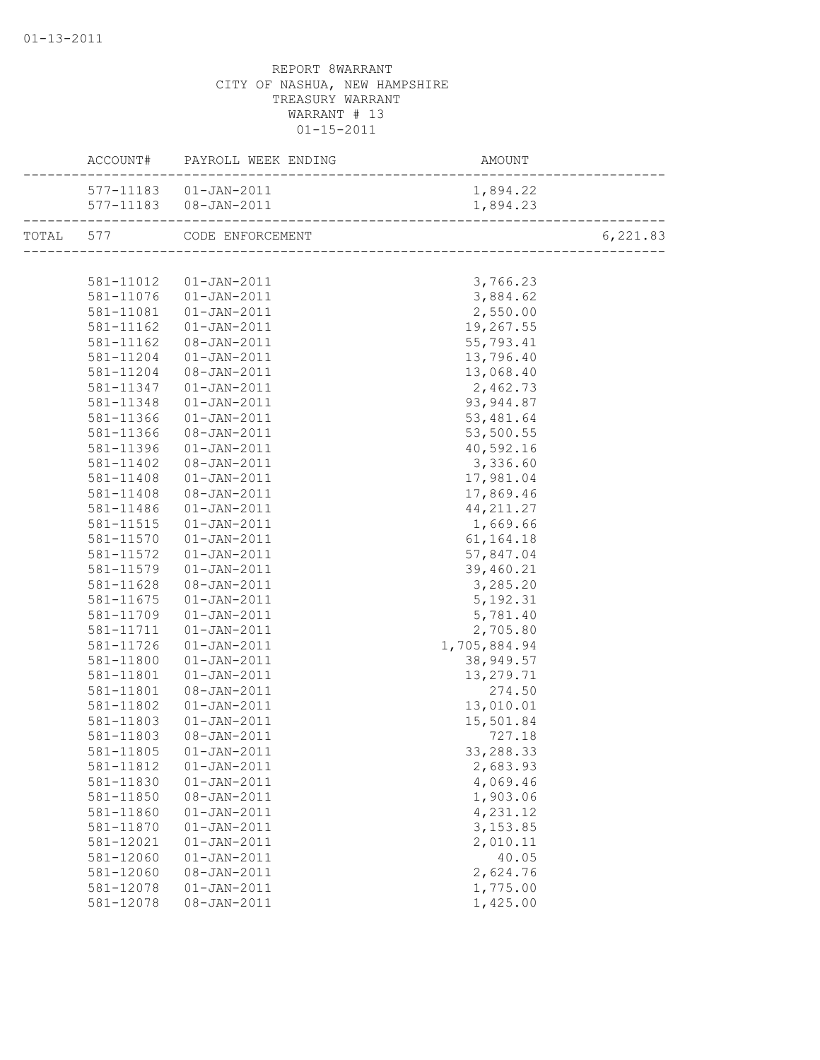REPORT 8WARRANT
CITY OF NASHUA, NEW HAMPSHIRE
TREASURY WARRANT
WARRANT # 13
01-15-2011

| | ACCOUNT# | PAYROLL WEEK ENDING | AMOUNT | |
|---|---|---|---|---|
| | 577-11183 | 01-JAN-2011 | 1,894.22 | |
| | 577-11183 | 08-JAN-2011 | 1,894.23 | |
| TOTAL | 577 | CODE ENFORCEMENT | | 6,221.83 |
| | 581-11012 | 01-JAN-2011 | 3,766.23 | |
| | 581-11076 | 01-JAN-2011 | 3,884.62 | |
| | 581-11081 | 01-JAN-2011 | 2,550.00 | |
| | 581-11162 | 01-JAN-2011 | 19,267.55 | |
| | 581-11162 | 08-JAN-2011 | 55,793.41 | |
| | 581-11204 | 01-JAN-2011 | 13,796.40 | |
| | 581-11204 | 08-JAN-2011 | 13,068.40 | |
| | 581-11347 | 01-JAN-2011 | 2,462.73 | |
| | 581-11348 | 01-JAN-2011 | 93,944.87 | |
| | 581-11366 | 01-JAN-2011 | 53,481.64 | |
| | 581-11366 | 08-JAN-2011 | 53,500.55 | |
| | 581-11396 | 01-JAN-2011 | 40,592.16 | |
| | 581-11402 | 08-JAN-2011 | 3,336.60 | |
| | 581-11408 | 01-JAN-2011 | 17,981.04 | |
| | 581-11408 | 08-JAN-2011 | 17,869.46 | |
| | 581-11486 | 01-JAN-2011 | 44,211.27 | |
| | 581-11515 | 01-JAN-2011 | 1,669.66 | |
| | 581-11570 | 01-JAN-2011 | 61,164.18 | |
| | 581-11572 | 01-JAN-2011 | 57,847.04 | |
| | 581-11579 | 01-JAN-2011 | 39,460.21 | |
| | 581-11628 | 08-JAN-2011 | 3,285.20 | |
| | 581-11675 | 01-JAN-2011 | 5,192.31 | |
| | 581-11709 | 01-JAN-2011 | 5,781.40 | |
| | 581-11711 | 01-JAN-2011 | 2,705.80 | |
| | 581-11726 | 01-JAN-2011 | 1,705,884.94 | |
| | 581-11800 | 01-JAN-2011 | 38,949.57 | |
| | 581-11801 | 01-JAN-2011 | 13,279.71 | |
| | 581-11801 | 08-JAN-2011 | 274.50 | |
| | 581-11802 | 01-JAN-2011 | 13,010.01 | |
| | 581-11803 | 01-JAN-2011 | 15,501.84 | |
| | 581-11803 | 08-JAN-2011 | 727.18 | |
| | 581-11805 | 01-JAN-2011 | 33,288.33 | |
| | 581-11812 | 01-JAN-2011 | 2,683.93 | |
| | 581-11830 | 01-JAN-2011 | 4,069.46 | |
| | 581-11850 | 08-JAN-2011 | 1,903.06 | |
| | 581-11860 | 01-JAN-2011 | 4,231.12 | |
| | 581-11870 | 01-JAN-2011 | 3,153.85 | |
| | 581-12021 | 01-JAN-2011 | 2,010.11 | |
| | 581-12060 | 01-JAN-2011 | 40.05 | |
| | 581-12060 | 08-JAN-2011 | 2,624.76 | |
| | 581-12078 | 01-JAN-2011 | 1,775.00 | |
| | 581-12078 | 08-JAN-2011 | 1,425.00 | |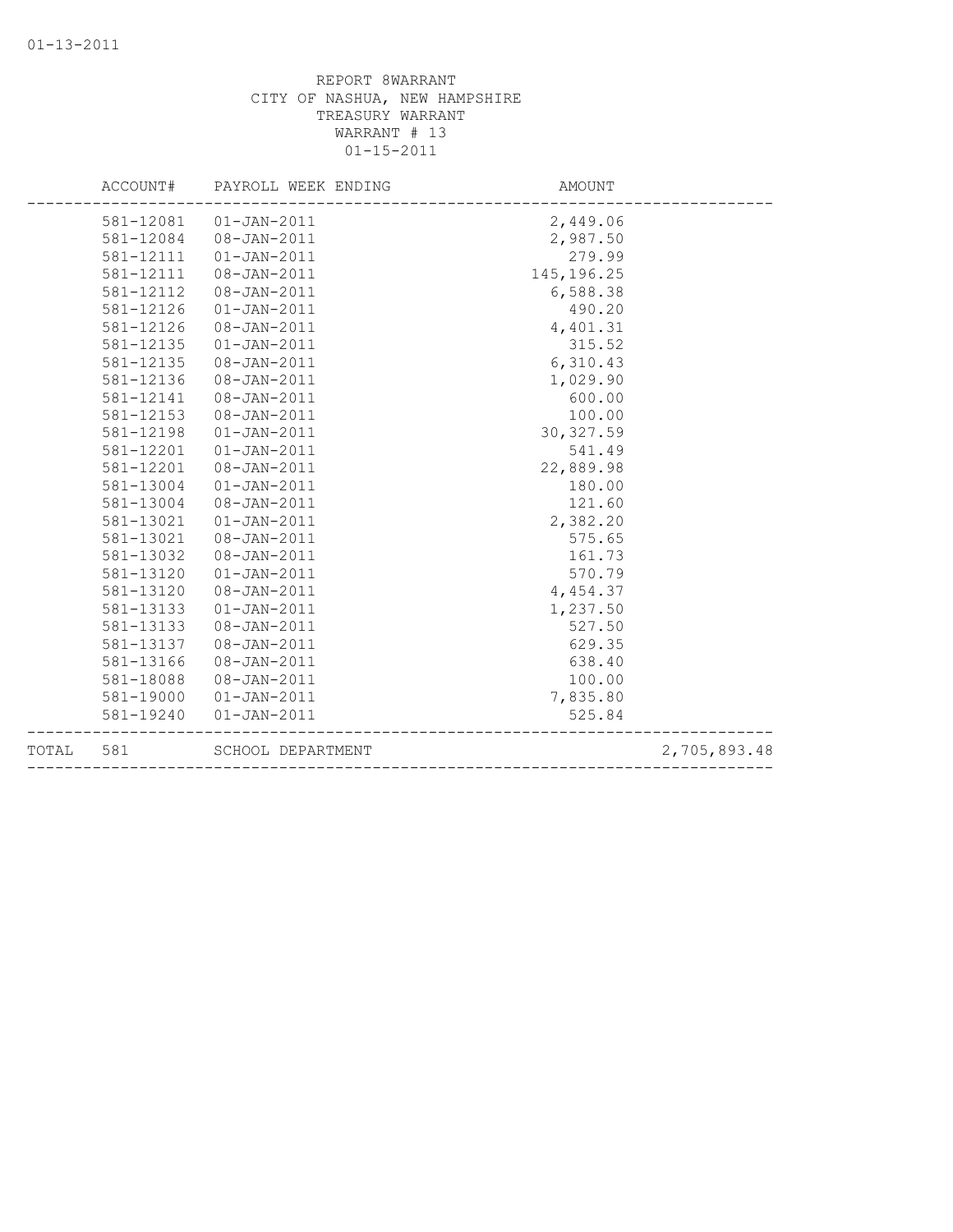REPORT 8WARRANT
CITY OF NASHUA, NEW HAMPSHIRE
TREASURY WARRANT
WARRANT # 13
01-15-2011

| ACCOUNT# | PAYROLL WEEK ENDING | AMOUNT | |
|---|---|---|---|
| 581-12081 | 01-JAN-2011 | 2,449.06 | |
| 581-12084 | 08-JAN-2011 | 2,987.50 | |
| 581-12111 | 01-JAN-2011 | 279.99 | |
| 581-12111 | 08-JAN-2011 | 145,196.25 | |
| 581-12112 | 08-JAN-2011 | 6,588.38 | |
| 581-12126 | 01-JAN-2011 | 490.20 | |
| 581-12126 | 08-JAN-2011 | 4,401.31 | |
| 581-12135 | 01-JAN-2011 | 315.52 | |
| 581-12135 | 08-JAN-2011 | 6,310.43 | |
| 581-12136 | 08-JAN-2011 | 1,029.90 | |
| 581-12141 | 08-JAN-2011 | 600.00 | |
| 581-12153 | 08-JAN-2011 | 100.00 | |
| 581-12198 | 01-JAN-2011 | 30,327.59 | |
| 581-12201 | 01-JAN-2011 | 541.49 | |
| 581-12201 | 08-JAN-2011 | 22,889.98 | |
| 581-13004 | 01-JAN-2011 | 180.00 | |
| 581-13004 | 08-JAN-2011 | 121.60 | |
| 581-13021 | 01-JAN-2011 | 2,382.20 | |
| 581-13021 | 08-JAN-2011 | 575.65 | |
| 581-13032 | 08-JAN-2011 | 161.73 | |
| 581-13120 | 01-JAN-2011 | 570.79 | |
| 581-13120 | 08-JAN-2011 | 4,454.37 | |
| 581-13133 | 01-JAN-2011 | 1,237.50 | |
| 581-13133 | 08-JAN-2011 | 527.50 | |
| 581-13137 | 08-JAN-2011 | 629.35 | |
| 581-13166 | 08-JAN-2011 | 638.40 | |
| 581-18088 | 08-JAN-2011 | 100.00 | |
| 581-19000 | 01-JAN-2011 | 7,835.80 | |
| 581-19240 | 01-JAN-2011 | 525.84 | |
| TOTAL 581 | SCHOOL DEPARTMENT | | 2,705,893.48 |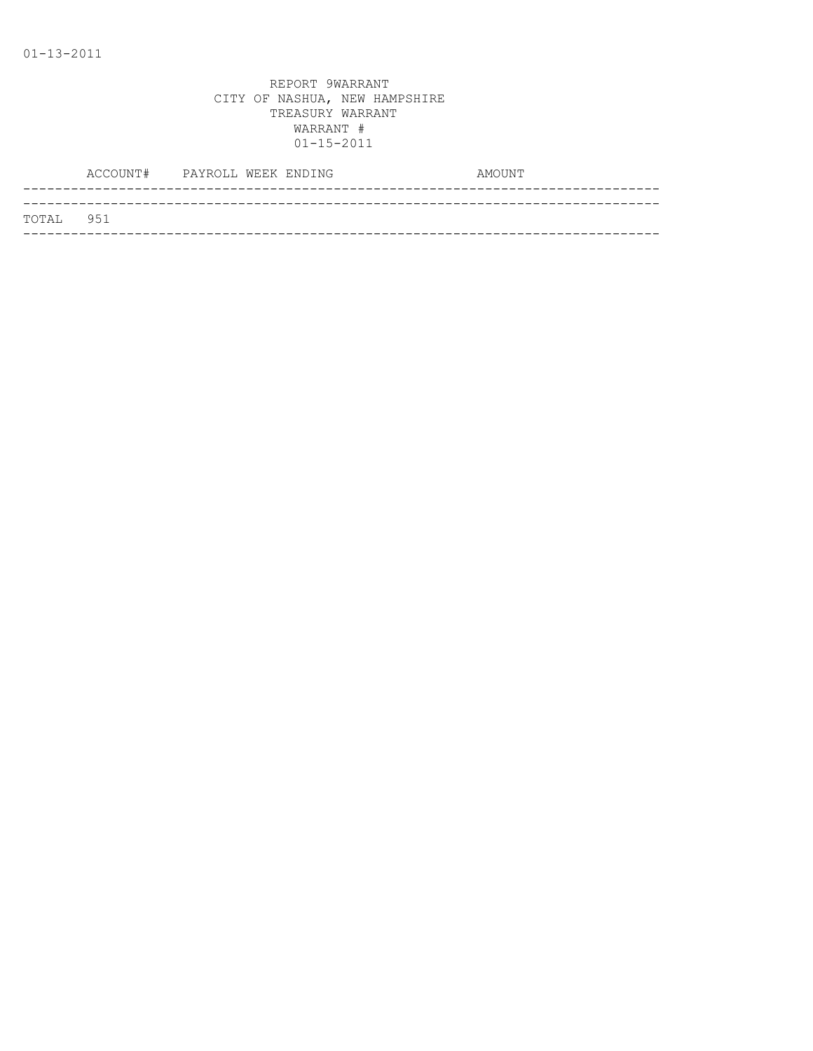01-13-2011

REPORT 9WARRANT
CITY OF NASHUA, NEW HAMPSHIRE
TREASURY WARRANT
WARRANT #
01-15-2011

| ACCOUNT# | PAYROLL WEEK ENDING | AMOUNT |
|---|---|---|
| TOTAL 951 | | |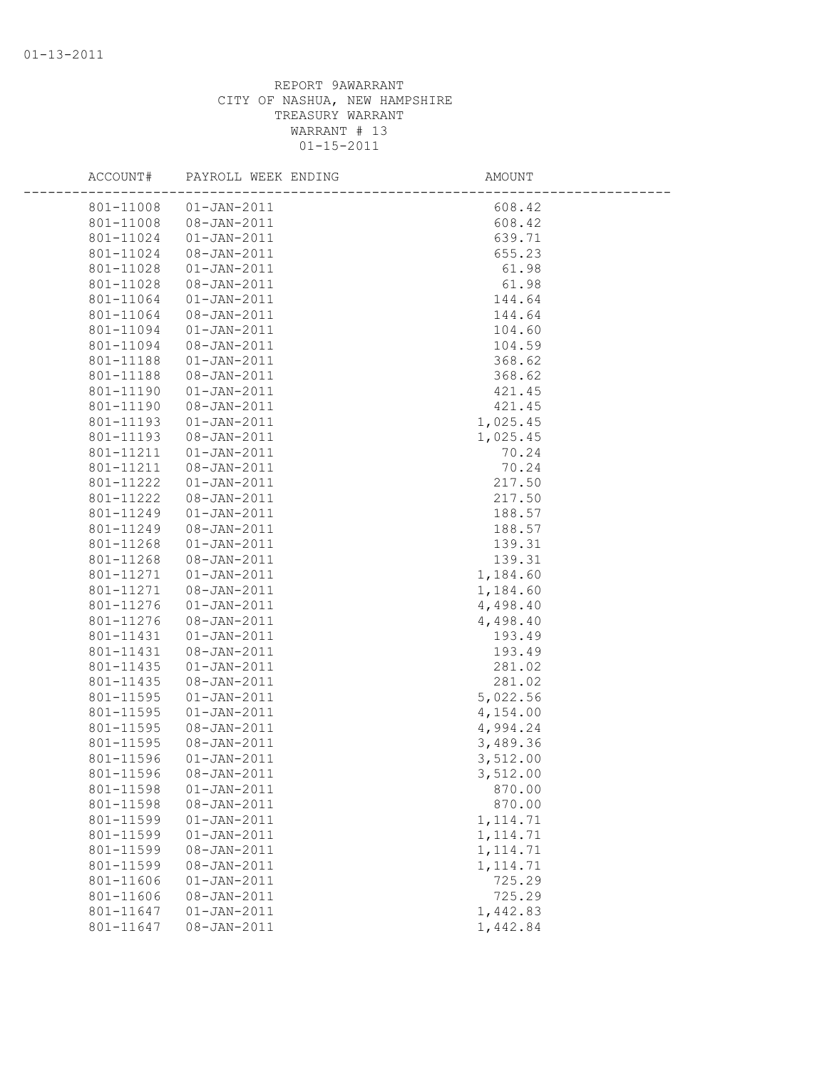REPORT 9AWARRANT
CITY OF NASHUA, NEW HAMPSHIRE
TREASURY WARRANT
WARRANT # 13
01-15-2011

| ACCOUNT# | PAYROLL WEEK ENDING | AMOUNT |
|---|---|---|
| 801-11008 | 01-JAN-2011 | 608.42 |
| 801-11008 | 08-JAN-2011 | 608.42 |
| 801-11024 | 01-JAN-2011 | 639.71 |
| 801-11024 | 08-JAN-2011 | 655.23 |
| 801-11028 | 01-JAN-2011 | 61.98 |
| 801-11028 | 08-JAN-2011 | 61.98 |
| 801-11064 | 01-JAN-2011 | 144.64 |
| 801-11064 | 08-JAN-2011 | 144.64 |
| 801-11094 | 01-JAN-2011 | 104.60 |
| 801-11094 | 08-JAN-2011 | 104.59 |
| 801-11188 | 01-JAN-2011 | 368.62 |
| 801-11188 | 08-JAN-2011 | 368.62 |
| 801-11190 | 01-JAN-2011 | 421.45 |
| 801-11190 | 08-JAN-2011 | 421.45 |
| 801-11193 | 01-JAN-2011 | 1,025.45 |
| 801-11193 | 08-JAN-2011 | 1,025.45 |
| 801-11211 | 01-JAN-2011 | 70.24 |
| 801-11211 | 08-JAN-2011 | 70.24 |
| 801-11222 | 01-JAN-2011 | 217.50 |
| 801-11222 | 08-JAN-2011 | 217.50 |
| 801-11249 | 01-JAN-2011 | 188.57 |
| 801-11249 | 08-JAN-2011 | 188.57 |
| 801-11268 | 01-JAN-2011 | 139.31 |
| 801-11268 | 08-JAN-2011 | 139.31 |
| 801-11271 | 01-JAN-2011 | 1,184.60 |
| 801-11271 | 08-JAN-2011 | 1,184.60 |
| 801-11276 | 01-JAN-2011 | 4,498.40 |
| 801-11276 | 08-JAN-2011 | 4,498.40 |
| 801-11431 | 01-JAN-2011 | 193.49 |
| 801-11431 | 08-JAN-2011 | 193.49 |
| 801-11435 | 01-JAN-2011 | 281.02 |
| 801-11435 | 08-JAN-2011 | 281.02 |
| 801-11595 | 01-JAN-2011 | 5,022.56 |
| 801-11595 | 01-JAN-2011 | 4,154.00 |
| 801-11595 | 08-JAN-2011 | 4,994.24 |
| 801-11595 | 08-JAN-2011 | 3,489.36 |
| 801-11596 | 01-JAN-2011 | 3,512.00 |
| 801-11596 | 08-JAN-2011 | 3,512.00 |
| 801-11598 | 01-JAN-2011 | 870.00 |
| 801-11598 | 08-JAN-2011 | 870.00 |
| 801-11599 | 01-JAN-2011 | 1,114.71 |
| 801-11599 | 01-JAN-2011 | 1,114.71 |
| 801-11599 | 08-JAN-2011 | 1,114.71 |
| 801-11599 | 08-JAN-2011 | 1,114.71 |
| 801-11606 | 01-JAN-2011 | 725.29 |
| 801-11606 | 08-JAN-2011 | 725.29 |
| 801-11647 | 01-JAN-2011 | 1,442.83 |
| 801-11647 | 08-JAN-2011 | 1,442.84 |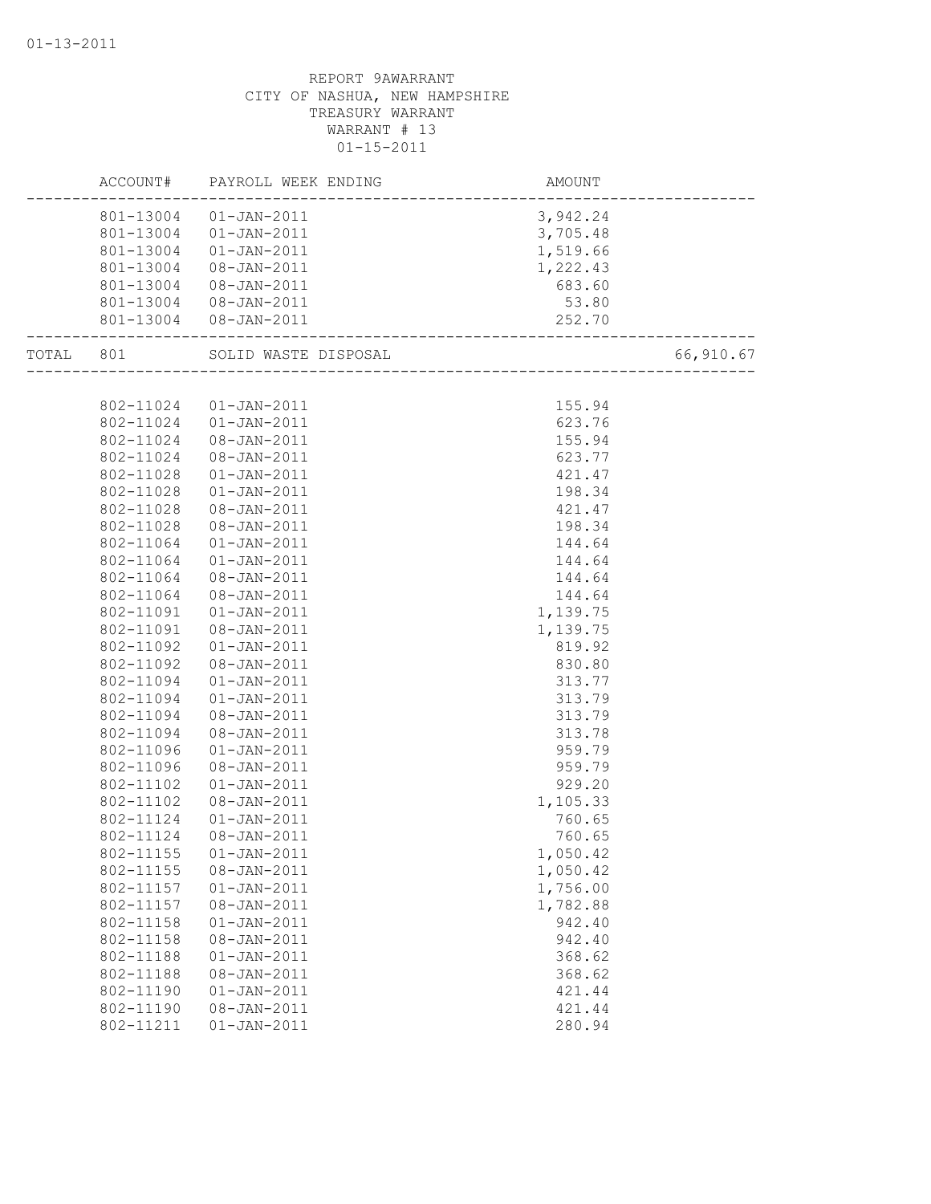REPORT 9AWARRANT
CITY OF NASHUA, NEW HAMPSHIRE
TREASURY WARRANT
WARRANT # 13
01-15-2011

| | ACCOUNT# | PAYROLL WEEK ENDING | AMOUNT | |
|---|---|---|---|---|
| | 801-13004 | 01-JAN-2011 | 3,942.24 | |
| | 801-13004 | 01-JAN-2011 | 3,705.48 | |
| | 801-13004 | 01-JAN-2011 | 1,519.66 | |
| | 801-13004 | 08-JAN-2011 | 1,222.43 | |
| | 801-13004 | 08-JAN-2011 | 683.60 | |
| | 801-13004 | 08-JAN-2011 | 53.80 | |
| | 801-13004 | 08-JAN-2011 | 252.70 | |
| TOTAL | 801 | SOLID WASTE DISPOSAL | | 66,910.67 |
| | 802-11024 | 01-JAN-2011 | 155.94 | |
| | 802-11024 | 01-JAN-2011 | 623.76 | |
| | 802-11024 | 08-JAN-2011 | 155.94 | |
| | 802-11024 | 08-JAN-2011 | 623.77 | |
| | 802-11028 | 01-JAN-2011 | 421.47 | |
| | 802-11028 | 01-JAN-2011 | 198.34 | |
| | 802-11028 | 08-JAN-2011 | 421.47 | |
| | 802-11028 | 08-JAN-2011 | 198.34 | |
| | 802-11064 | 01-JAN-2011 | 144.64 | |
| | 802-11064 | 01-JAN-2011 | 144.64 | |
| | 802-11064 | 08-JAN-2011 | 144.64 | |
| | 802-11064 | 08-JAN-2011 | 144.64 | |
| | 802-11091 | 01-JAN-2011 | 1,139.75 | |
| | 802-11091 | 08-JAN-2011 | 1,139.75 | |
| | 802-11092 | 01-JAN-2011 | 819.92 | |
| | 802-11092 | 08-JAN-2011 | 830.80 | |
| | 802-11094 | 01-JAN-2011 | 313.77 | |
| | 802-11094 | 01-JAN-2011 | 313.79 | |
| | 802-11094 | 08-JAN-2011 | 313.79 | |
| | 802-11094 | 08-JAN-2011 | 313.78 | |
| | 802-11096 | 01-JAN-2011 | 959.79 | |
| | 802-11096 | 08-JAN-2011 | 959.79 | |
| | 802-11102 | 01-JAN-2011 | 929.20 | |
| | 802-11102 | 08-JAN-2011 | 1,105.33 | |
| | 802-11124 | 01-JAN-2011 | 760.65 | |
| | 802-11124 | 08-JAN-2011 | 760.65 | |
| | 802-11155 | 01-JAN-2011 | 1,050.42 | |
| | 802-11155 | 08-JAN-2011 | 1,050.42 | |
| | 802-11157 | 01-JAN-2011 | 1,756.00 | |
| | 802-11157 | 08-JAN-2011 | 1,782.88 | |
| | 802-11158 | 01-JAN-2011 | 942.40 | |
| | 802-11158 | 08-JAN-2011 | 942.40 | |
| | 802-11188 | 01-JAN-2011 | 368.62 | |
| | 802-11188 | 08-JAN-2011 | 368.62 | |
| | 802-11190 | 01-JAN-2011 | 421.44 | |
| | 802-11190 | 08-JAN-2011 | 421.44 | |
| | 802-11211 | 01-JAN-2011 | 280.94 | |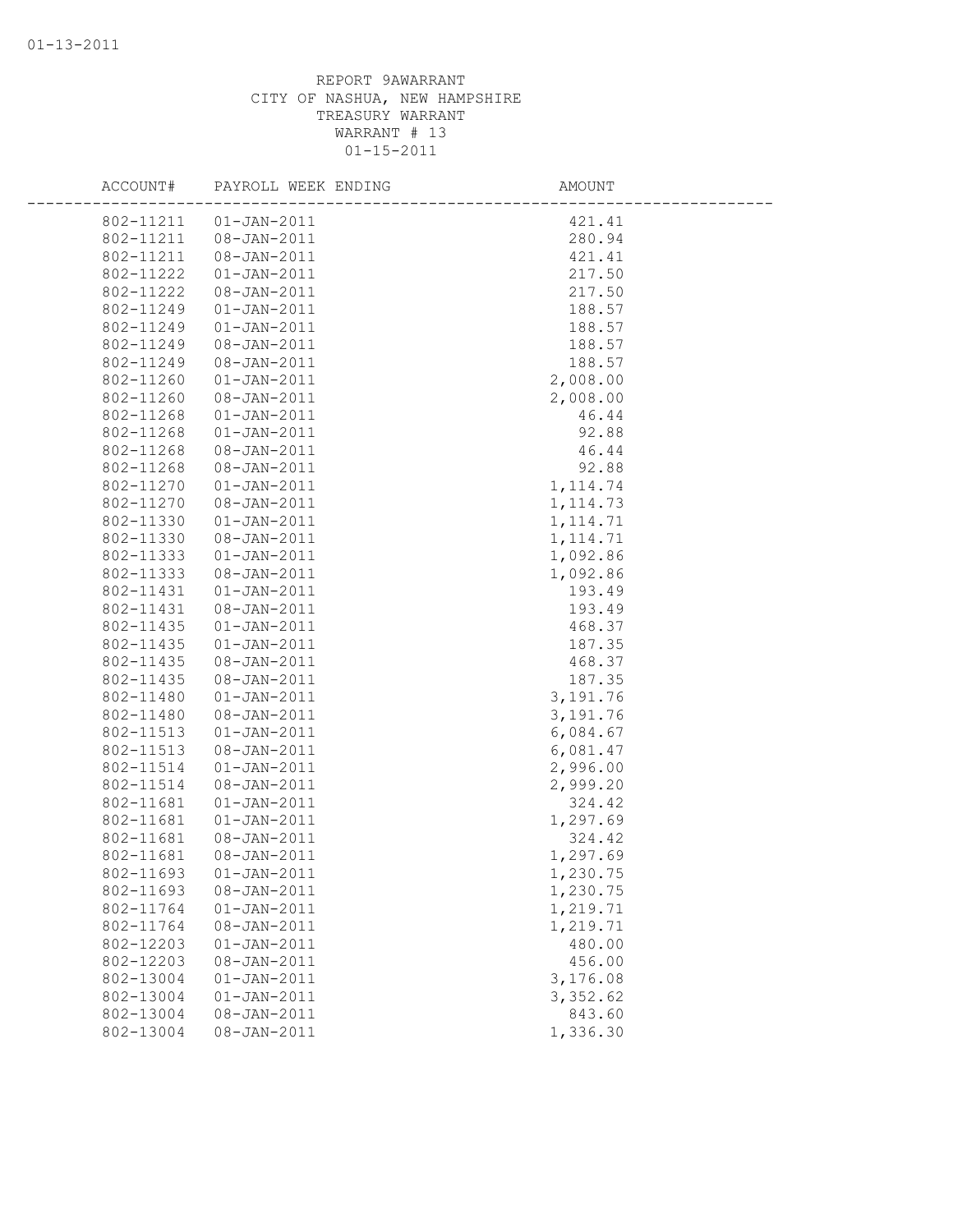REPORT 9AWARRANT
CITY OF NASHUA, NEW HAMPSHIRE
TREASURY WARRANT
WARRANT # 13
01-15-2011

| ACCOUNT# | PAYROLL WEEK ENDING | AMOUNT |
|---|---|---|
| 802-11211 | 01-JAN-2011 | 421.41 |
| 802-11211 | 08-JAN-2011 | 280.94 |
| 802-11211 | 08-JAN-2011 | 421.41 |
| 802-11222 | 01-JAN-2011 | 217.50 |
| 802-11222 | 08-JAN-2011 | 217.50 |
| 802-11249 | 01-JAN-2011 | 188.57 |
| 802-11249 | 01-JAN-2011 | 188.57 |
| 802-11249 | 08-JAN-2011 | 188.57 |
| 802-11249 | 08-JAN-2011 | 188.57 |
| 802-11260 | 01-JAN-2011 | 2,008.00 |
| 802-11260 | 08-JAN-2011 | 2,008.00 |
| 802-11268 | 01-JAN-2011 | 46.44 |
| 802-11268 | 01-JAN-2011 | 92.88 |
| 802-11268 | 08-JAN-2011 | 46.44 |
| 802-11268 | 08-JAN-2011 | 92.88 |
| 802-11270 | 01-JAN-2011 | 1,114.74 |
| 802-11270 | 08-JAN-2011 | 1,114.73 |
| 802-11330 | 01-JAN-2011 | 1,114.71 |
| 802-11330 | 08-JAN-2011 | 1,114.71 |
| 802-11333 | 01-JAN-2011 | 1,092.86 |
| 802-11333 | 08-JAN-2011 | 1,092.86 |
| 802-11431 | 01-JAN-2011 | 193.49 |
| 802-11431 | 08-JAN-2011 | 193.49 |
| 802-11435 | 01-JAN-2011 | 468.37 |
| 802-11435 | 01-JAN-2011 | 187.35 |
| 802-11435 | 08-JAN-2011 | 468.37 |
| 802-11435 | 08-JAN-2011 | 187.35 |
| 802-11480 | 01-JAN-2011 | 3,191.76 |
| 802-11480 | 08-JAN-2011 | 3,191.76 |
| 802-11513 | 01-JAN-2011 | 6,084.67 |
| 802-11513 | 08-JAN-2011 | 6,081.47 |
| 802-11514 | 01-JAN-2011 | 2,996.00 |
| 802-11514 | 08-JAN-2011 | 2,999.20 |
| 802-11681 | 01-JAN-2011 | 324.42 |
| 802-11681 | 01-JAN-2011 | 1,297.69 |
| 802-11681 | 08-JAN-2011 | 324.42 |
| 802-11681 | 08-JAN-2011 | 1,297.69 |
| 802-11693 | 01-JAN-2011 | 1,230.75 |
| 802-11693 | 08-JAN-2011 | 1,230.75 |
| 802-11764 | 01-JAN-2011 | 1,219.71 |
| 802-11764 | 08-JAN-2011 | 1,219.71 |
| 802-12203 | 01-JAN-2011 | 480.00 |
| 802-12203 | 08-JAN-2011 | 456.00 |
| 802-13004 | 01-JAN-2011 | 3,176.08 |
| 802-13004 | 01-JAN-2011 | 3,352.62 |
| 802-13004 | 08-JAN-2011 | 843.60 |
| 802-13004 | 08-JAN-2011 | 1,336.30 |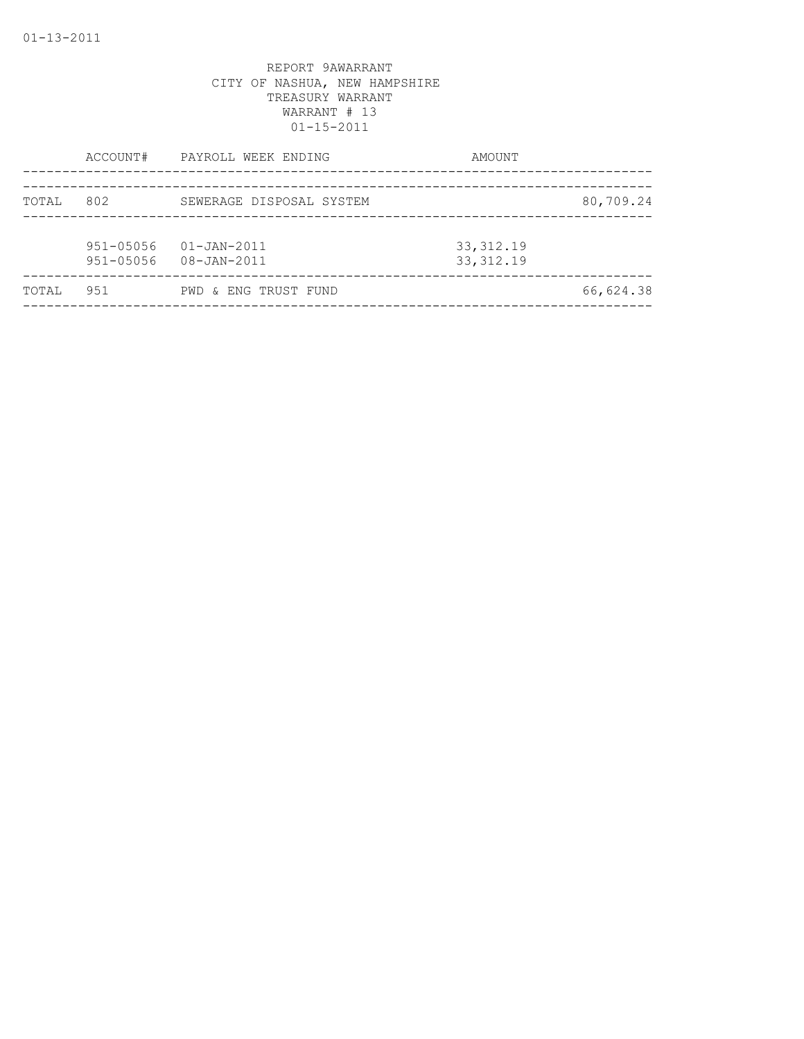01-13-2011

REPORT 9AWARRANT
CITY OF NASHUA, NEW HAMPSHIRE
TREASURY WARRANT
WARRANT # 13
01-15-2011

| | ACCOUNT# | PAYROLL WEEK ENDING | AMOUNT | |
|---|---|---|---|---|
| TOTAL | 802 | SEWERAGE DISPOSAL SYSTEM | | 80,709.24 |
| | 951-05056 | 01-JAN-2011 | 33,312.19 | |
| | 951-05056 | 08-JAN-2011 | 33,312.19 | |
| TOTAL | 951 | PWD & ENG TRUST FUND | | 66,624.38 |